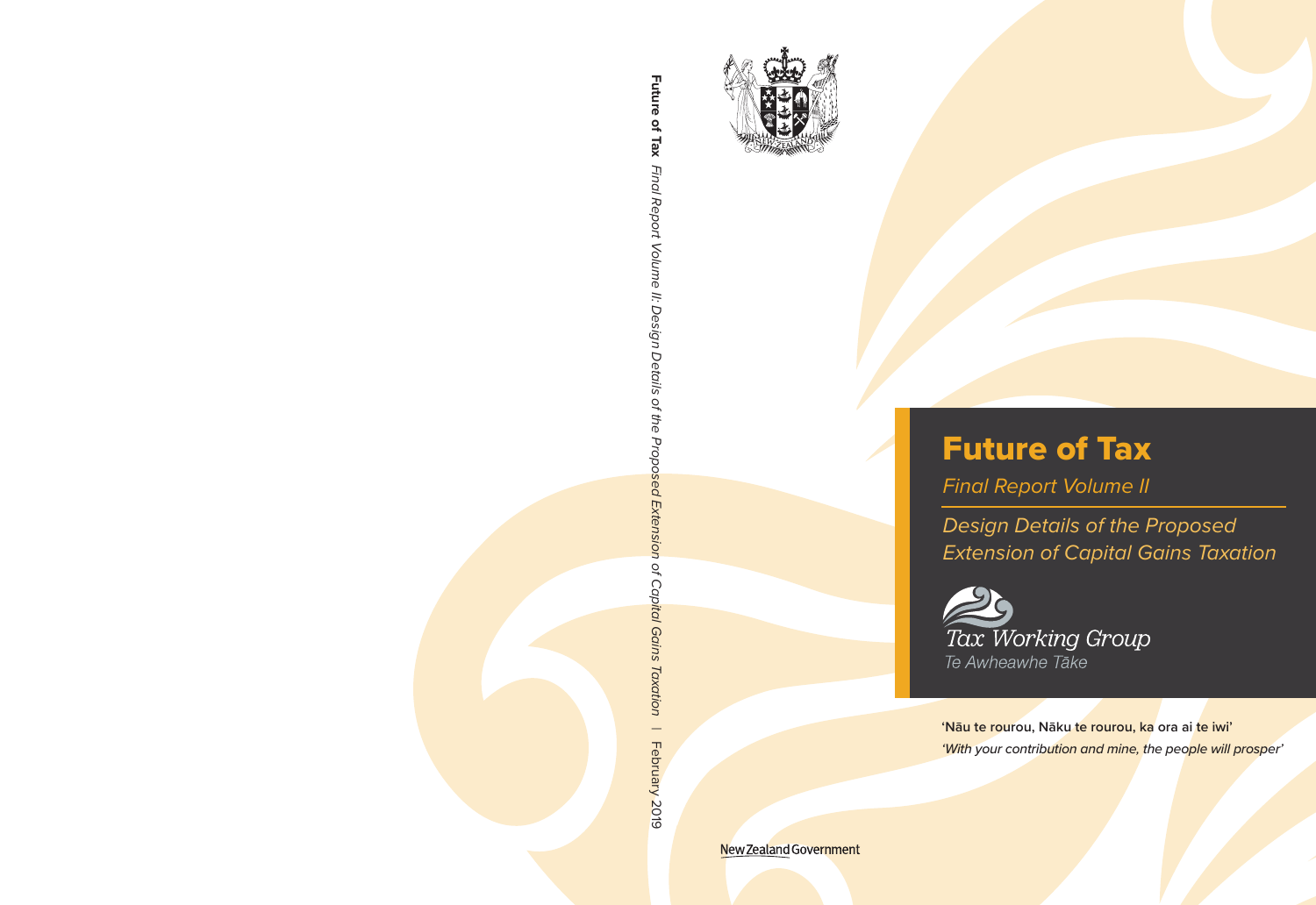**Future of Tax** *Final Report Volume II: Design Details of the Proposed Extension of Capital Gains Taxation* | February 2019

# Future of Tax

*Final Report Volume II*

*Design Details of the Proposed Extension of Capital Gains Taxation*

*Tax Working Group*

*Te Awheawhe Tāke*

**'Nāu te rourou, Nāku te rourou, ka ora ai te iwi'**

*'With your contribution and mine, the people will prosper'*

New Zealand Government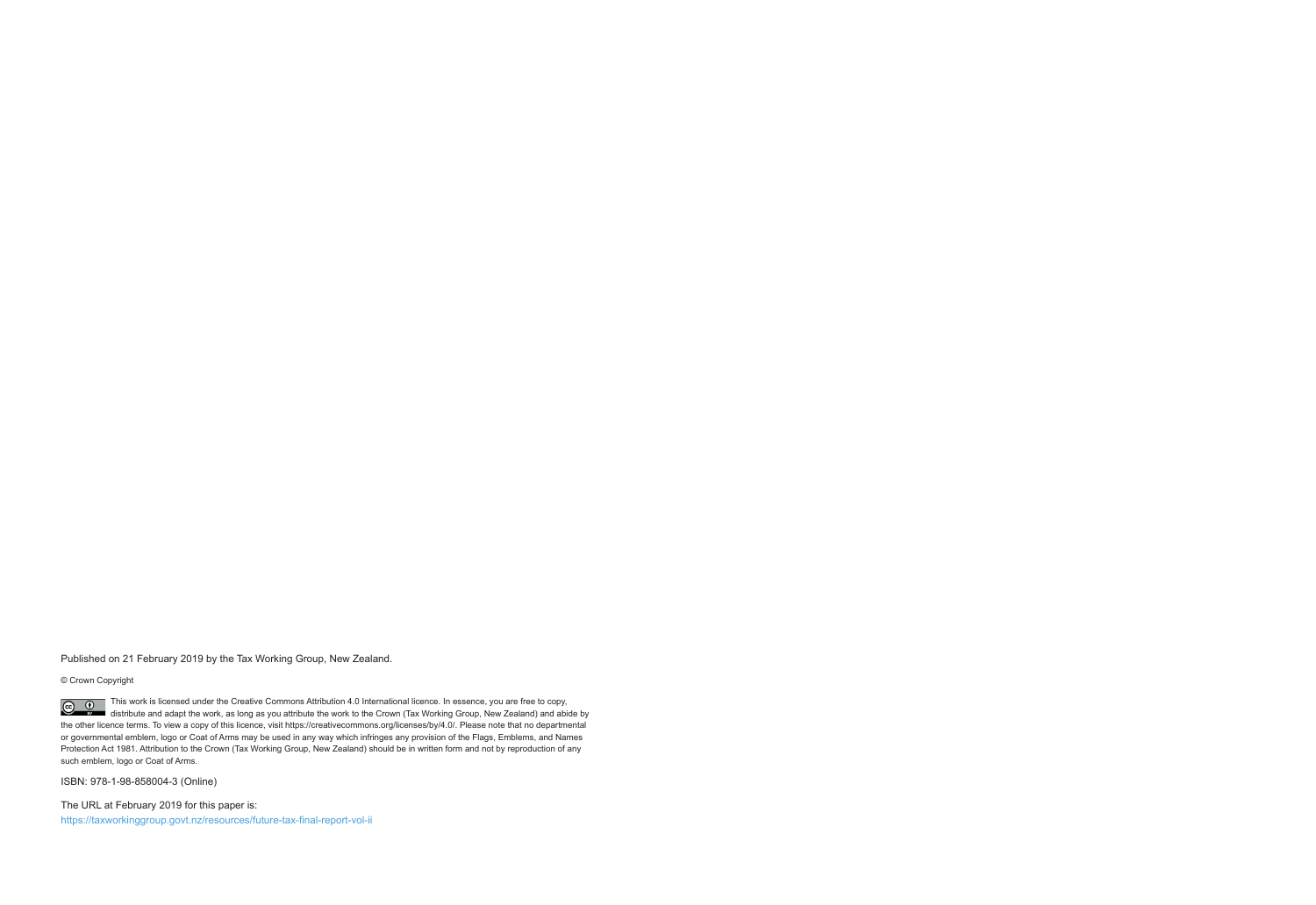Published on 21 February 2019 by the Tax Working Group, New Zealand.

© Crown Copyright

This work is licensed under the Creative Commons Attribution 4.0 International licence. In essence, you are free to copy, distribute and adapt the work, as long as you attribute the work to the Crown (Tax Working Group, New Zealand) and abide by the other licence terms. To view a copy of this licence, visit https://creativecommons.org/licenses/by/4.0/. Please note that no departmental or governmental emblem, logo or Coat of Arms may be used in any way which infringes any provision of the Flags, Emblems, and Names Protection Act 1981. Attribution to the Crown (Tax Working Group, New Zealand) should be in written form and not by reproduction of any such emblem, logo or Coat of Arms.

ISBN: 978-1-98-858004-3 (Online)

The URL at February 2019 for this paper is:
https://taxworkinggroup.govt.nz/resources/future-tax-final-report-vol-ii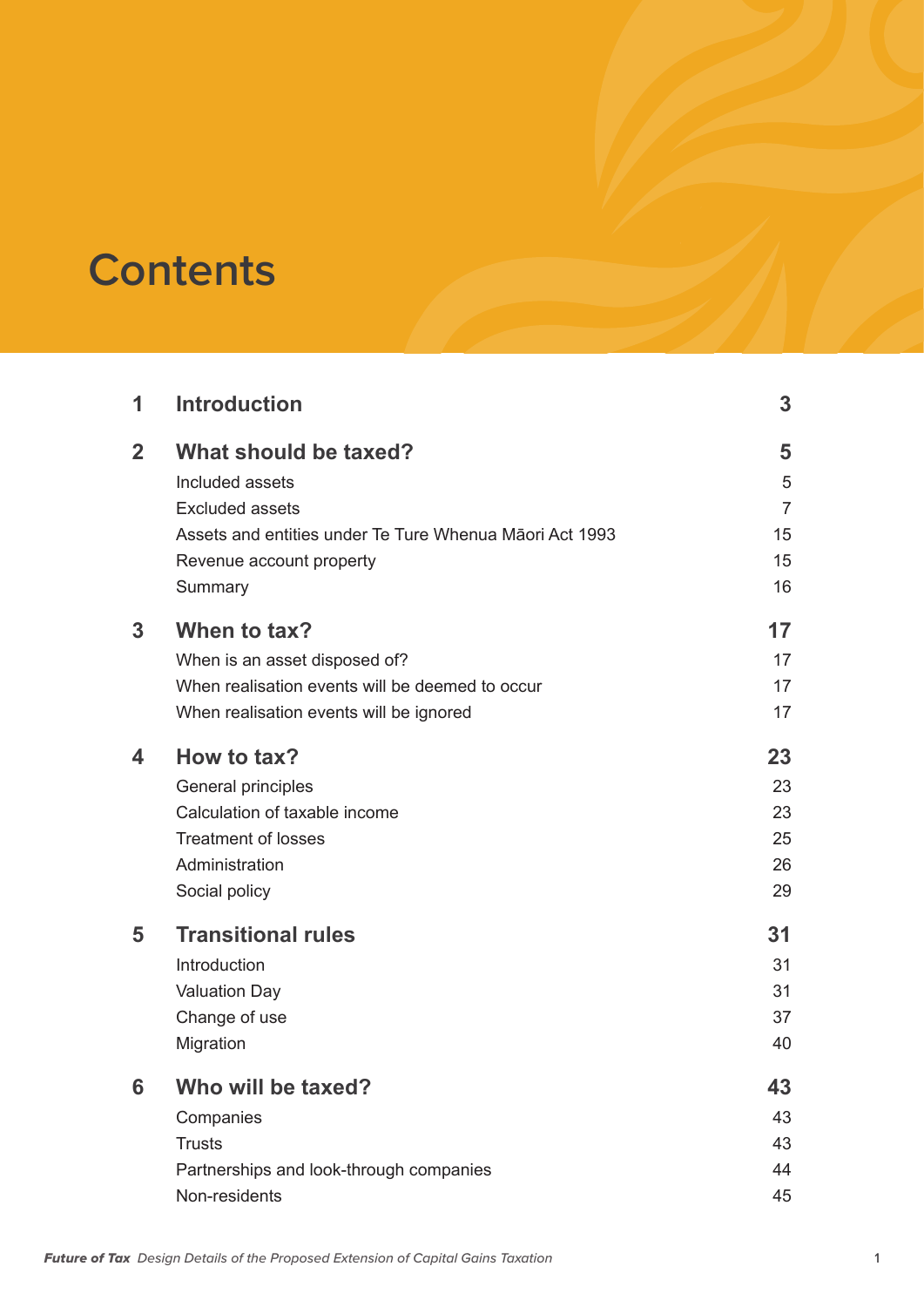# Contents

| | | |
|---|---|---|
| **1** | **Introduction** | **3** |
| **2** | **What should be taxed?** | **5** |
| | Included assets | 5 |
| | Excluded assets | 7 |
| | Assets and entities under Te Ture Whenua Māori Act 1993 | 15 |
| | Revenue account property | 15 |
| | Summary | 16 |
| **3** | **When to tax?** | **17** |
| | When is an asset disposed of? | 17 |
| | When realisation events will be deemed to occur | 17 |
| | When realisation events will be ignored | 17 |
| **4** | **How to tax?** | **23** |
| | General principles | 23 |
| | Calculation of taxable income | 23 |
| | Treatment of losses | 25 |
| | Administration | 26 |
| | Social policy | 29 |
| **5** | **Transitional rules** | **31** |
| | Introduction | 31 |
| | Valuation Day | 31 |
| | Change of use | 37 |
| | Migration | 40 |
| **6** | **Who will be taxed?** | **43** |
| | Companies | 43 |
| | Trusts | 43 |
| | Partnerships and look-through companies | 44 |
| | Non-residents | 45 |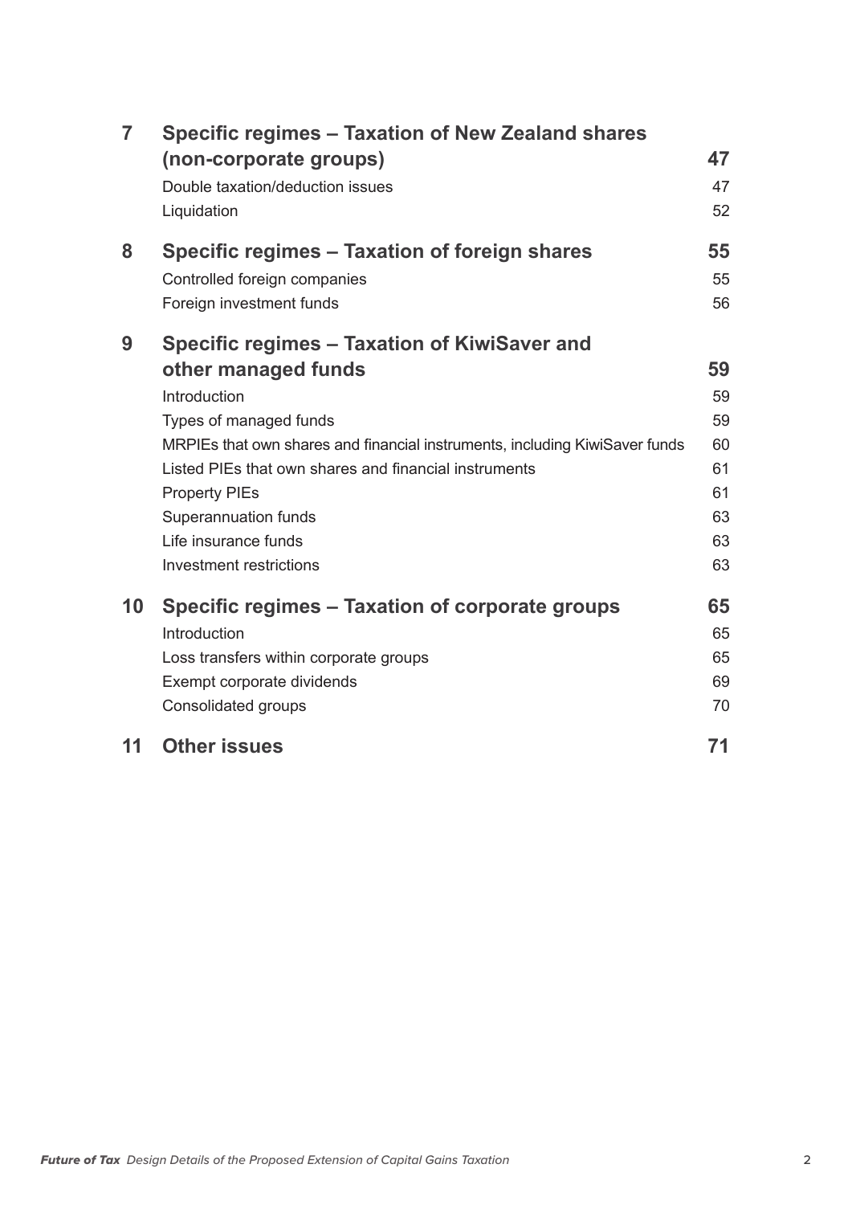| | | |
|---|---|---|
| **7** | **Specific regimes – Taxation of New Zealand shares (non-corporate groups)** | **47** |
| | Double taxation/deduction issues | 47 |
| | Liquidation | 52 |
| **8** | **Specific regimes – Taxation of foreign shares** | **55** |
| | Controlled foreign companies | 55 |
| | Foreign investment funds | 56 |
| **9** | **Specific regimes – Taxation of KiwiSaver and other managed funds** | **59** |
| | Introduction | 59 |
| | Types of managed funds | 59 |
| | MRPIEs that own shares and financial instruments, including KiwiSaver funds | 60 |
| | Listed PIEs that own shares and financial instruments | 61 |
| | Property PIEs | 61 |
| | Superannuation funds | 63 |
| | Life insurance funds | 63 |
| | Investment restrictions | 63 |
| **10** | **Specific regimes – Taxation of corporate groups** | **65** |
| | Introduction | 65 |
| | Loss transfers within corporate groups | 65 |
| | Exempt corporate dividends | 69 |
| | Consolidated groups | 70 |
| **11** | **Other issues** | **71** |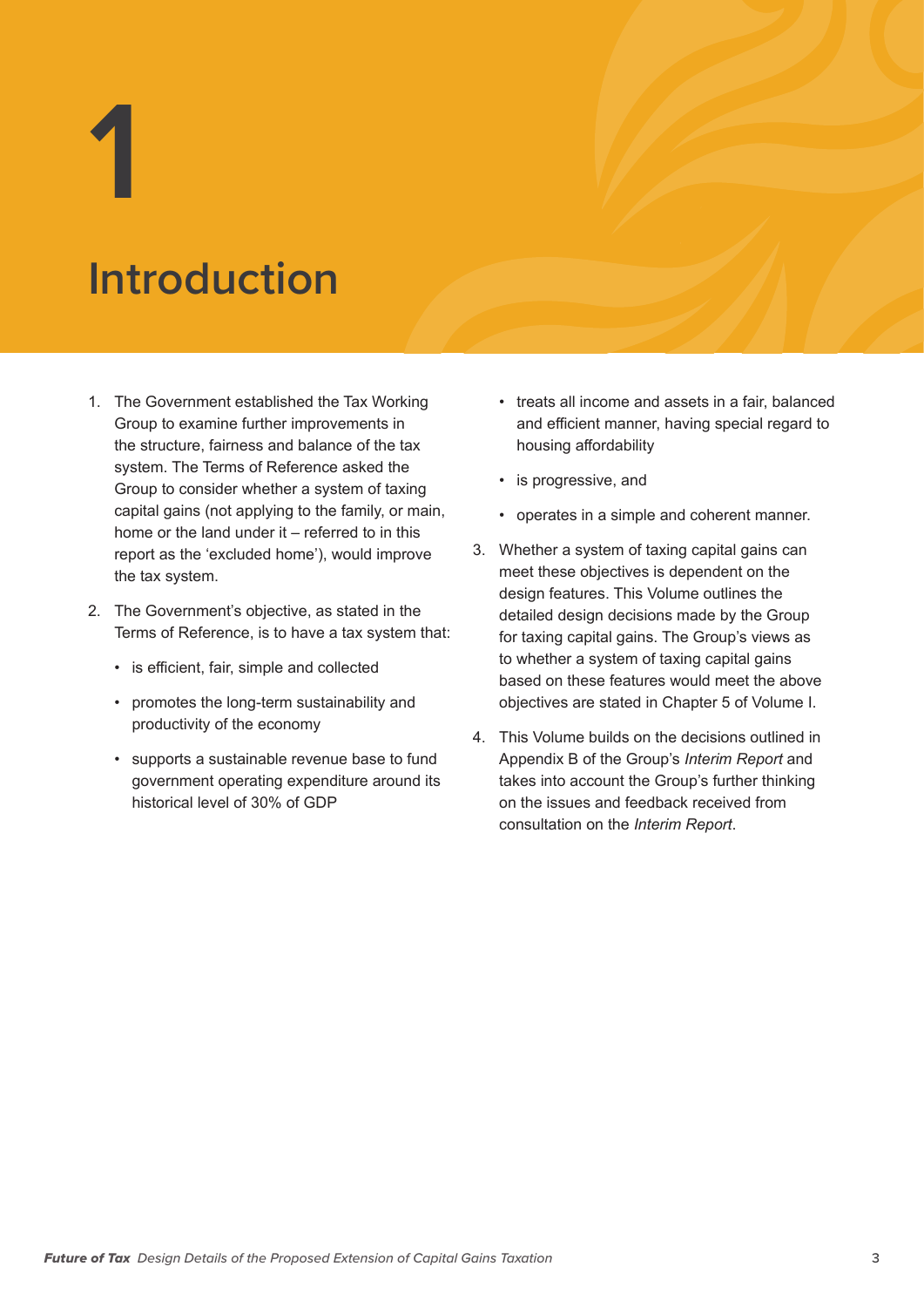# 1 Introduction

1. The Government established the Tax Working Group to examine further improvements in the structure, fairness and balance of the tax system. The Terms of Reference asked the Group to consider whether a system of taxing capital gains (not applying to the family, or main, home or the land under it – referred to in this report as the 'excluded home'), would improve the tax system.

2. The Government's objective, as stated in the Terms of Reference, is to have a tax system that:

   - is efficient, fair, simple and collected
   - promotes the long-term sustainability and productivity of the economy
   - supports a sustainable revenue base to fund government operating expenditure around its historical level of 30% of GDP
   - treats all income and assets in a fair, balanced and efficient manner, having special regard to housing affordability
   - is progressive, and
   - operates in a simple and coherent manner.

3. Whether a system of taxing capital gains can meet these objectives is dependent on the design features. This Volume outlines the detailed design decisions made by the Group for taxing capital gains. The Group's views as to whether a system of taxing capital gains based on these features would meet the above objectives are stated in Chapter 5 of Volume I.

4. This Volume builds on the decisions outlined in Appendix B of the Group's *Interim Report* and takes into account the Group's further thinking on the issues and feedback received from consultation on the *Interim Report*.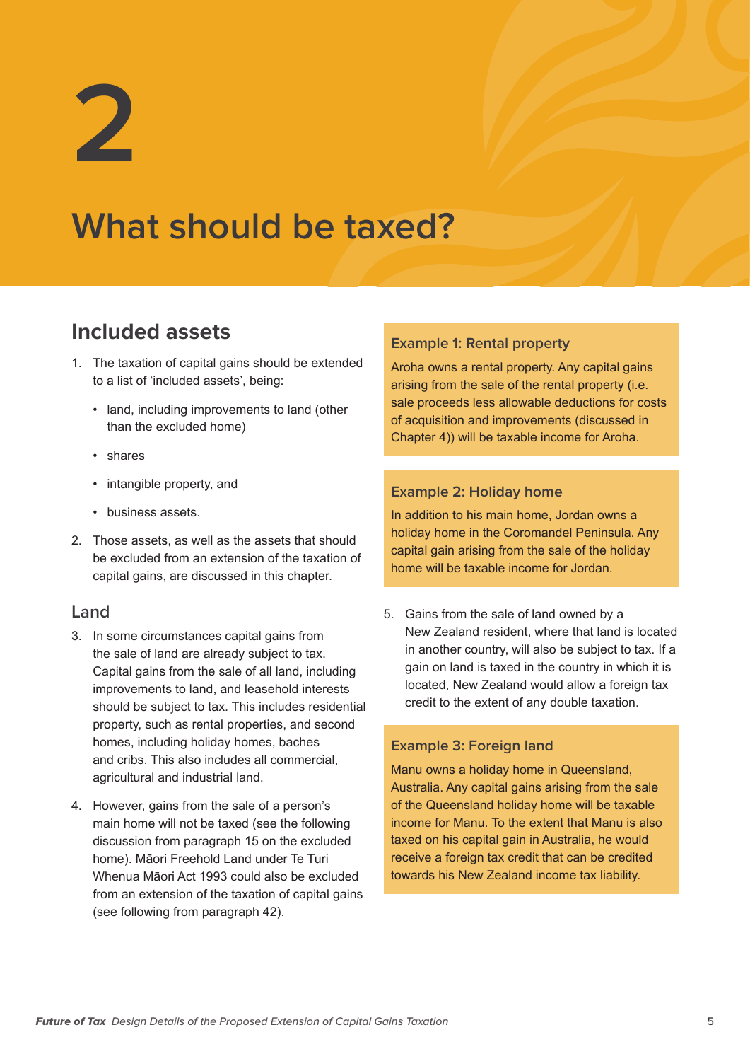# 2

# What should be taxed?

## Included assets

1. The taxation of capital gains should be extended to a list of 'included assets', being:
   - land, including improvements to land (other than the excluded home)
   - shares
   - intangible property, and
   - business assets.
2. Those assets, as well as the assets that should be excluded from an extension of the taxation of capital gains, are discussed in this chapter.

### Land

3. In some circumstances capital gains from the sale of land are already subject to tax. Capital gains from the sale of all land, including improvements to land, and leasehold interests should be subject to tax. This includes residential property, such as rental properties, and second homes, including holiday homes, baches and cribs. This also includes all commercial, agricultural and industrial land.
4. However, gains from the sale of a person's main home will not be taxed (see the following discussion from paragraph 15 on the excluded home). Māori Freehold Land under Te Turi Whenua Māori Act 1993 could also be excluded from an extension of the taxation of capital gains (see following from paragraph 42).

**Example 1: Rental property**

Aroha owns a rental property. Any capital gains arising from the sale of the rental property (i.e. sale proceeds less allowable deductions for costs of acquisition and improvements (discussed in Chapter 4)) will be taxable income for Aroha.

**Example 2: Holiday home**

In addition to his main home, Jordan owns a holiday home in the Coromandel Peninsula. Any capital gain arising from the sale of the holiday home will be taxable income for Jordan.

5. Gains from the sale of land owned by a New Zealand resident, where that land is located in another country, will also be subject to tax. If a gain on land is taxed in the country in which it is located, New Zealand would allow a foreign tax credit to the extent of any double taxation.

**Example 3: Foreign land**

Manu owns a holiday home in Queensland, Australia. Any capital gains arising from the sale of the Queensland holiday home will be taxable income for Manu. To the extent that Manu is also taxed on his capital gain in Australia, he would receive a foreign tax credit that can be credited towards his New Zealand income tax liability.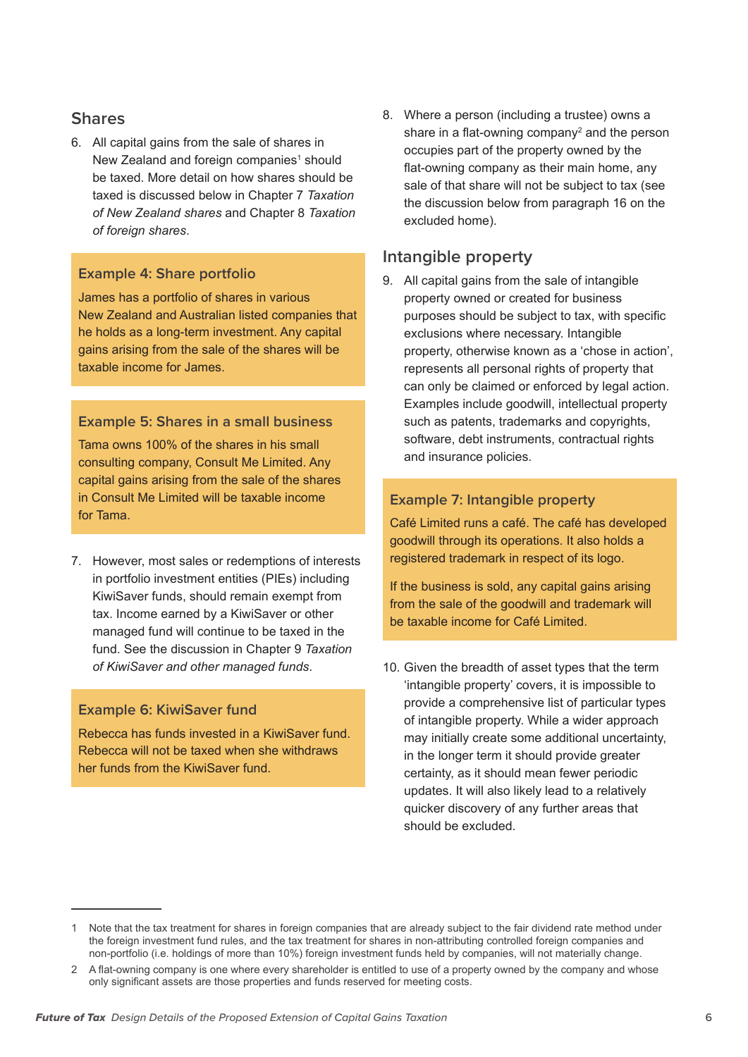## Shares

6. All capital gains from the sale of shares in New Zealand and foreign companies[1] should be taxed. More detail on how shares should be taxed is discussed below in Chapter 7 *Taxation of New Zealand shares* and Chapter 8 *Taxation of foreign shares*.

### Example 4: Share portfolio

James has a portfolio of shares in various New Zealand and Australian listed companies that he holds as a long-term investment. Any capital gains arising from the sale of the shares will be taxable income for James.

### Example 5: Shares in a small business

Tama owns 100% of the shares in his small consulting company, Consult Me Limited. Any capital gains arising from the sale of the shares in Consult Me Limited will be taxable income for Tama.

7. However, most sales or redemptions of interests in portfolio investment entities (PIEs) including KiwiSaver funds, should remain exempt from tax. Income earned by a KiwiSaver or other managed fund will continue to be taxed in the fund. See the discussion in Chapter 9 *Taxation of KiwiSaver and other managed funds*.

### Example 6: KiwiSaver fund

Rebecca has funds invested in a KiwiSaver fund. Rebecca will not be taxed when she withdraws her funds from the KiwiSaver fund.

8. Where a person (including a trustee) owns a share in a flat-owning company[2] and the person occupies part of the property owned by the flat-owning company as their main home, any sale of that share will not be subject to tax (see the discussion below from paragraph 16 on the excluded home).

## Intangible property

9. All capital gains from the sale of intangible property owned or created for business purposes should be subject to tax, with specific exclusions where necessary. Intangible property, otherwise known as a 'chose in action', represents all personal rights of property that can only be claimed or enforced by legal action. Examples include goodwill, intellectual property such as patents, trademarks and copyrights, software, debt instruments, contractual rights and insurance policies.

### Example 7: Intangible property

Café Limited runs a café. The café has developed goodwill through its operations. It also holds a registered trademark in respect of its logo.

If the business is sold, any capital gains arising from the sale of the goodwill and trademark will be taxable income for Café Limited.

10. Given the breadth of asset types that the term 'intangible property' covers, it is impossible to provide a comprehensive list of particular types of intangible property. While a wider approach may initially create some additional uncertainty, in the longer term it should provide greater certainty, as it should mean fewer periodic updates. It will also likely lead to a relatively quicker discovery of any further areas that should be excluded.

---

1 Note that the tax treatment for shares in foreign companies that are already subject to the fair dividend rate method under the foreign investment fund rules, and the tax treatment for shares in non-attributing controlled foreign companies and non-portfolio (i.e. holdings of more than 10%) foreign investment funds held by companies, will not materially change.

2 A flat-owning company is one where every shareholder is entitled to use of a property owned by the company and whose only significant assets are those properties and funds reserved for meeting costs.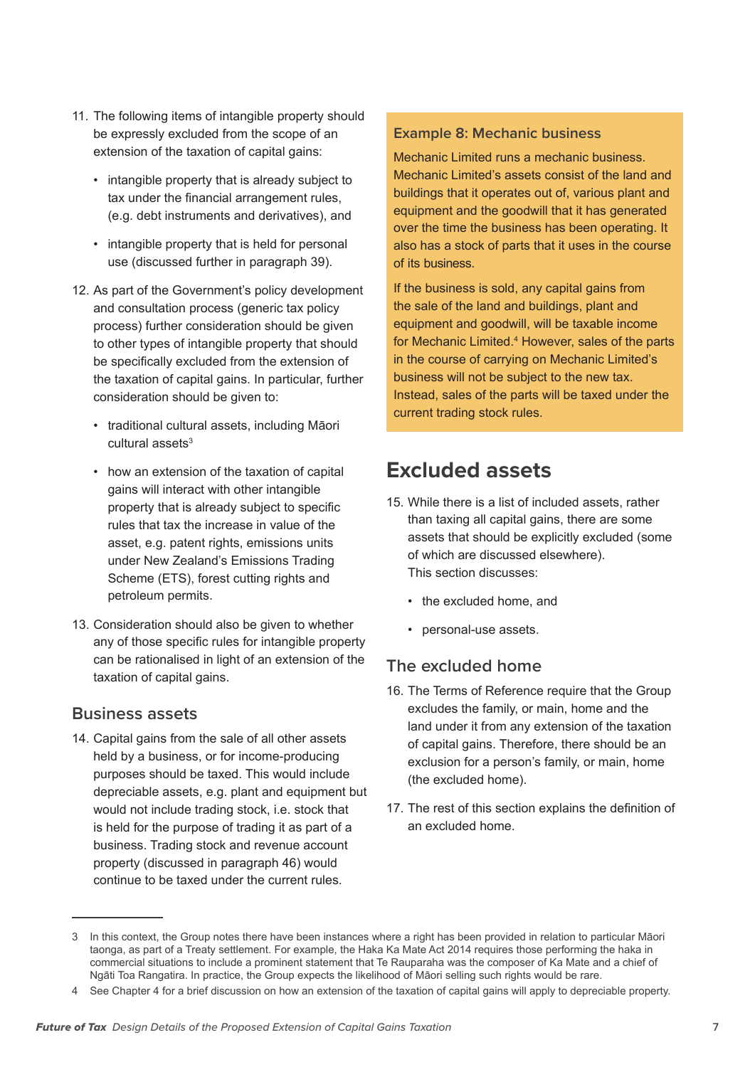11. The following items of intangible property should be expressly excluded from the scope of an extension of the taxation of capital gains:

    - intangible property that is already subject to tax under the financial arrangement rules, (e.g. debt instruments and derivatives), and
    - intangible property that is held for personal use (discussed further in paragraph 39).

12. As part of the Government's policy development and consultation process (generic tax policy process) further consideration should be given to other types of intangible property that should be specifically excluded from the extension of the taxation of capital gains. In particular, further consideration should be given to:

    - traditional cultural assets, including Māori cultural assets[3]
    - how an extension of the taxation of capital gains will interact with other intangible property that is already subject to specific rules that tax the increase in value of the asset, e.g. patent rights, emissions units under New Zealand's Emissions Trading Scheme (ETS), forest cutting rights and petroleum permits.

13. Consideration should also be given to whether any of those specific rules for intangible property can be rationalised in light of an extension of the taxation of capital gains.

## Business assets

14. Capital gains from the sale of all other assets held by a business, or for income-producing purposes should be taxed. This would include depreciable assets, e.g. plant and equipment but would not include trading stock, i.e. stock that is held for the purpose of trading it as part of a business. Trading stock and revenue account property (discussed in paragraph 46) would continue to be taxed under the current rules.

### Example 8: Mechanic business

Mechanic Limited runs a mechanic business. Mechanic Limited's assets consist of the land and buildings that it operates out of, various plant and equipment and the goodwill that it has generated over the time the business has been operating. It also has a stock of parts that it uses in the course of its business.

If the business is sold, any capital gains from the sale of the land and buildings, plant and equipment and goodwill, will be taxable income for Mechanic Limited.[4] However, sales of the parts in the course of carrying on Mechanic Limited's business will not be subject to the new tax. Instead, sales of the parts will be taxed under the current trading stock rules.

# Excluded assets

15. While there is a list of included assets, rather than taxing all capital gains, there are some assets that should be explicitly excluded (some of which are discussed elsewhere). This section discusses:

    - the excluded home, and
    - personal-use assets.

## The excluded home

16. The Terms of Reference require that the Group excludes the family, or main, home and the land under it from any extension of the taxation of capital gains. Therefore, there should be an exclusion for a person's family, or main, home (the excluded home).

17. The rest of this section explains the definition of an excluded home.

---

3 In this context, the Group notes there have been instances where a right has been provided in relation to particular Māori taonga, as part of a Treaty settlement. For example, the Haka Ka Mate Act 2014 requires those performing the haka in commercial situations to include a prominent statement that Te Rauparaha was the composer of Ka Mate and a chief of Ngāti Toa Rangatira. In practice, the Group expects the likelihood of Māori selling such rights would be rare.

4 See Chapter 4 for a brief discussion on how an extension of the taxation of capital gains will apply to depreciable property.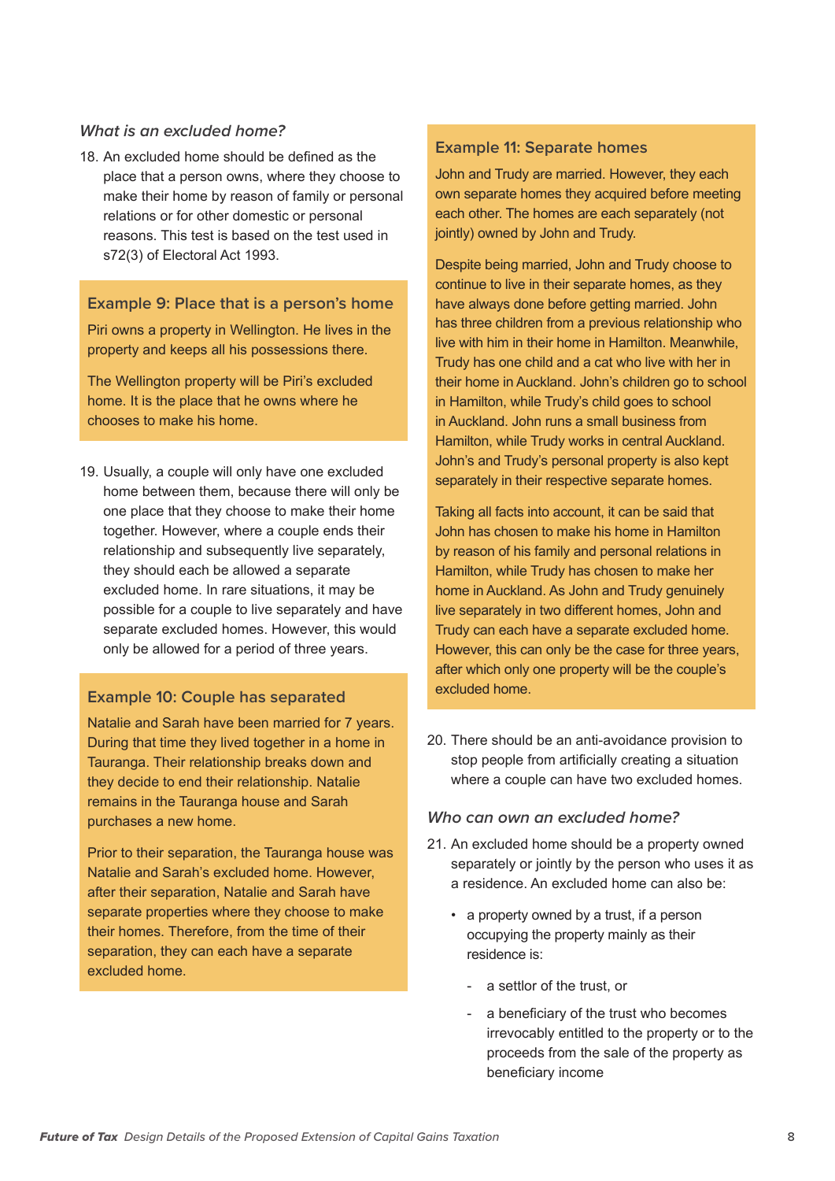### *What is an excluded home?*

18. An excluded home should be defined as the place that a person owns, where they choose to make their home by reason of family or personal relations or for other domestic or personal reasons. This test is based on the test used in s72(3) of Electoral Act 1993.

#### Example 9: Place that is a person's home

Piri owns a property in Wellington. He lives in the property and keeps all his possessions there.

The Wellington property will be Piri's excluded home. It is the place that he owns where he chooses to make his home.

19. Usually, a couple will only have one excluded home between them, because there will only be one place that they choose to make their home together. However, where a couple ends their relationship and subsequently live separately, they should each be allowed a separate excluded home. In rare situations, it may be possible for a couple to live separately and have separate excluded homes. However, this would only be allowed for a period of three years.

#### Example 10: Couple has separated

Natalie and Sarah have been married for 7 years. During that time they lived together in a home in Tauranga. Their relationship breaks down and they decide to end their relationship. Natalie remains in the Tauranga house and Sarah purchases a new home.

Prior to their separation, the Tauranga house was Natalie and Sarah's excluded home. However, after their separation, Natalie and Sarah have separate properties where they choose to make their homes. Therefore, from the time of their separation, they can each have a separate excluded home.

#### Example 11: Separate homes

John and Trudy are married. However, they each own separate homes they acquired before meeting each other. The homes are each separately (not jointly) owned by John and Trudy.

Despite being married, John and Trudy choose to continue to live in their separate homes, as they have always done before getting married. John has three children from a previous relationship who live with him in their home in Hamilton. Meanwhile, Trudy has one child and a cat who live with her in their home in Auckland. John's children go to school in Hamilton, while Trudy's child goes to school in Auckland. John runs a small business from Hamilton, while Trudy works in central Auckland. John's and Trudy's personal property is also kept separately in their respective separate homes.

Taking all facts into account, it can be said that John has chosen to make his home in Hamilton by reason of his family and personal relations in Hamilton, while Trudy has chosen to make her home in Auckland. As John and Trudy genuinely live separately in two different homes, John and Trudy can each have a separate excluded home. However, this can only be the case for three years, after which only one property will be the couple's excluded home.

20. There should be an anti-avoidance provision to stop people from artificially creating a situation where a couple can have two excluded homes.

### *Who can own an excluded home?*

21. An excluded home should be a property owned separately or jointly by the person who uses it as a residence. An excluded home can also be:

    - a property owned by a trust, if a person occupying the property mainly as their residence is:
        - a settlor of the trust, or
        - a beneficiary of the trust who becomes irrevocably entitled to the property or to the proceeds from the sale of the property as beneficiary income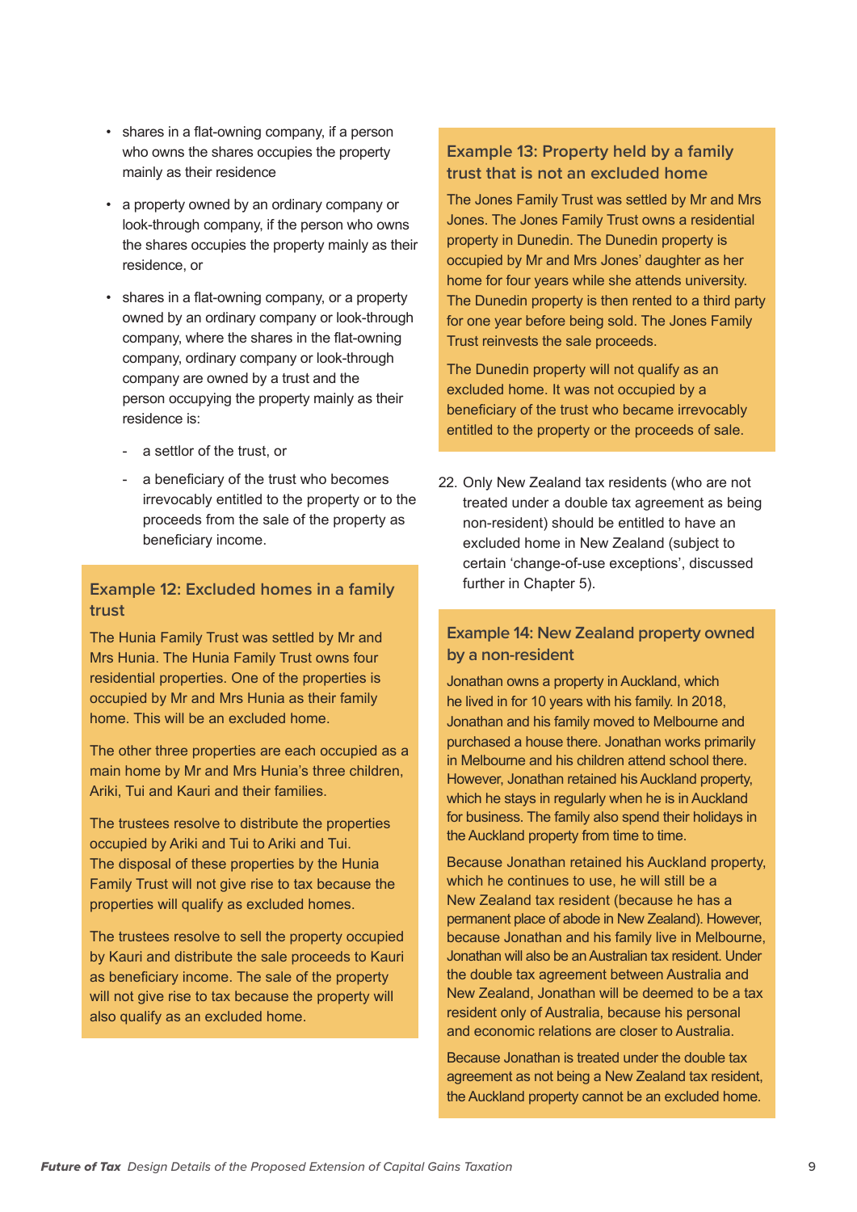- shares in a flat-owning company, if a person who owns the shares occupies the property mainly as their residence
- a property owned by an ordinary company or look-through company, if the person who owns the shares occupies the property mainly as their residence, or
- shares in a flat-owning company, or a property owned by an ordinary company or look-through company, where the shares in the flat-owning company, ordinary company or look-through company are owned by a trust and the person occupying the property mainly as their residence is:
  - a settlor of the trust, or
  - a beneficiary of the trust who becomes irrevocably entitled to the property or to the proceeds from the sale of the property as beneficiary income.

### Example 12: Excluded homes in a family trust

The Hunia Family Trust was settled by Mr and Mrs Hunia. The Hunia Family Trust owns four residential properties. One of the properties is occupied by Mr and Mrs Hunia as their family home. This will be an excluded home.

The other three properties are each occupied as a main home by Mr and Mrs Hunia's three children, Ariki, Tui and Kauri and their families.

The trustees resolve to distribute the properties occupied by Ariki and Tui to Ariki and Tui. The disposal of these properties by the Hunia Family Trust will not give rise to tax because the properties will qualify as excluded homes.

The trustees resolve to sell the property occupied by Kauri and distribute the sale proceeds to Kauri as beneficiary income. The sale of the property will not give rise to tax because the property will also qualify as an excluded home.

### Example 13: Property held by a family trust that is not an excluded home

The Jones Family Trust was settled by Mr and Mrs Jones. The Jones Family Trust owns a residential property in Dunedin. The Dunedin property is occupied by Mr and Mrs Jones' daughter as her home for four years while she attends university. The Dunedin property is then rented to a third party for one year before being sold. The Jones Family Trust reinvests the sale proceeds.

The Dunedin property will not qualify as an excluded home. It was not occupied by a beneficiary of the trust who became irrevocably entitled to the property or the proceeds of sale.

22. Only New Zealand tax residents (who are not treated under a double tax agreement as being non-resident) should be entitled to have an excluded home in New Zealand (subject to certain 'change-of-use exceptions', discussed further in Chapter 5).

### Example 14: New Zealand property owned by a non-resident

Jonathan owns a property in Auckland, which he lived in for 10 years with his family. In 2018, Jonathan and his family moved to Melbourne and purchased a house there. Jonathan works primarily in Melbourne and his children attend school there. However, Jonathan retained his Auckland property, which he stays in regularly when he is in Auckland for business. The family also spend their holidays in the Auckland property from time to time.

Because Jonathan retained his Auckland property, which he continues to use, he will still be a New Zealand tax resident (because he has a permanent place of abode in New Zealand). However, because Jonathan and his family live in Melbourne, Jonathan will also be an Australian tax resident. Under the double tax agreement between Australia and New Zealand, Jonathan will be deemed to be a tax resident only of Australia, because his personal and economic relations are closer to Australia.

Because Jonathan is treated under the double tax agreement as not being a New Zealand tax resident, the Auckland property cannot be an excluded home.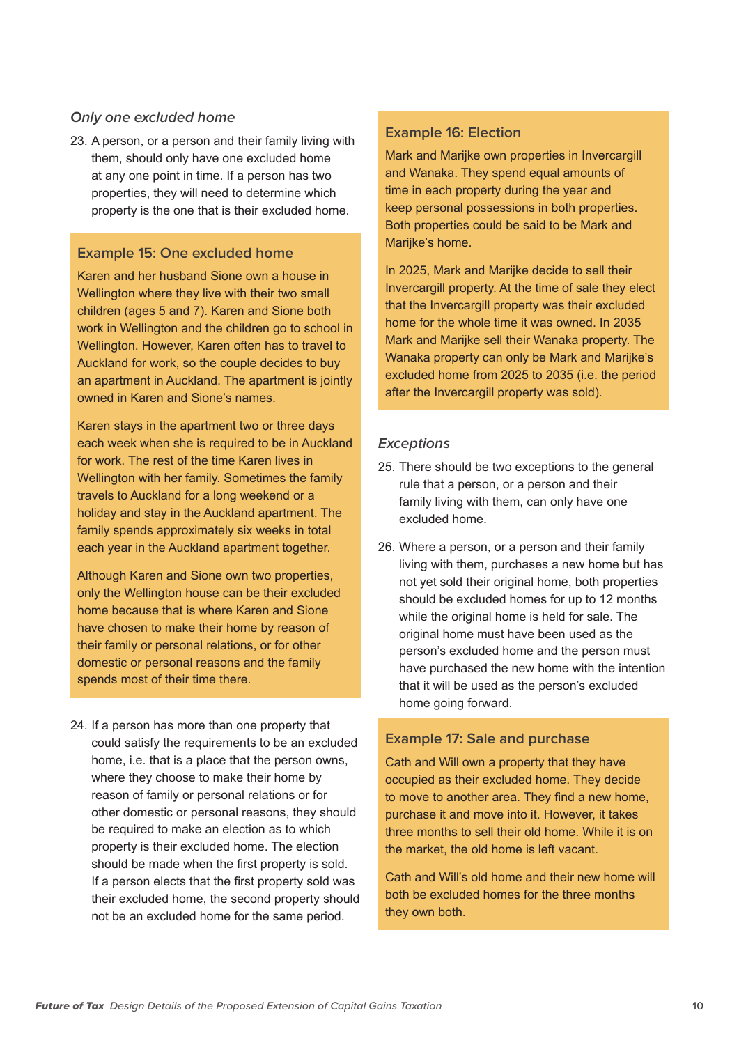### *Only one excluded home*

23. A person, or a person and their family living with them, should only have one excluded home at any one point in time. If a person has two properties, they will need to determine which property is the one that is their excluded home.

#### Example 15: One excluded home

Karen and her husband Sione own a house in Wellington where they live with their two small children (ages 5 and 7). Karen and Sione both work in Wellington and the children go to school in Wellington. However, Karen often has to travel to Auckland for work, so the couple decides to buy an apartment in Auckland. The apartment is jointly owned in Karen and Sione's names.

Karen stays in the apartment two or three days each week when she is required to be in Auckland for work. The rest of the time Karen lives in Wellington with her family. Sometimes the family travels to Auckland for a long weekend or a holiday and stay in the Auckland apartment. The family spends approximately six weeks in total each year in the Auckland apartment together.

Although Karen and Sione own two properties, only the Wellington house can be their excluded home because that is where Karen and Sione have chosen to make their home by reason of their family or personal relations, or for other domestic or personal reasons and the family spends most of their time there.

24. If a person has more than one property that could satisfy the requirements to be an excluded home, i.e. that is a place that the person owns, where they choose to make their home by reason of family or personal relations or for other domestic or personal reasons, they should be required to make an election as to which property is their excluded home. The election should be made when the first property is sold. If a person elects that the first property sold was their excluded home, the second property should not be an excluded home for the same period.

#### Example 16: Election

Mark and Marijke own properties in Invercargill and Wanaka. They spend equal amounts of time in each property during the year and keep personal possessions in both properties. Both properties could be said to be Mark and Marijke's home.

In 2025, Mark and Marijke decide to sell their Invercargill property. At the time of sale they elect that the Invercargill property was their excluded home for the whole time it was owned. In 2035 Mark and Marijke sell their Wanaka property. The Wanaka property can only be Mark and Marijke's excluded home from 2025 to 2035 (i.e. the period after the Invercargill property was sold).

### *Exceptions*

25. There should be two exceptions to the general rule that a person, or a person and their family living with them, can only have one excluded home.

26. Where a person, or a person and their family living with them, purchases a new home but has not yet sold their original home, both properties should be excluded homes for up to 12 months while the original home is held for sale. The original home must have been used as the person's excluded home and the person must have purchased the new home with the intention that it will be used as the person's excluded home going forward.

#### Example 17: Sale and purchase

Cath and Will own a property that they have occupied as their excluded home. They decide to move to another area. They find a new home, purchase it and move into it. However, it takes three months to sell their old home. While it is on the market, the old home is left vacant.

Cath and Will's old home and their new home will both be excluded homes for the three months they own both.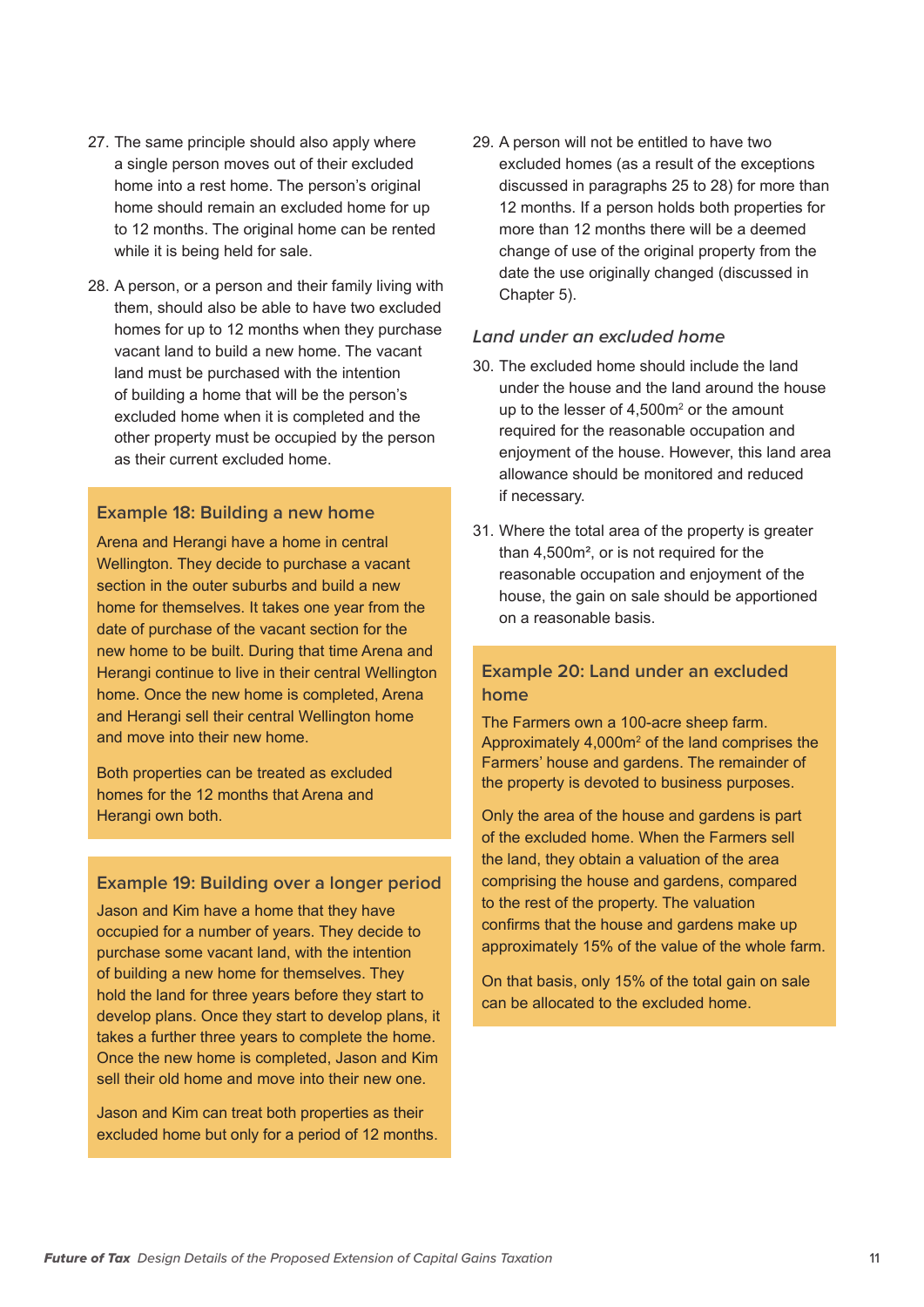27. The same principle should also apply where a single person moves out of their excluded home into a rest home. The person's original home should remain an excluded home for up to 12 months. The original home can be rented while it is being held for sale.

28. A person, or a person and their family living with them, should also be able to have two excluded homes for up to 12 months when they purchase vacant land to build a new home. The vacant land must be purchased with the intention of building a home that will be the person's excluded home when it is completed and the other property must be occupied by the person as their current excluded home.

### Example 18: Building a new home

Arena and Herangi have a home in central Wellington. They decide to purchase a vacant section in the outer suburbs and build a new home for themselves. It takes one year from the date of purchase of the vacant section for the new home to be built. During that time Arena and Herangi continue to live in their central Wellington home. Once the new home is completed, Arena and Herangi sell their central Wellington home and move into their new home.

Both properties can be treated as excluded homes for the 12 months that Arena and Herangi own both.

### Example 19: Building over a longer period

Jason and Kim have a home that they have occupied for a number of years. They decide to purchase some vacant land, with the intention of building a new home for themselves. They hold the land for three years before they start to develop plans. Once they start to develop plans, it takes a further three years to complete the home. Once the new home is completed, Jason and Kim sell their old home and move into their new one.

Jason and Kim can treat both properties as their excluded home but only for a period of 12 months.

29. A person will not be entitled to have two excluded homes (as a result of the exceptions discussed in paragraphs 25 to 28) for more than 12 months. If a person holds both properties for more than 12 months there will be a deemed change of use of the original property from the date the use originally changed (discussed in Chapter 5).

### *Land under an excluded home*

30. The excluded home should include the land under the house and the land around the house up to the lesser of 4,500m$^2$ or the amount required for the reasonable occupation and enjoyment of the house. However, this land area allowance should be monitored and reduced if necessary.

31. Where the total area of the property is greater than 4,500m$^2$, or is not required for the reasonable occupation and enjoyment of the house, the gain on sale should be apportioned on a reasonable basis.

### Example 20: Land under an excluded home

The Farmers own a 100-acre sheep farm. Approximately 4,000m$^2$ of the land comprises the Farmers' house and gardens. The remainder of the property is devoted to business purposes.

Only the area of the house and gardens is part of the excluded home. When the Farmers sell the land, they obtain a valuation of the area comprising the house and gardens, compared to the rest of the property. The valuation confirms that the house and gardens make up approximately 15% of the value of the whole farm.

On that basis, only 15% of the total gain on sale can be allocated to the excluded home.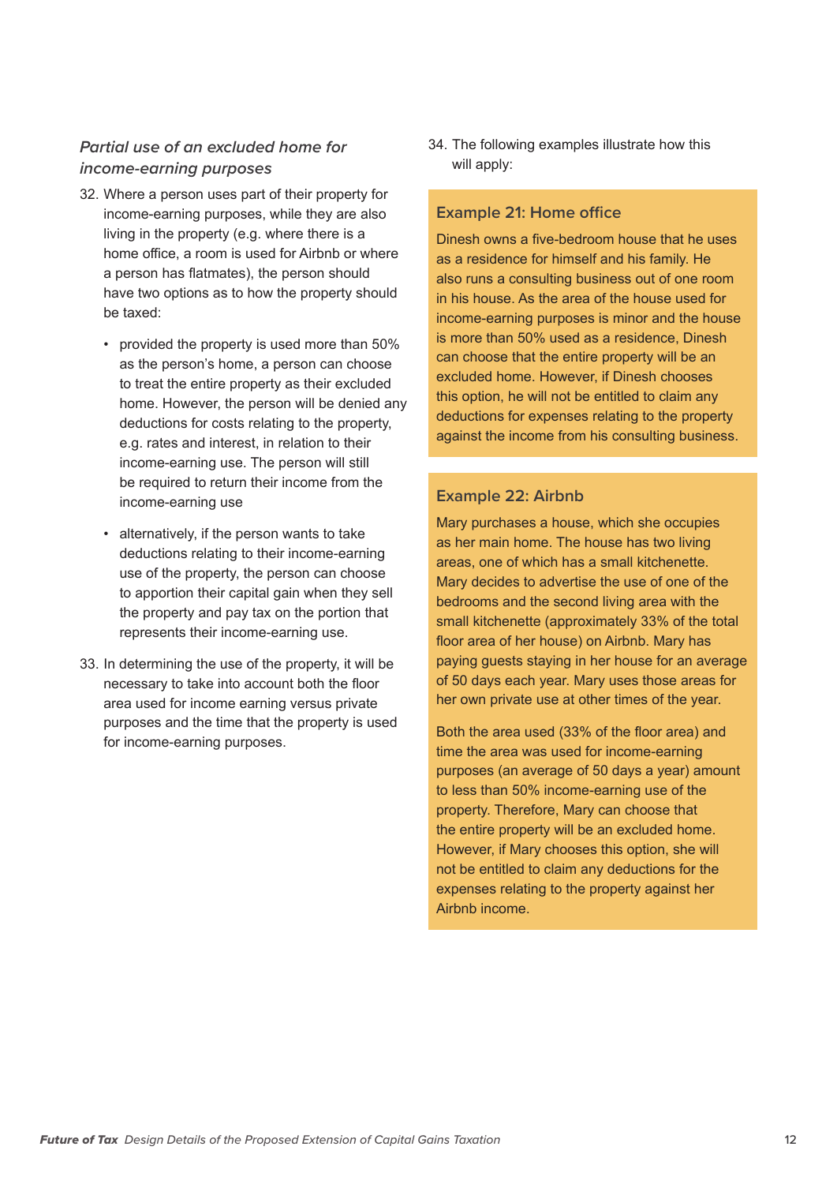### *Partial use of an excluded home for income-earning purposes*

32. Where a person uses part of their property for income-earning purposes, while they are also living in the property (e.g. where there is a home office, a room is used for Airbnb or where a person has flatmates), the person should have two options as to how the property should be taxed:

    - provided the property is used more than 50% as the person's home, a person can choose to treat the entire property as their excluded home. However, the person will be denied any deductions for costs relating to the property, e.g. rates and interest, in relation to their income-earning use. The person will still be required to return their income from the income-earning use
    - alternatively, if the person wants to take deductions relating to their income-earning use of the property, the person can choose to apportion their capital gain when they sell the property and pay tax on the portion that represents their income-earning use.

33. In determining the use of the property, it will be necessary to take into account both the floor area used for income earning versus private purposes and the time that the property is used for income-earning purposes.

34. The following examples illustrate how this will apply:

#### Example 21: Home office

Dinesh owns a five-bedroom house that he uses as a residence for himself and his family. He also runs a consulting business out of one room in his house. As the area of the house used for income-earning purposes is minor and the house is more than 50% used as a residence, Dinesh can choose that the entire property will be an excluded home. However, if Dinesh chooses this option, he will not be entitled to claim any deductions for expenses relating to the property against the income from his consulting business.

#### Example 22: Airbnb

Mary purchases a house, which she occupies as her main home. The house has two living areas, one of which has a small kitchenette. Mary decides to advertise the use of one of the bedrooms and the second living area with the small kitchenette (approximately 33% of the total floor area of her house) on Airbnb. Mary has paying guests staying in her house for an average of 50 days each year. Mary uses those areas for her own private use at other times of the year.

Both the area used (33% of the floor area) and time the area was used for income-earning purposes (an average of 50 days a year) amount to less than 50% income-earning use of the property. Therefore, Mary can choose that the entire property will be an excluded home. However, if Mary chooses this option, she will not be entitled to claim any deductions for the expenses relating to the property against her Airbnb income.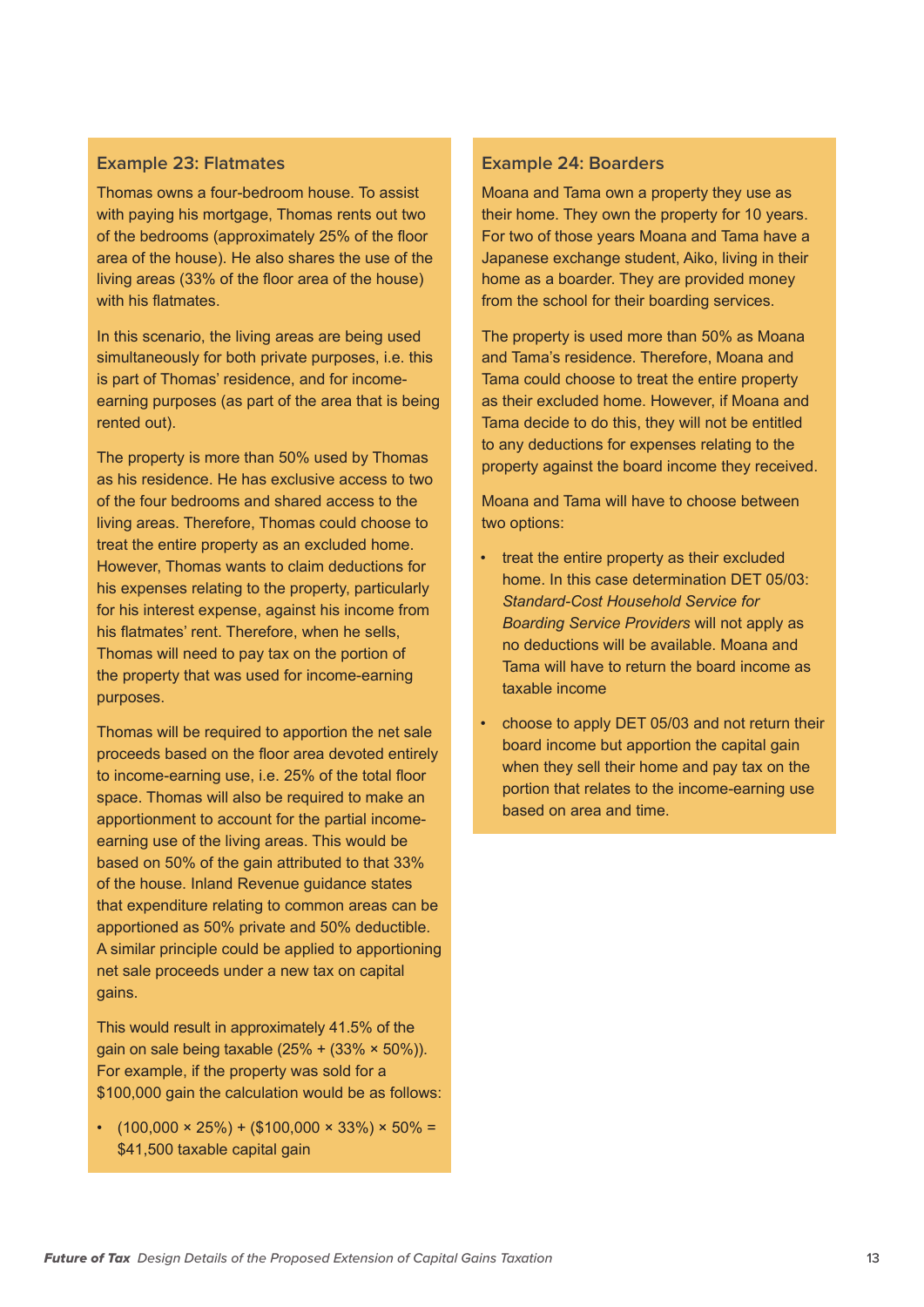### Example 23: Flatmates

Thomas owns a four-bedroom house. To assist with paying his mortgage, Thomas rents out two of the bedrooms (approximately 25% of the floor area of the house). He also shares the use of the living areas (33% of the floor area of the house) with his flatmates.

In this scenario, the living areas are being used simultaneously for both private purposes, i.e. this is part of Thomas' residence, and for income-earning purposes (as part of the area that is being rented out).

The property is more than 50% used by Thomas as his residence. He has exclusive access to two of the four bedrooms and shared access to the living areas. Therefore, Thomas could choose to treat the entire property as an excluded home. However, Thomas wants to claim deductions for his expenses relating to the property, particularly for his interest expense, against his income from his flatmates' rent. Therefore, when he sells, Thomas will need to pay tax on the portion of the property that was used for income-earning purposes.

Thomas will be required to apportion the net sale proceeds based on the floor area devoted entirely to income-earning use, i.e. 25% of the total floor space. Thomas will also be required to make an apportionment to account for the partial income-earning use of the living areas. This would be based on 50% of the gain attributed to that 33% of the house. Inland Revenue guidance states that expenditure relating to common areas can be apportioned as 50% private and 50% deductible. A similar principle could be applied to apportioning net sale proceeds under a new tax on capital gains.

This would result in approximately 41.5% of the gain on sale being taxable (25% + (33% × 50%)). For example, if the property was sold for a $100,000 gain the calculation would be as follows:

- (100,000 × 25%) + ($100,000 × 33%) × 50% = $41,500 taxable capital gain

### Example 24: Boarders

Moana and Tama own a property they use as their home. They own the property for 10 years. For two of those years Moana and Tama have a Japanese exchange student, Aiko, living in their home as a boarder. They are provided money from the school for their boarding services.

The property is used more than 50% as Moana and Tama's residence. Therefore, Moana and Tama could choose to treat the entire property as their excluded home. However, if Moana and Tama decide to do this, they will not be entitled to any deductions for expenses relating to the property against the board income they received.

Moana and Tama will have to choose between two options:

- treat the entire property as their excluded home. In this case determination DET 05/03: *Standard-Cost Household Service for Boarding Service Providers* will not apply as no deductions will be available. Moana and Tama will have to return the board income as taxable income
- choose to apply DET 05/03 and not return their board income but apportion the capital gain when they sell their home and pay tax on the portion that relates to the income-earning use based on area and time.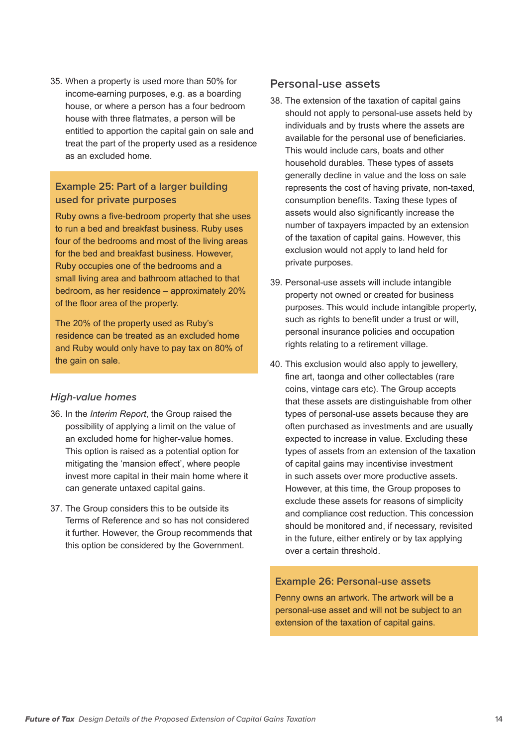35. When a property is used more than 50% for income-earning purposes, e.g. as a boarding house, or where a person has a four bedroom house with three flatmates, a person will be entitled to apportion the capital gain on sale and treat the part of the property used as a residence as an excluded home.

### Example 25: Part of a larger building used for private purposes

Ruby owns a five-bedroom property that she uses to run a bed and breakfast business. Ruby uses four of the bedrooms and most of the living areas for the bed and breakfast business. However, Ruby occupies one of the bedrooms and a small living area and bathroom attached to that bedroom, as her residence – approximately 20% of the floor area of the property.

The 20% of the property used as Ruby's residence can be treated as an excluded home and Ruby would only have to pay tax on 80% of the gain on sale.

### *High-value homes*

36. In the *Interim Report*, the Group raised the possibility of applying a limit on the value of an excluded home for higher-value homes. This option is raised as a potential option for mitigating the 'mansion effect', where people invest more capital in their main home where it can generate untaxed capital gains.

37. The Group considers this to be outside its Terms of Reference and so has not considered it further. However, the Group recommends that this option be considered by the Government.

## Personal-use assets

38. The extension of the taxation of capital gains should not apply to personal-use assets held by individuals and by trusts where the assets are available for the personal use of beneficiaries. This would include cars, boats and other household durables. These types of assets generally decline in value and the loss on sale represents the cost of having private, non-taxed, consumption benefits. Taxing these types of assets would also significantly increase the number of taxpayers impacted by an extension of the taxation of capital gains. However, this exclusion would not apply to land held for private purposes.

39. Personal-use assets will include intangible property not owned or created for business purposes. This would include intangible property, such as rights to benefit under a trust or will, personal insurance policies and occupation rights relating to a retirement village.

40. This exclusion would also apply to jewellery, fine art, taonga and other collectables (rare coins, vintage cars etc). The Group accepts that these assets are distinguishable from other types of personal-use assets because they are often purchased as investments and are usually expected to increase in value. Excluding these types of assets from an extension of the taxation of capital gains may incentivise investment in such assets over more productive assets. However, at this time, the Group proposes to exclude these assets for reasons of simplicity and compliance cost reduction. This concession should be monitored and, if necessary, revisited in the future, either entirely or by tax applying over a certain threshold.

### Example 26: Personal-use assets

Penny owns an artwork. The artwork will be a personal-use asset and will not be subject to an extension of the taxation of capital gains.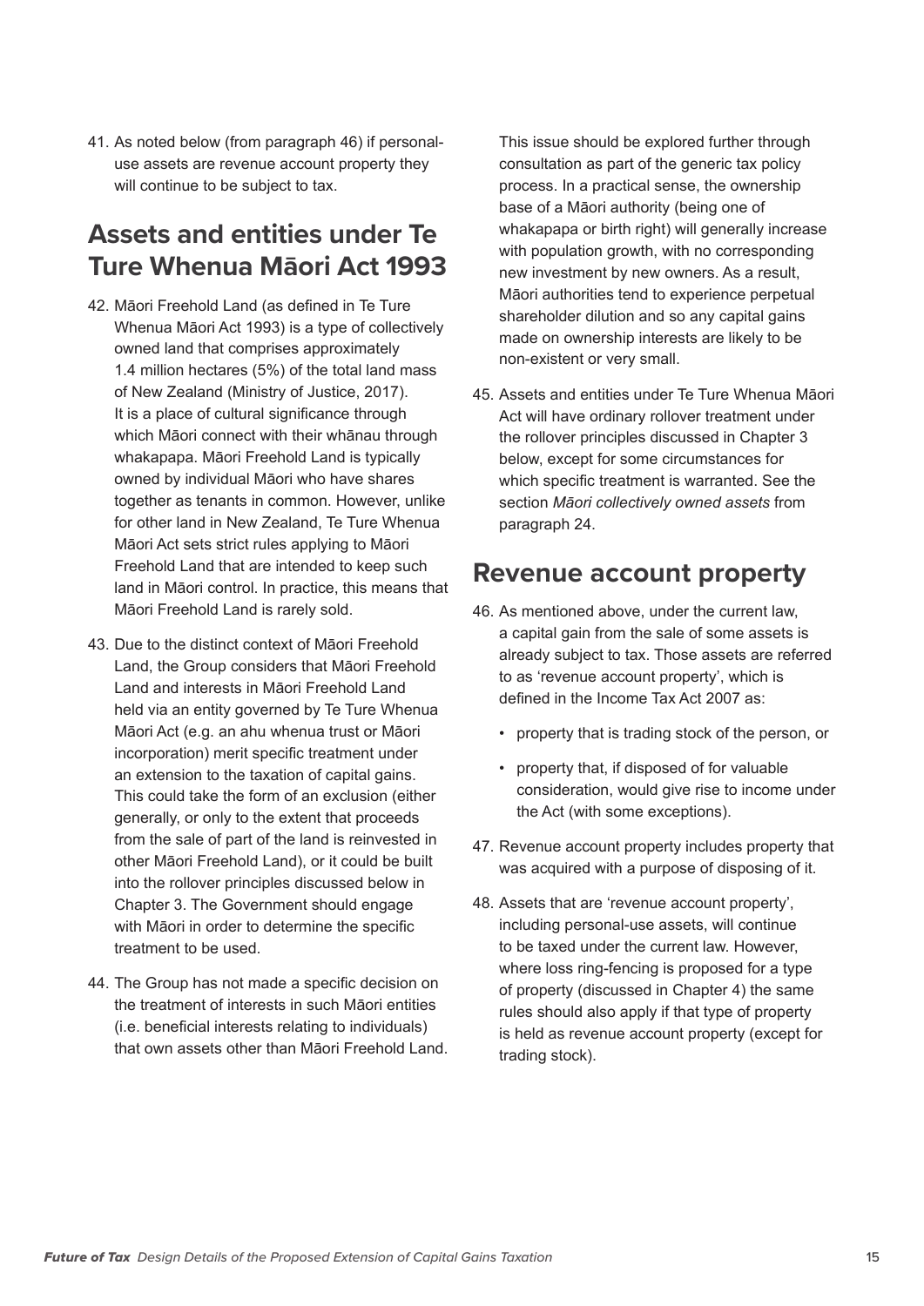41. As noted below (from paragraph 46) if personal-use assets are revenue account property they will continue to be subject to tax.

## Assets and entities under Te Ture Whenua Māori Act 1993

42. Māori Freehold Land (as defined in Te Ture Whenua Māori Act 1993) is a type of collectively owned land that comprises approximately 1.4 million hectares (5%) of the total land mass of New Zealand (Ministry of Justice, 2017). It is a place of cultural significance through which Māori connect with their whānau through whakapapa. Māori Freehold Land is typically owned by individual Māori who have shares together as tenants in common. However, unlike for other land in New Zealand, Te Ture Whenua Māori Act sets strict rules applying to Māori Freehold Land that are intended to keep such land in Māori control. In practice, this means that Māori Freehold Land is rarely sold.

43. Due to the distinct context of Māori Freehold Land, the Group considers that Māori Freehold Land and interests in Māori Freehold Land held via an entity governed by Te Ture Whenua Māori Act (e.g. an ahu whenua trust or Māori incorporation) merit specific treatment under an extension to the taxation of capital gains. This could take the form of an exclusion (either generally, or only to the extent that proceeds from the sale of part of the land is reinvested in other Māori Freehold Land), or it could be built into the rollover principles discussed below in Chapter 3. The Government should engage with Māori in order to determine the specific treatment to be used.

44. The Group has not made a specific decision on the treatment of interests in such Māori entities (i.e. beneficial interests relating to individuals) that own assets other than Māori Freehold Land. This issue should be explored further through consultation as part of the generic tax policy process. In a practical sense, the ownership base of a Māori authority (being one of whakapapa or birth right) will generally increase with population growth, with no corresponding new investment by new owners. As a result, Māori authorities tend to experience perpetual shareholder dilution and so any capital gains made on ownership interests are likely to be non-existent or very small.

45. Assets and entities under Te Ture Whenua Māori Act will have ordinary rollover treatment under the rollover principles discussed in Chapter 3 below, except for some circumstances for which specific treatment is warranted. See the section *Māori collectively owned assets* from paragraph 24.

## Revenue account property

46. As mentioned above, under the current law, a capital gain from the sale of some assets is already subject to tax. Those assets are referred to as 'revenue account property', which is defined in the Income Tax Act 2007 as:

    - property that is trading stock of the person, or
    - property that, if disposed of for valuable consideration, would give rise to income under the Act (with some exceptions).

47. Revenue account property includes property that was acquired with a purpose of disposing of it.

48. Assets that are 'revenue account property', including personal-use assets, will continue to be taxed under the current law. However, where loss ring-fencing is proposed for a type of property (discussed in Chapter 4) the same rules should also apply if that type of property is held as revenue account property (except for trading stock).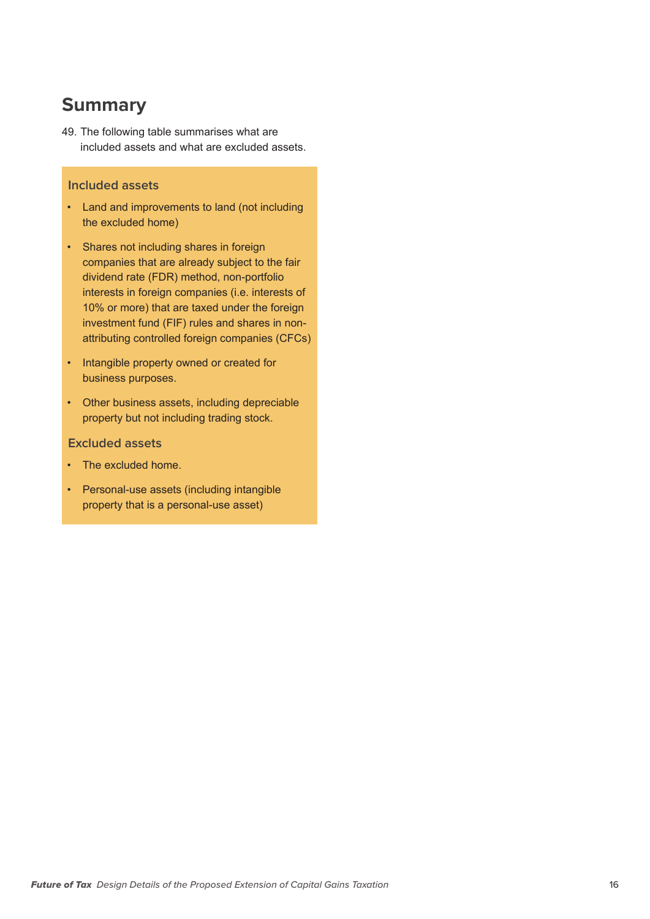## Summary

49. The following table summarises what are included assets and what are excluded assets.

### Included assets

- Land and improvements to land (not including the excluded home)
- Shares not including shares in foreign companies that are already subject to the fair dividend rate (FDR) method, non-portfolio interests in foreign companies (i.e. interests of 10% or more) that are taxed under the foreign investment fund (FIF) rules and shares in non-attributing controlled foreign companies (CFCs)
- Intangible property owned or created for business purposes.
- Other business assets, including depreciable property but not including trading stock.

### Excluded assets

- The excluded home.
- Personal-use assets (including intangible property that is a personal-use asset)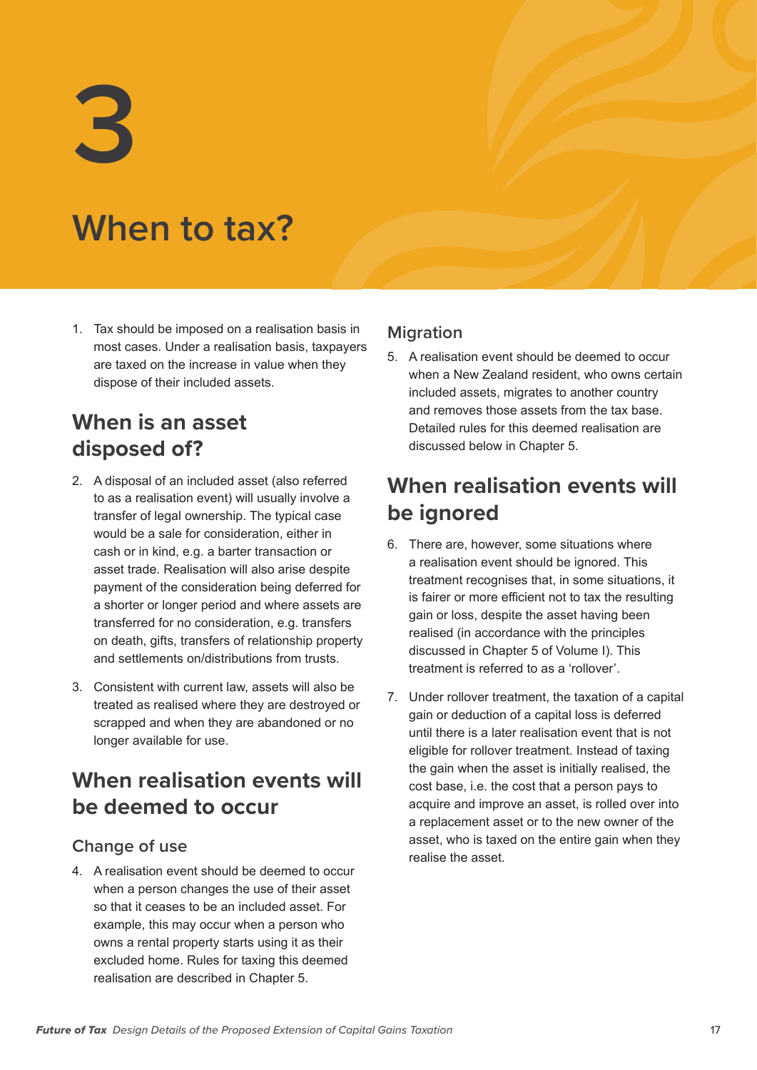# 3

# When to tax?

1. Tax should be imposed on a realisation basis in most cases. Under a realisation basis, taxpayers are taxed on the increase in value when they dispose of their included assets.

## When is an asset disposed of?

2. A disposal of an included asset (also referred to as a realisation event) will usually involve a transfer of legal ownership. The typical case would be a sale for consideration, either in cash or in kind, e.g. a barter transaction or asset trade. Realisation will also arise despite payment of the consideration being deferred for a shorter or longer period and where assets are transferred for no consideration, e.g. transfers on death, gifts, transfers of relationship property and settlements on/distributions from trusts.

3. Consistent with current law, assets will also be treated as realised where they are destroyed or scrapped and when they are abandoned or no longer available for use.

## When realisation events will be deemed to occur

### Change of use

4. A realisation event should be deemed to occur when a person changes the use of their asset so that it ceases to be an included asset. For example, this may occur when a person who owns a rental property starts using it as their excluded home. Rules for taxing this deemed realisation are described in Chapter 5.

### Migration

5. A realisation event should be deemed to occur when a New Zealand resident, who owns certain included assets, migrates to another country and removes those assets from the tax base. Detailed rules for this deemed realisation are discussed below in Chapter 5.

## When realisation events will be ignored

6. There are, however, some situations where a realisation event should be ignored. This treatment recognises that, in some situations, it is fairer or more efficient not to tax the resulting gain or loss, despite the asset having been realised (in accordance with the principles discussed in Chapter 5 of Volume I). This treatment is referred to as a 'rollover'.

7. Under rollover treatment, the taxation of a capital gain or deduction of a capital loss is deferred until there is a later realisation event that is not eligible for rollover treatment. Instead of taxing the gain when the asset is initially realised, the cost base, i.e. the cost that a person pays to acquire and improve an asset, is rolled over into a replacement asset or to the new owner of the asset, who is taxed on the entire gain when they realise the asset.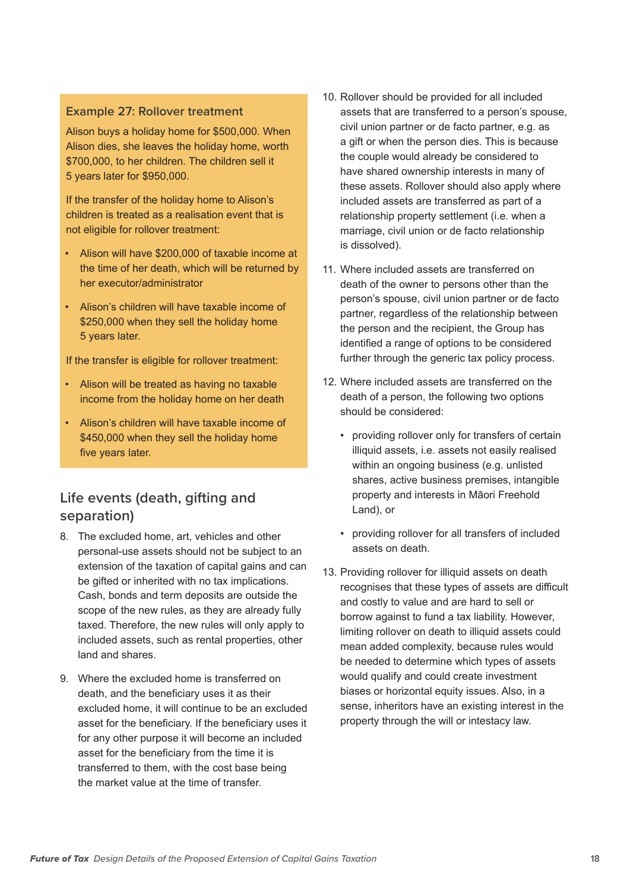### Example 27: Rollover treatment

Alison buys a holiday home for $500,000. When Alison dies, she leaves the holiday home, worth $700,000, to her children. The children sell it 5 years later for $950,000.

If the transfer of the holiday home to Alison's children is treated as a realisation event that is not eligible for rollover treatment:

- Alison will have $200,000 of taxable income at the time of her death, which will be returned by her executor/administrator
- Alison's children will have taxable income of $250,000 when they sell the holiday home 5 years later.

If the transfer is eligible for rollover treatment:

- Alison will be treated as having no taxable income from the holiday home on her death
- Alison's children will have taxable income of $450,000 when they sell the holiday home five years later.

## Life events (death, gifting and separation)

8. The excluded home, art, vehicles and other personal-use assets should not be subject to an extension of the taxation of capital gains and can be gifted or inherited with no tax implications. Cash, bonds and term deposits are outside the scope of the new rules, as they are already fully taxed. Therefore, the new rules will only apply to included assets, such as rental properties, other land and shares.

9. Where the excluded home is transferred on death, and the beneficiary uses it as their excluded home, it will continue to be an excluded asset for the beneficiary. If the beneficiary uses it for any other purpose it will become an included asset for the beneficiary from the time it is transferred to them, with the cost base being the market value at the time of transfer.

10. Rollover should be provided for all included assets that are transferred to a person's spouse, civil union partner or de facto partner, e.g. as a gift or when the person dies. This is because the couple would already be considered to have shared ownership interests in many of these assets. Rollover should also apply where included assets are transferred as part of a relationship property settlement (i.e. when a marriage, civil union or de facto relationship is dissolved).

11. Where included assets are transferred on death of the owner to persons other than the person's spouse, civil union partner or de facto partner, regardless of the relationship between the person and the recipient, the Group has identified a range of options to be considered further through the generic tax policy process.

12. Where included assets are transferred on the death of a person, the following two options should be considered:

    - providing rollover only for transfers of certain illiquid assets, i.e. assets not easily realised within an ongoing business (e.g. unlisted shares, active business premises, intangible property and interests in Māori Freehold Land), or
    - providing rollover for all transfers of included assets on death.

13. Providing rollover for illiquid assets on death recognises that these types of assets are difficult and costly to value and are hard to sell or borrow against to fund a tax liability. However, limiting rollover on death to illiquid assets could mean added complexity, because rules would be needed to determine which types of assets would qualify and could create investment biases or horizontal equity issues. Also, in a sense, inheritors have an existing interest in the property through the will or intestacy law.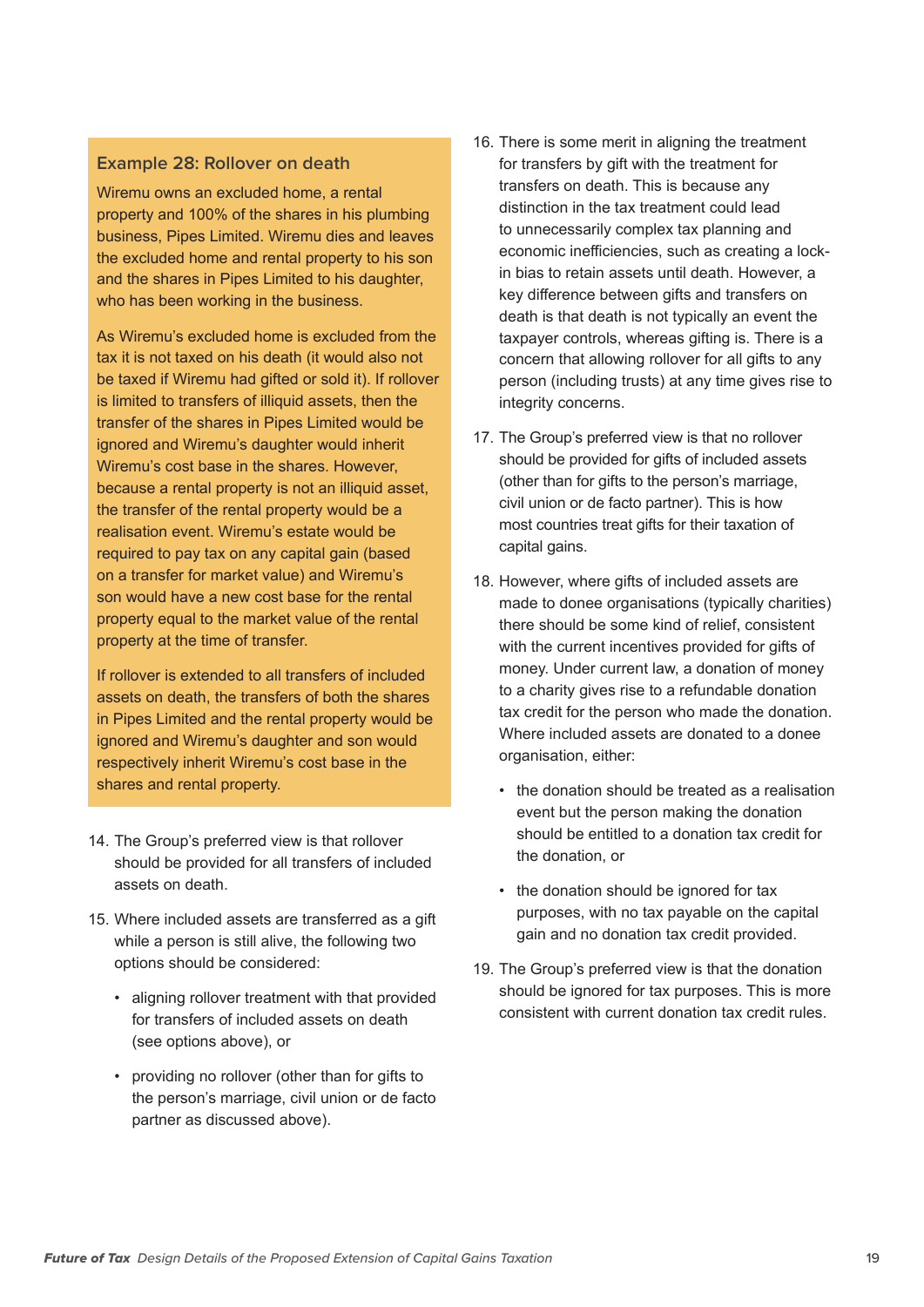### Example 28: Rollover on death

Wiremu owns an excluded home, a rental property and 100% of the shares in his plumbing business, Pipes Limited. Wiremu dies and leaves the excluded home and rental property to his son and the shares in Pipes Limited to his daughter, who has been working in the business.

As Wiremu's excluded home is excluded from the tax it is not taxed on his death (it would also not be taxed if Wiremu had gifted or sold it). If rollover is limited to transfers of illiquid assets, then the transfer of the shares in Pipes Limited would be ignored and Wiremu's daughter would inherit Wiremu's cost base in the shares. However, because a rental property is not an illiquid asset, the transfer of the rental property would be a realisation event. Wiremu's estate would be required to pay tax on any capital gain (based on a transfer for market value) and Wiremu's son would have a new cost base for the rental property equal to the market value of the rental property at the time of transfer.

If rollover is extended to all transfers of included assets on death, the transfers of both the shares in Pipes Limited and the rental property would be ignored and Wiremu's daughter and son would respectively inherit Wiremu's cost base in the shares and rental property.

14. The Group's preferred view is that rollover should be provided for all transfers of included assets on death.

15. Where included assets are transferred as a gift while a person is still alive, the following two options should be considered:

    - aligning rollover treatment with that provided for transfers of included assets on death (see options above), or

    - providing no rollover (other than for gifts to the person's marriage, civil union or de facto partner as discussed above).

16. There is some merit in aligning the treatment for transfers by gift with the treatment for transfers on death. This is because any distinction in the tax treatment could lead to unnecessarily complex tax planning and economic inefficiencies, such as creating a lock-in bias to retain assets until death. However, a key difference between gifts and transfers on death is that death is not typically an event the taxpayer controls, whereas gifting is. There is a concern that allowing rollover for all gifts to any person (including trusts) at any time gives rise to integrity concerns.

17. The Group's preferred view is that no rollover should be provided for gifts of included assets (other than for gifts to the person's marriage, civil union or de facto partner). This is how most countries treat gifts for their taxation of capital gains.

18. However, where gifts of included assets are made to donee organisations (typically charities) there should be some kind of relief, consistent with the current incentives provided for gifts of money. Under current law, a donation of money to a charity gives rise to a refundable donation tax credit for the person who made the donation. Where included assets are donated to a donee organisation, either:

    - the donation should be treated as a realisation event but the person making the donation should be entitled to a donation tax credit for the donation, or

    - the donation should be ignored for tax purposes, with no tax payable on the capital gain and no donation tax credit provided.

19. The Group's preferred view is that the donation should be ignored for tax purposes. This is more consistent with current donation tax credit rules.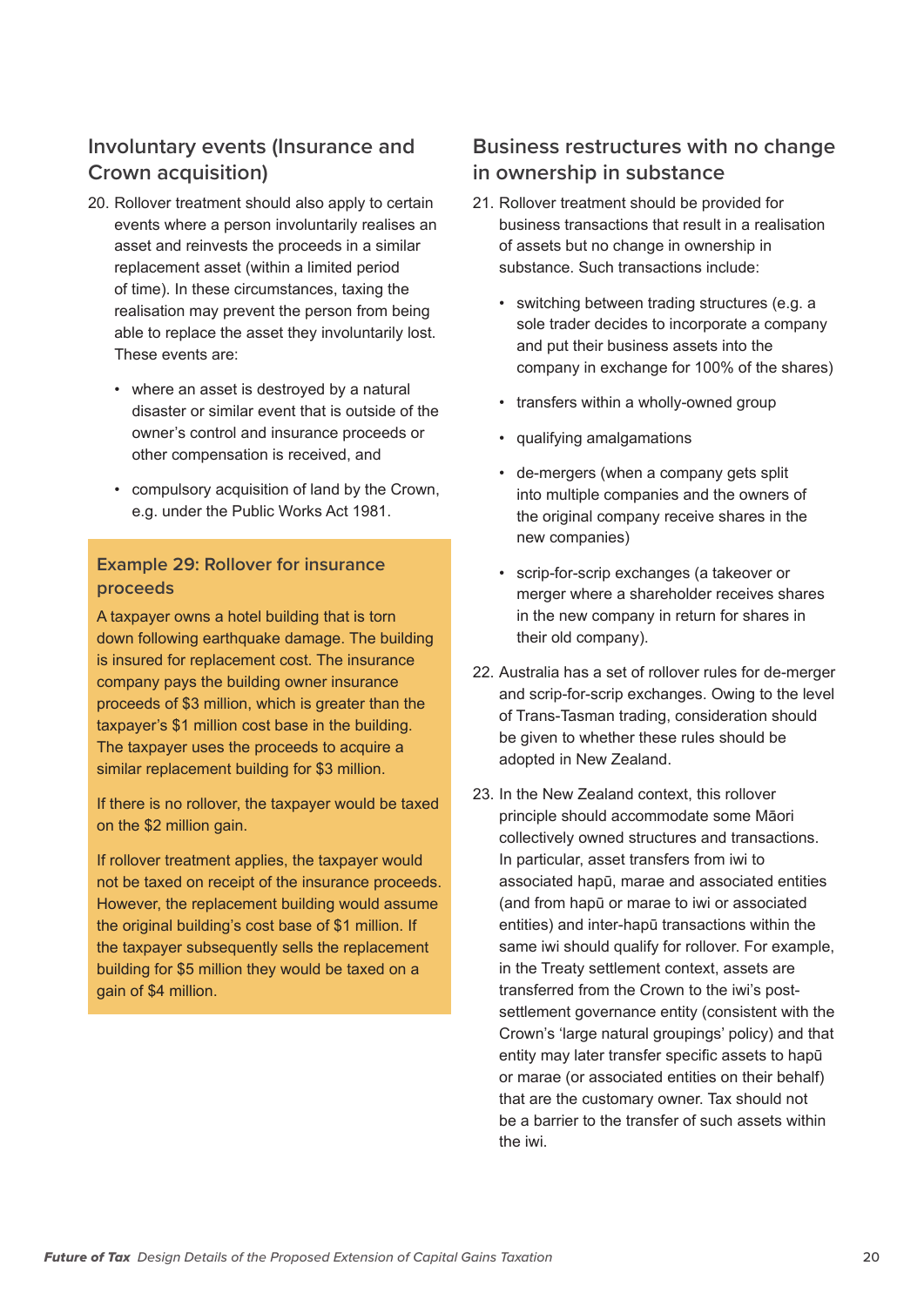## Involuntary events (Insurance and Crown acquisition)

20. Rollover treatment should also apply to certain events where a person involuntarily realises an asset and reinvests the proceeds in a similar replacement asset (within a limited period of time). In these circumstances, taxing the realisation may prevent the person from being able to replace the asset they involuntarily lost. These events are:

    - where an asset is destroyed by a natural disaster or similar event that is outside of the owner's control and insurance proceeds or other compensation is received, and
    - compulsory acquisition of land by the Crown, e.g. under the Public Works Act 1981.

### Example 29: Rollover for insurance proceeds

A taxpayer owns a hotel building that is torn down following earthquake damage. The building is insured for replacement cost. The insurance company pays the building owner insurance proceeds of $3 million, which is greater than the taxpayer's $1 million cost base in the building. The taxpayer uses the proceeds to acquire a similar replacement building for $3 million.

If there is no rollover, the taxpayer would be taxed on the $2 million gain.

If rollover treatment applies, the taxpayer would not be taxed on receipt of the insurance proceeds. However, the replacement building would assume the original building's cost base of $1 million. If the taxpayer subsequently sells the replacement building for $5 million they would be taxed on a gain of $4 million.

## Business restructures with no change in ownership in substance

21. Rollover treatment should be provided for business transactions that result in a realisation of assets but no change in ownership in substance. Such transactions include:

    - switching between trading structures (e.g. a sole trader decides to incorporate a company and put their business assets into the company in exchange for 100% of the shares)
    - transfers within a wholly-owned group
    - qualifying amalgamations
    - de-mergers (when a company gets split into multiple companies and the owners of the original company receive shares in the new companies)
    - scrip-for-scrip exchanges (a takeover or merger where a shareholder receives shares in the new company in return for shares in their old company).

22. Australia has a set of rollover rules for de-merger and scrip-for-scrip exchanges. Owing to the level of Trans-Tasman trading, consideration should be given to whether these rules should be adopted in New Zealand.

23. In the New Zealand context, this rollover principle should accommodate some Māori collectively owned structures and transactions. In particular, asset transfers from iwi to associated hapū, marae and associated entities (and from hapū or marae to iwi or associated entities) and inter-hapū transactions within the same iwi should qualify for rollover. For example, in the Treaty settlement context, assets are transferred from the Crown to the iwi's post-settlement governance entity (consistent with the Crown's 'large natural groupings' policy) and that entity may later transfer specific assets to hapū or marae (or associated entities on their behalf) that are the customary owner. Tax should not be a barrier to the transfer of such assets within the iwi.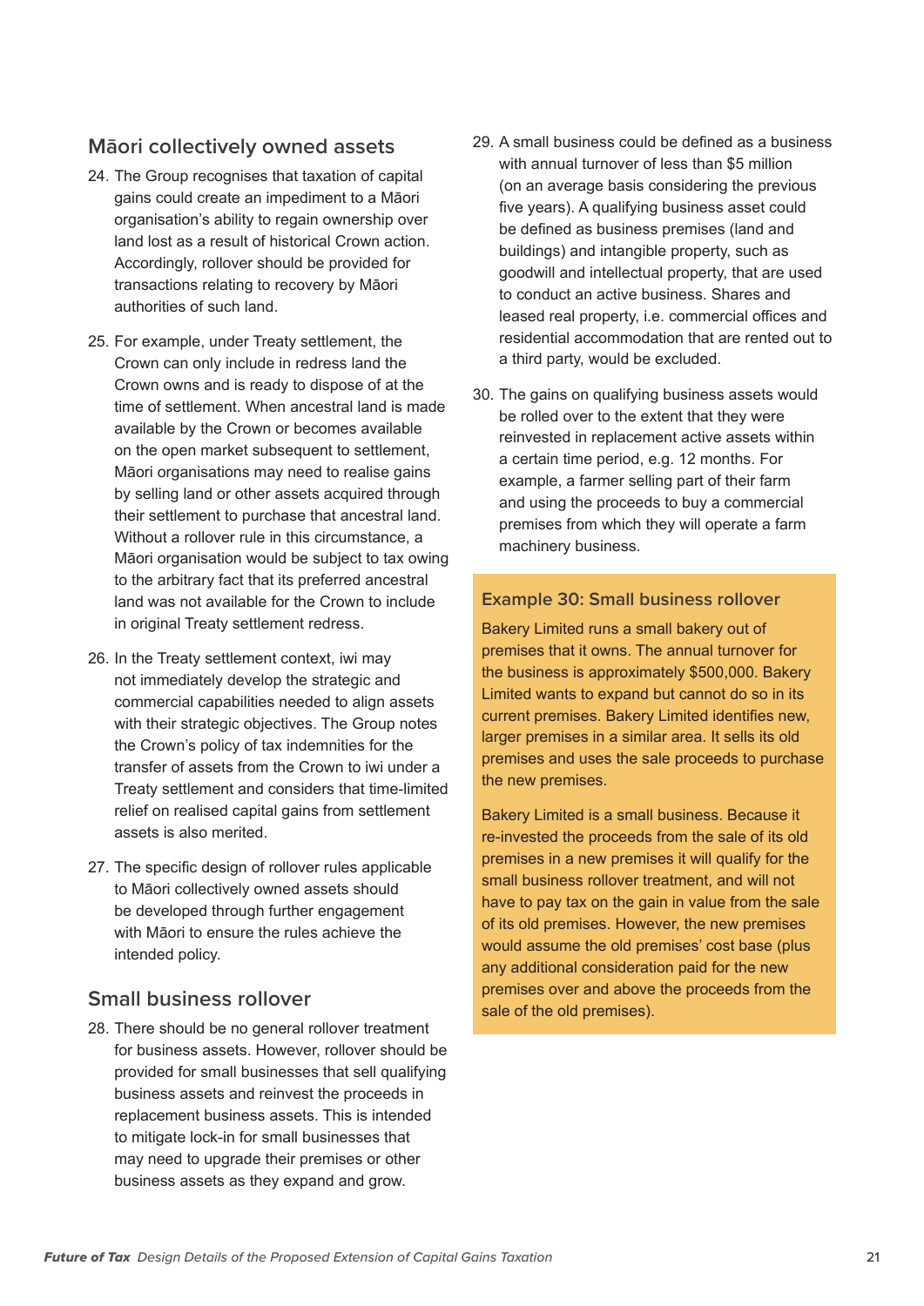## Māori collectively owned assets

24. The Group recognises that taxation of capital gains could create an impediment to a Māori organisation's ability to regain ownership over land lost as a result of historical Crown action. Accordingly, rollover should be provided for transactions relating to recovery by Māori authorities of such land.

25. For example, under Treaty settlement, the Crown can only include in redress land the Crown owns and is ready to dispose of at the time of settlement. When ancestral land is made available by the Crown or becomes available on the open market subsequent to settlement, Māori organisations may need to realise gains by selling land or other assets acquired through their settlement to purchase that ancestral land. Without a rollover rule in this circumstance, a Māori organisation would be subject to tax owing to the arbitrary fact that its preferred ancestral land was not available for the Crown to include in original Treaty settlement redress.

26. In the Treaty settlement context, iwi may not immediately develop the strategic and commercial capabilities needed to align assets with their strategic objectives. The Group notes the Crown's policy of tax indemnities for the transfer of assets from the Crown to iwi under a Treaty settlement and considers that time-limited relief on realised capital gains from settlement assets is also merited.

27. The specific design of rollover rules applicable to Māori collectively owned assets should be developed through further engagement with Māori to ensure the rules achieve the intended policy.

## Small business rollover

28. There should be no general rollover treatment for business assets. However, rollover should be provided for small businesses that sell qualifying business assets and reinvest the proceeds in replacement business assets. This is intended to mitigate lock-in for small businesses that may need to upgrade their premises or other business assets as they expand and grow.

29. A small business could be defined as a business with annual turnover of less than $5 million (on an average basis considering the previous five years). A qualifying business asset could be defined as business premises (land and buildings) and intangible property, such as goodwill and intellectual property, that are used to conduct an active business. Shares and leased real property, i.e. commercial offices and residential accommodation that are rented out to a third party, would be excluded.

30. The gains on qualifying business assets would be rolled over to the extent that they were reinvested in replacement active assets within a certain time period, e.g. 12 months. For example, a farmer selling part of their farm and using the proceeds to buy a commercial premises from which they will operate a farm machinery business.

### Example 30: Small business rollover

Bakery Limited runs a small bakery out of premises that it owns. The annual turnover for the business is approximately $500,000. Bakery Limited wants to expand but cannot do so in its current premises. Bakery Limited identifies new, larger premises in a similar area. It sells its old premises and uses the sale proceeds to purchase the new premises.

Bakery Limited is a small business. Because it re-invested the proceeds from the sale of its old premises in a new premises it will qualify for the small business rollover treatment, and will not have to pay tax on the gain in value from the sale of its old premises. However, the new premises would assume the old premises' cost base (plus any additional consideration paid for the new premises over and above the proceeds from the sale of the old premises).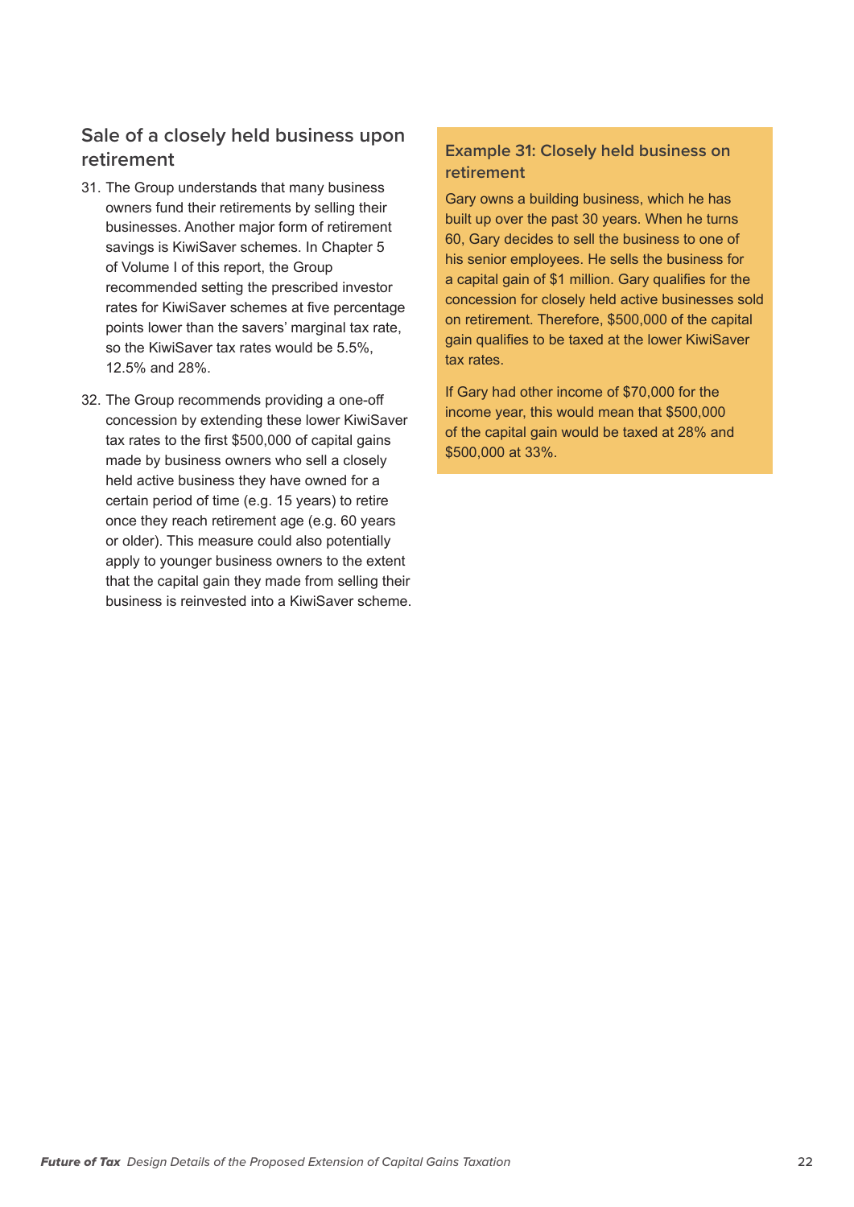## Sale of a closely held business upon retirement

31. The Group understands that many business owners fund their retirements by selling their businesses. Another major form of retirement savings is KiwiSaver schemes. In Chapter 5 of Volume I of this report, the Group recommended setting the prescribed investor rates for KiwiSaver schemes at five percentage points lower than the savers' marginal tax rate, so the KiwiSaver tax rates would be 5.5%, 12.5% and 28%.

32. The Group recommends providing a one-off concession by extending these lower KiwiSaver tax rates to the first $500,000 of capital gains made by business owners who sell a closely held active business they have owned for a certain period of time (e.g. 15 years) to retire once they reach retirement age (e.g. 60 years or older). This measure could also potentially apply to younger business owners to the extent that the capital gain they made from selling their business is reinvested into a KiwiSaver scheme.

### Example 31: Closely held business on retirement

Gary owns a building business, which he has built up over the past 30 years. When he turns 60, Gary decides to sell the business to one of his senior employees. He sells the business for a capital gain of $1 million. Gary qualifies for the concession for closely held active businesses sold on retirement. Therefore, $500,000 of the capital gain qualifies to be taxed at the lower KiwiSaver tax rates.

If Gary had other income of $70,000 for the income year, this would mean that $500,000 of the capital gain would be taxed at 28% and $500,000 at 33%.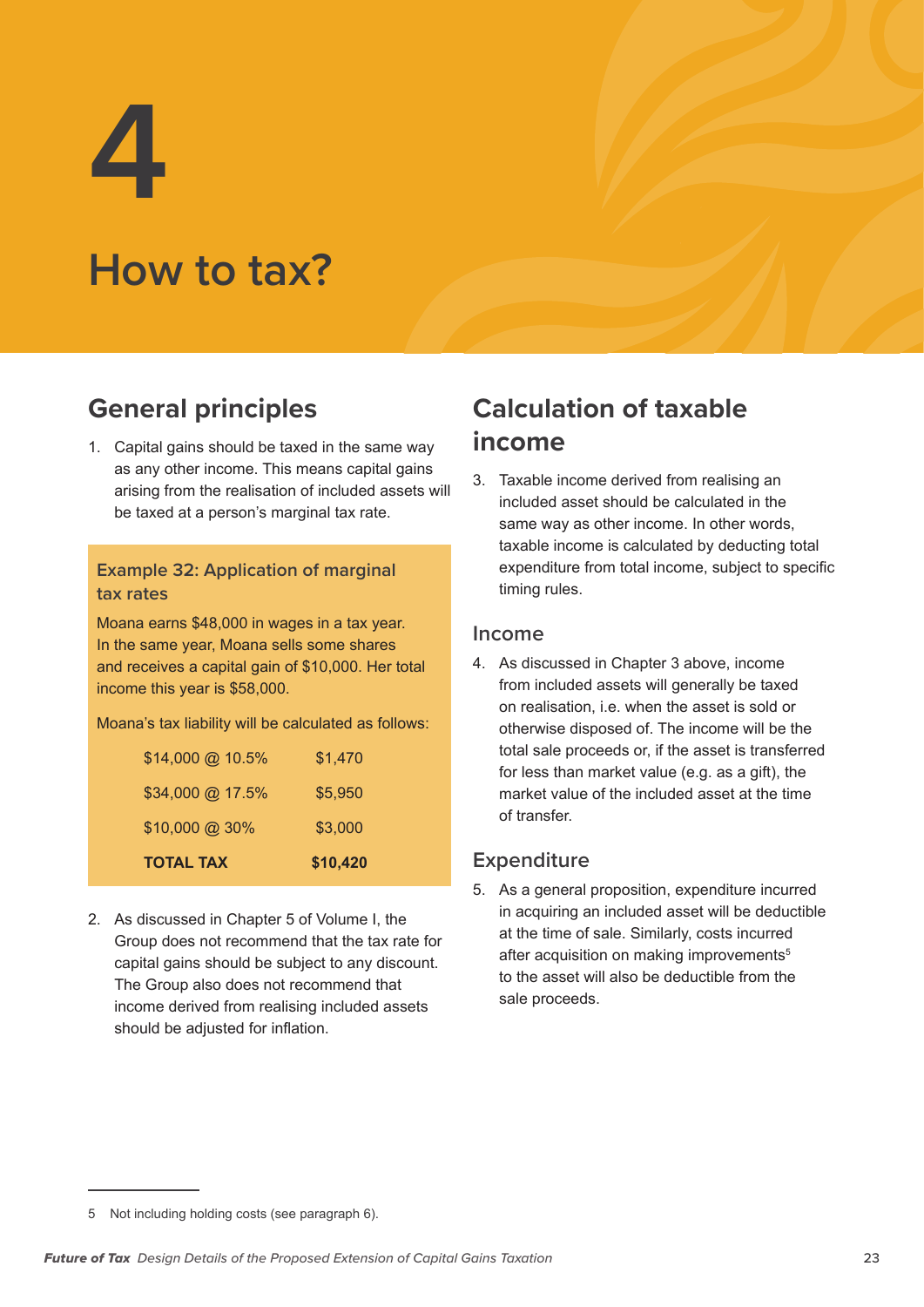# 4

# How to tax?

## General principles

1. Capital gains should be taxed in the same way as any other income. This means capital gains arising from the realisation of included assets will be taxed at a person's marginal tax rate.

### Example 32: Application of marginal tax rates

Moana earns $48,000 in wages in a tax year. In the same year, Moana sells some shares and receives a capital gain of $10,000. Her total income this year is $58,000.

Moana's tax liability will be calculated as follows:

| | |
|---|---|
| $14,000 @ 10.5% | $1,470 |
| $34,000 @ 17.5% | $5,950 |
| $10,000 @ 30% | $3,000 |
| **TOTAL TAX** | **$10,420** |

2. As discussed in Chapter 5 of Volume I, the Group does not recommend that the tax rate for capital gains should be subject to any discount. The Group also does not recommend that income derived from realising included assets should be adjusted for inflation.

## Calculation of taxable income

3. Taxable income derived from realising an included asset should be calculated in the same way as other income. In other words, taxable income is calculated by deducting total expenditure from total income, subject to specific timing rules.

### Income

4. As discussed in Chapter 3 above, income from included assets will generally be taxed on realisation, i.e. when the asset is sold or otherwise disposed of. The income will be the total sale proceeds or, if the asset is transferred for less than market value (e.g. as a gift), the market value of the included asset at the time of transfer.

### Expenditure

5. As a general proposition, expenditure incurred in acquiring an included asset will be deductible at the time of sale. Similarly, costs incurred after acquisition on making improvements[5] to the asset will also be deductible from the sale proceeds.

---

5 Not including holding costs (see paragraph 6).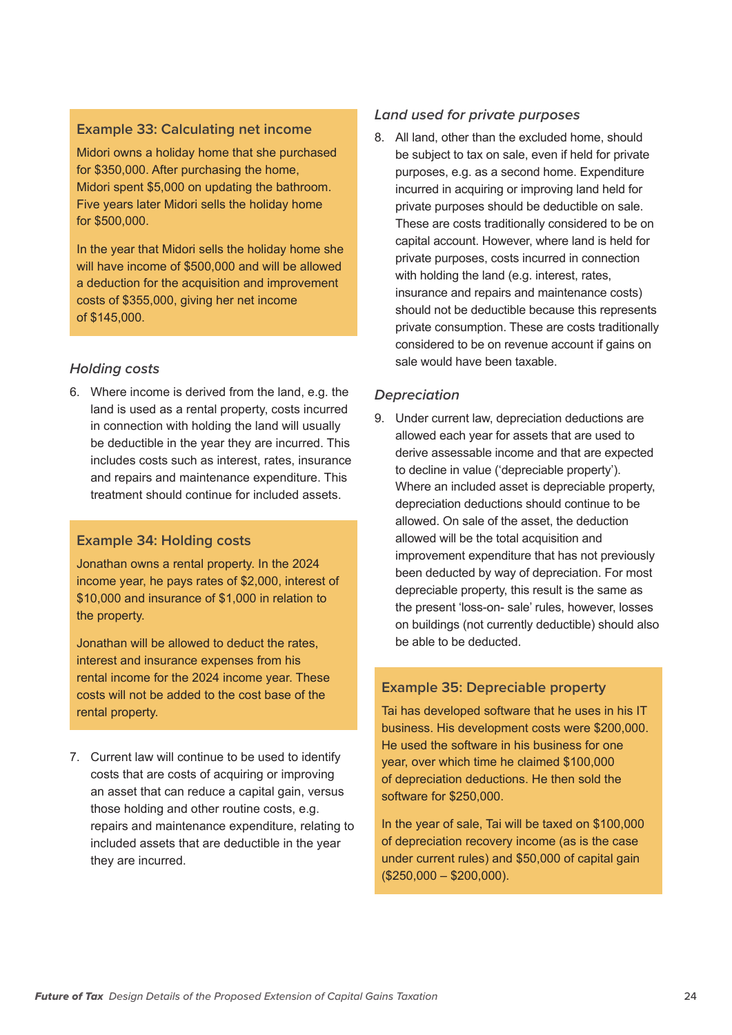### Example 33: Calculating net income

Midori owns a holiday home that she purchased for $350,000. After purchasing the home, Midori spent $5,000 on updating the bathroom. Five years later Midori sells the holiday home for $500,000.

In the year that Midori sells the holiday home she will have income of $500,000 and will be allowed a deduction for the acquisition and improvement costs of $355,000, giving her net income of $145,000.

### *Holding costs*

6. Where income is derived from the land, e.g. the land is used as a rental property, costs incurred in connection with holding the land will usually be deductible in the year they are incurred. This includes costs such as interest, rates, insurance and repairs and maintenance expenditure. This treatment should continue for included assets.

### Example 34: Holding costs

Jonathan owns a rental property. In the 2024 income year, he pays rates of $2,000, interest of $10,000 and insurance of $1,000 in relation to the property.

Jonathan will be allowed to deduct the rates, interest and insurance expenses from his rental income for the 2024 income year. These costs will not be added to the cost base of the rental property.

7. Current law will continue to be used to identify costs that are costs of acquiring or improving an asset that can reduce a capital gain, versus those holding and other routine costs, e.g. repairs and maintenance expenditure, relating to included assets that are deductible in the year they are incurred.

### *Land used for private purposes*

8. All land, other than the excluded home, should be subject to tax on sale, even if held for private purposes, e.g. as a second home. Expenditure incurred in acquiring or improving land held for private purposes should be deductible on sale. These are costs traditionally considered to be on capital account. However, where land is held for private purposes, costs incurred in connection with holding the land (e.g. interest, rates, insurance and repairs and maintenance costs) should not be deductible because this represents private consumption. These are costs traditionally considered to be on revenue account if gains on sale would have been taxable.

### *Depreciation*

9. Under current law, depreciation deductions are allowed each year for assets that are used to derive assessable income and that are expected to decline in value ('depreciable property'). Where an included asset is depreciable property, depreciation deductions should continue to be allowed. On sale of the asset, the deduction allowed will be the total acquisition and improvement expenditure that has not previously been deducted by way of depreciation. For most depreciable property, this result is the same as the present 'loss-on- sale' rules, however, losses on buildings (not currently deductible) should also be able to be deducted.

### Example 35: Depreciable property

Tai has developed software that he uses in his IT business. His development costs were $200,000. He used the software in his business for one year, over which time he claimed $100,000 of depreciation deductions. He then sold the software for $250,000.

In the year of sale, Tai will be taxed on $100,000 of depreciation recovery income (as is the case under current rules) and $50,000 of capital gain ($250,000 – $200,000).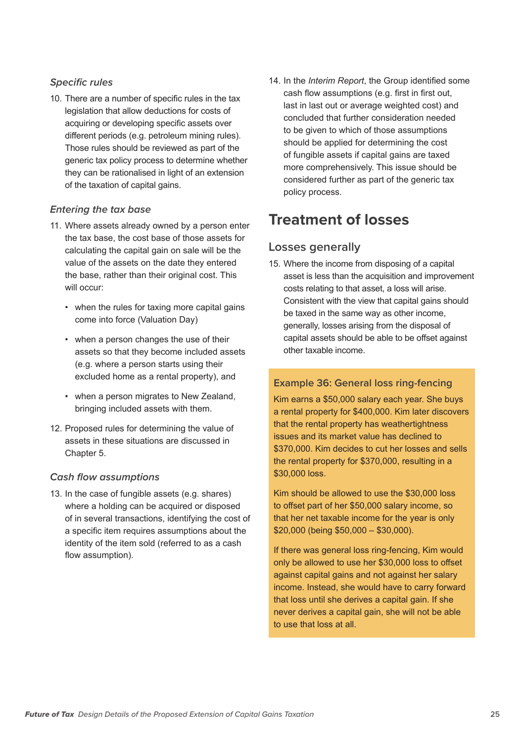### *Specific rules*

10. There are a number of specific rules in the tax legislation that allow deductions for costs of acquiring or developing specific assets over different periods (e.g. petroleum mining rules). Those rules should be reviewed as part of the generic tax policy process to determine whether they can be rationalised in light of an extension of the taxation of capital gains.

### *Entering the tax base*

11. Where assets already owned by a person enter the tax base, the cost base of those assets for calculating the capital gain on sale will be the value of the assets on the date they entered the base, rather than their original cost. This will occur:

    - when the rules for taxing more capital gains come into force (Valuation Day)
    - when a person changes the use of their assets so that they become included assets (e.g. where a person starts using their excluded home as a rental property), and
    - when a person migrates to New Zealand, bringing included assets with them.

12. Proposed rules for determining the value of assets in these situations are discussed in Chapter 5.

### *Cash flow assumptions*

13. In the case of fungible assets (e.g. shares) where a holding can be acquired or disposed of in several transactions, identifying the cost of a specific item requires assumptions about the identity of the item sold (referred to as a cash flow assumption).

14. In the *Interim Report*, the Group identified some cash flow assumptions (e.g. first in first out, last in last out or average weighted cost) and concluded that further consideration needed to be given to which of those assumptions should be applied for determining the cost of fungible assets if capital gains are taxed more comprehensively. This issue should be considered further as part of the generic tax policy process.

# Treatment of losses

## Losses generally

15. Where the income from disposing of a capital asset is less than the acquisition and improvement costs relating to that asset, a loss will arise. Consistent with the view that capital gains should be taxed in the same way as other income, generally, losses arising from the disposal of capital assets should be able to be offset against other taxable income.

> **Example 36: General loss ring-fencing**
>
> Kim earns a $50,000 salary each year. She buys a rental property for $400,000. Kim later discovers that the rental property has weathertightness issues and its market value has declined to $370,000. Kim decides to cut her losses and sells the rental property for $370,000, resulting in a $30,000 loss.
>
> Kim should be allowed to use the $30,000 loss to offset part of her $50,000 salary income, so that her net taxable income for the year is only $20,000 (being $50,000 – $30,000).
>
> If there was general loss ring-fencing, Kim would only be allowed to use her $30,000 loss to offset against capital gains and not against her salary income. Instead, she would have to carry forward that loss until she derives a capital gain. If she never derives a capital gain, she will not be able to use that loss at all.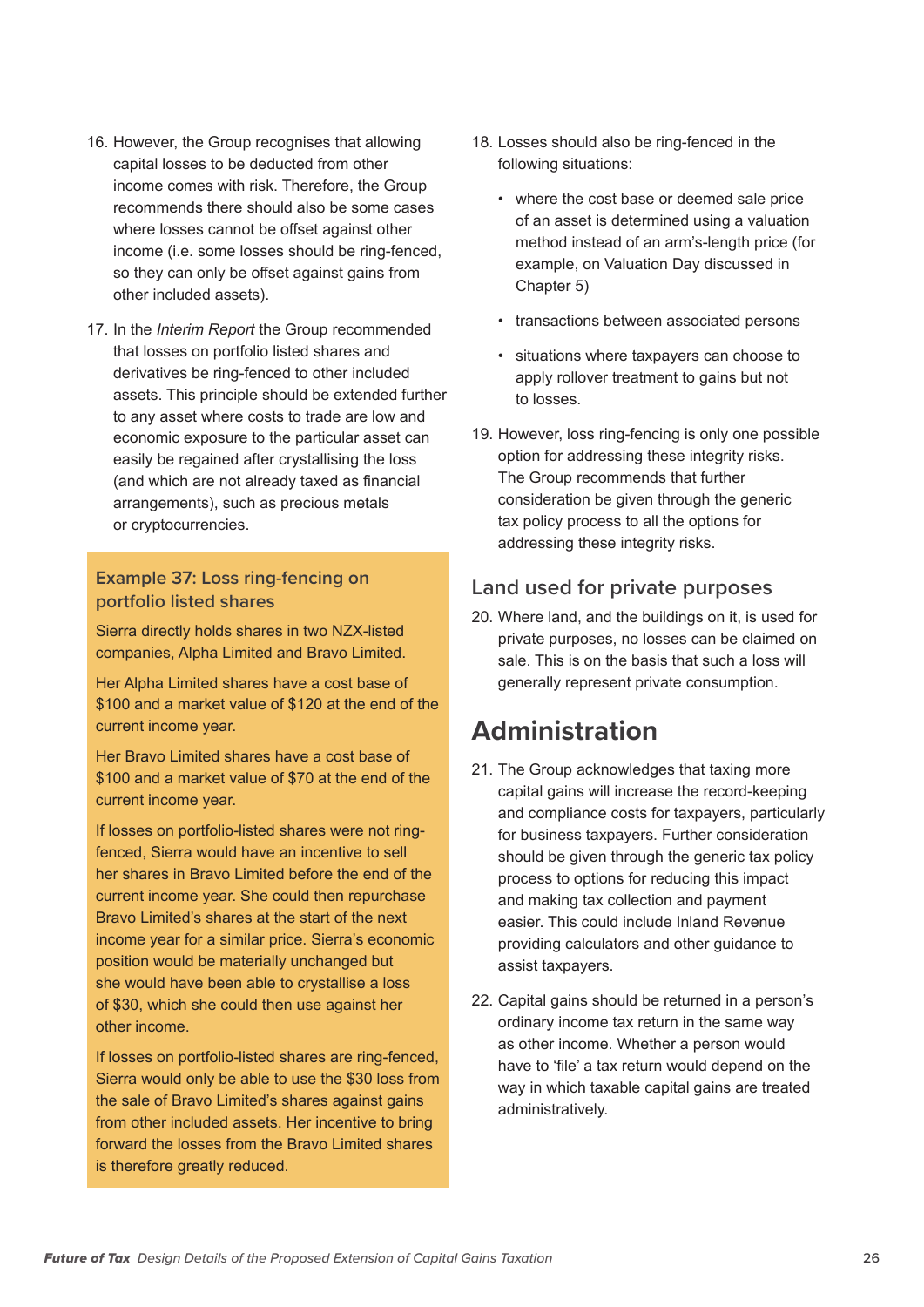16. However, the Group recognises that allowing capital losses to be deducted from other income comes with risk. Therefore, the Group recommends there should also be some cases where losses cannot be offset against other income (i.e. some losses should be ring-fenced, so they can only be offset against gains from other included assets).

17. In the *Interim Report* the Group recommended that losses on portfolio listed shares and derivatives be ring-fenced to other included assets. This principle should be extended further to any asset where costs to trade are low and economic exposure to the particular asset can easily be regained after crystallising the loss (and which are not already taxed as financial arrangements), such as precious metals or cryptocurrencies.

### Example 37: Loss ring-fencing on portfolio listed shares

Sierra directly holds shares in two NZX-listed companies, Alpha Limited and Bravo Limited.

Her Alpha Limited shares have a cost base of $100 and a market value of $120 at the end of the current income year.

Her Bravo Limited shares have a cost base of $100 and a market value of $70 at the end of the current income year.

If losses on portfolio-listed shares were not ring-fenced, Sierra would have an incentive to sell her shares in Bravo Limited before the end of the current income year. She could then repurchase Bravo Limited's shares at the start of the next income year for a similar price. Sierra's economic position would be materially unchanged but she would have been able to crystallise a loss of $30, which she could then use against her other income.

If losses on portfolio-listed shares are ring-fenced, Sierra would only be able to use the $30 loss from the sale of Bravo Limited's shares against gains from other included assets. Her incentive to bring forward the losses from the Bravo Limited shares is therefore greatly reduced.

18. Losses should also be ring-fenced in the following situations:
    - where the cost base or deemed sale price of an asset is determined using a valuation method instead of an arm's-length price (for example, on Valuation Day discussed in Chapter 5)
    - transactions between associated persons
    - situations where taxpayers can choose to apply rollover treatment to gains but not to losses.

19. However, loss ring-fencing is only one possible option for addressing these integrity risks. The Group recommends that further consideration be given through the generic tax policy process to all the options for addressing these integrity risks.

## Land used for private purposes

20. Where land, and the buildings on it, is used for private purposes, no losses can be claimed on sale. This is on the basis that such a loss will generally represent private consumption.

# Administration

21. The Group acknowledges that taxing more capital gains will increase the record-keeping and compliance costs for taxpayers, particularly for business taxpayers. Further consideration should be given through the generic tax policy process to options for reducing this impact and making tax collection and payment easier. This could include Inland Revenue providing calculators and other guidance to assist taxpayers.

22. Capital gains should be returned in a person's ordinary income tax return in the same way as other income. Whether a person would have to 'file' a tax return would depend on the way in which taxable capital gains are treated administratively.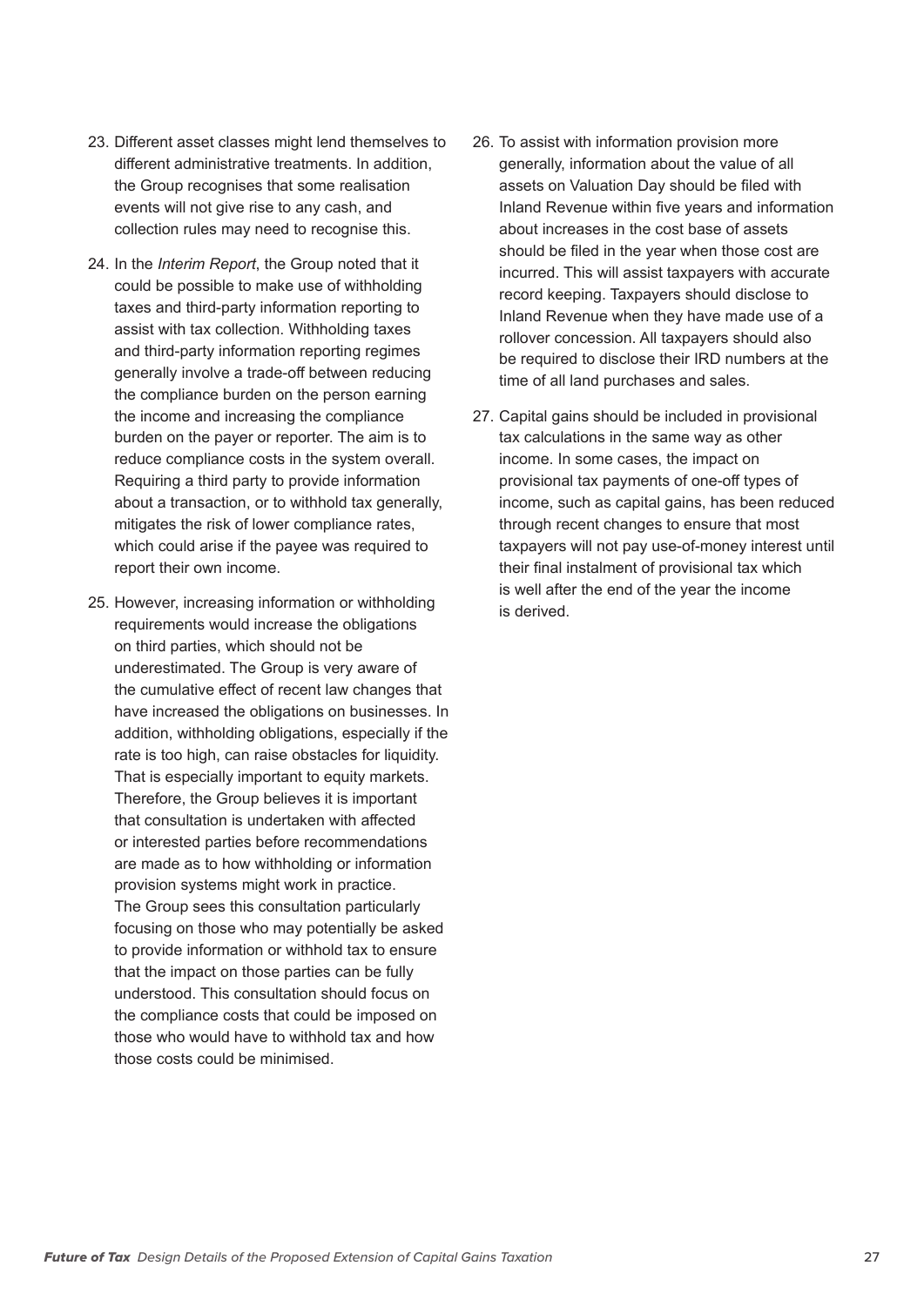23. Different asset classes might lend themselves to different administrative treatments. In addition, the Group recognises that some realisation events will not give rise to any cash, and collection rules may need to recognise this.

24. In the *Interim Report*, the Group noted that it could be possible to make use of withholding taxes and third-party information reporting to assist with tax collection. Withholding taxes and third-party information reporting regimes generally involve a trade-off between reducing the compliance burden on the person earning the income and increasing the compliance burden on the payer or reporter. The aim is to reduce compliance costs in the system overall. Requiring a third party to provide information about a transaction, or to withhold tax generally, mitigates the risk of lower compliance rates, which could arise if the payee was required to report their own income.

25. However, increasing information or withholding requirements would increase the obligations on third parties, which should not be underestimated. The Group is very aware of the cumulative effect of recent law changes that have increased the obligations on businesses. In addition, withholding obligations, especially if the rate is too high, can raise obstacles for liquidity. That is especially important to equity markets. Therefore, the Group believes it is important that consultation is undertaken with affected or interested parties before recommendations are made as to how withholding or information provision systems might work in practice. The Group sees this consultation particularly focusing on those who may potentially be asked to provide information or withhold tax to ensure that the impact on those parties can be fully understood. This consultation should focus on the compliance costs that could be imposed on those who would have to withhold tax and how those costs could be minimised.

26. To assist with information provision more generally, information about the value of all assets on Valuation Day should be filed with Inland Revenue within five years and information about increases in the cost base of assets should be filed in the year when those cost are incurred. This will assist taxpayers with accurate record keeping. Taxpayers should disclose to Inland Revenue when they have made use of a rollover concession. All taxpayers should also be required to disclose their IRD numbers at the time of all land purchases and sales.

27. Capital gains should be included in provisional tax calculations in the same way as other income. In some cases, the impact on provisional tax payments of one-off types of income, such as capital gains, has been reduced through recent changes to ensure that most taxpayers will not pay use-of-money interest until their final instalment of provisional tax which is well after the end of the year the income is derived.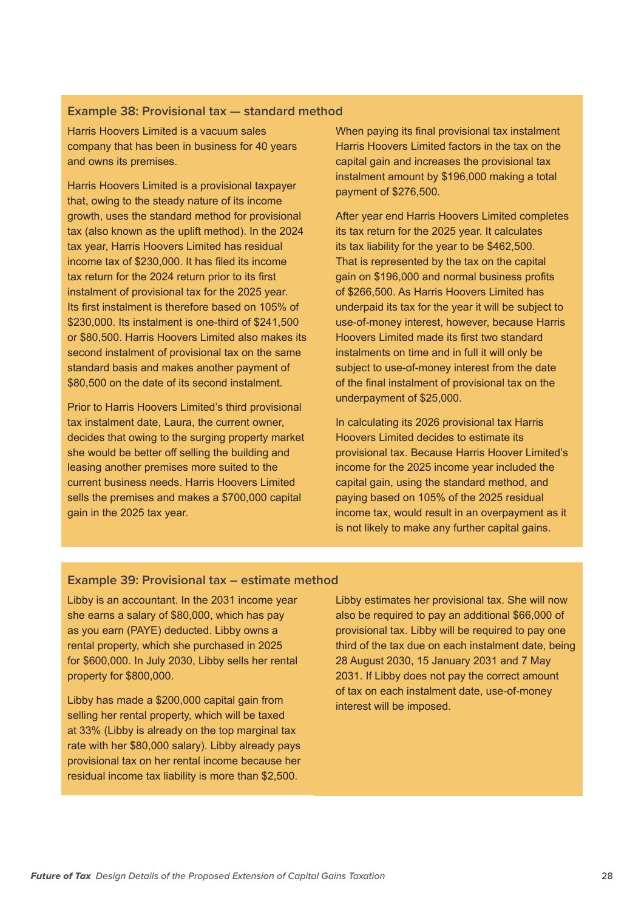### Example 38: Provisional tax — standard method

Harris Hoovers Limited is a vacuum sales company that has been in business for 40 years and owns its premises.

Harris Hoovers Limited is a provisional taxpayer that, owing to the steady nature of its income growth, uses the standard method for provisional tax (also known as the uplift method). In the 2024 tax year, Harris Hoovers Limited has residual income tax of $230,000. It has filed its income tax return for the 2024 return prior to its first instalment of provisional tax for the 2025 year. Its first instalment is therefore based on 105% of $230,000. Its instalment is one-third of $241,500 or $80,500. Harris Hoovers Limited also makes its second instalment of provisional tax on the same standard basis and makes another payment of $80,500 on the date of its second instalment.

Prior to Harris Hoovers Limited's third provisional tax instalment date, Laura, the current owner, decides that owing to the surging property market she would be better off selling the building and leasing another premises more suited to the current business needs. Harris Hoovers Limited sells the premises and makes a $700,000 capital gain in the 2025 tax year.

When paying its final provisional tax instalment Harris Hoovers Limited factors in the tax on the capital gain and increases the provisional tax instalment amount by $196,000 making a total payment of $276,500.

After year end Harris Hoovers Limited completes its tax return for the 2025 year. It calculates its tax liability for the year to be $462,500. That is represented by the tax on the capital gain on $196,000 and normal business profits of $266,500. As Harris Hoovers Limited has underpaid its tax for the year it will be subject to use-of-money interest, however, because Harris Hoovers Limited made its first two standard instalments on time and in full it will only be subject to use-of-money interest from the date of the final instalment of provisional tax on the underpayment of $25,000.

In calculating its 2026 provisional tax Harris Hoovers Limited decides to estimate its provisional tax. Because Harris Hoover Limited's income for the 2025 income year included the capital gain, using the standard method, and paying based on 105% of the 2025 residual income tax, would result in an overpayment as it is not likely to make any further capital gains.

### Example 39: Provisional tax – estimate method

Libby is an accountant. In the 2031 income year she earns a salary of $80,000, which has pay as you earn (PAYE) deducted. Libby owns a rental property, which she purchased in 2025 for $600,000. In July 2030, Libby sells her rental property for $800,000.

Libby has made a $200,000 capital gain from selling her rental property, which will be taxed at 33% (Libby is already on the top marginal tax rate with her $80,000 salary). Libby already pays provisional tax on her rental income because her residual income tax liability is more than $2,500.

Libby estimates her provisional tax. She will now also be required to pay an additional $66,000 of provisional tax. Libby will be required to pay one third of the tax due on each instalment date, being 28 August 2030, 15 January 2031 and 7 May 2031. If Libby does not pay the correct amount of tax on each instalment date, use-of-money interest will be imposed.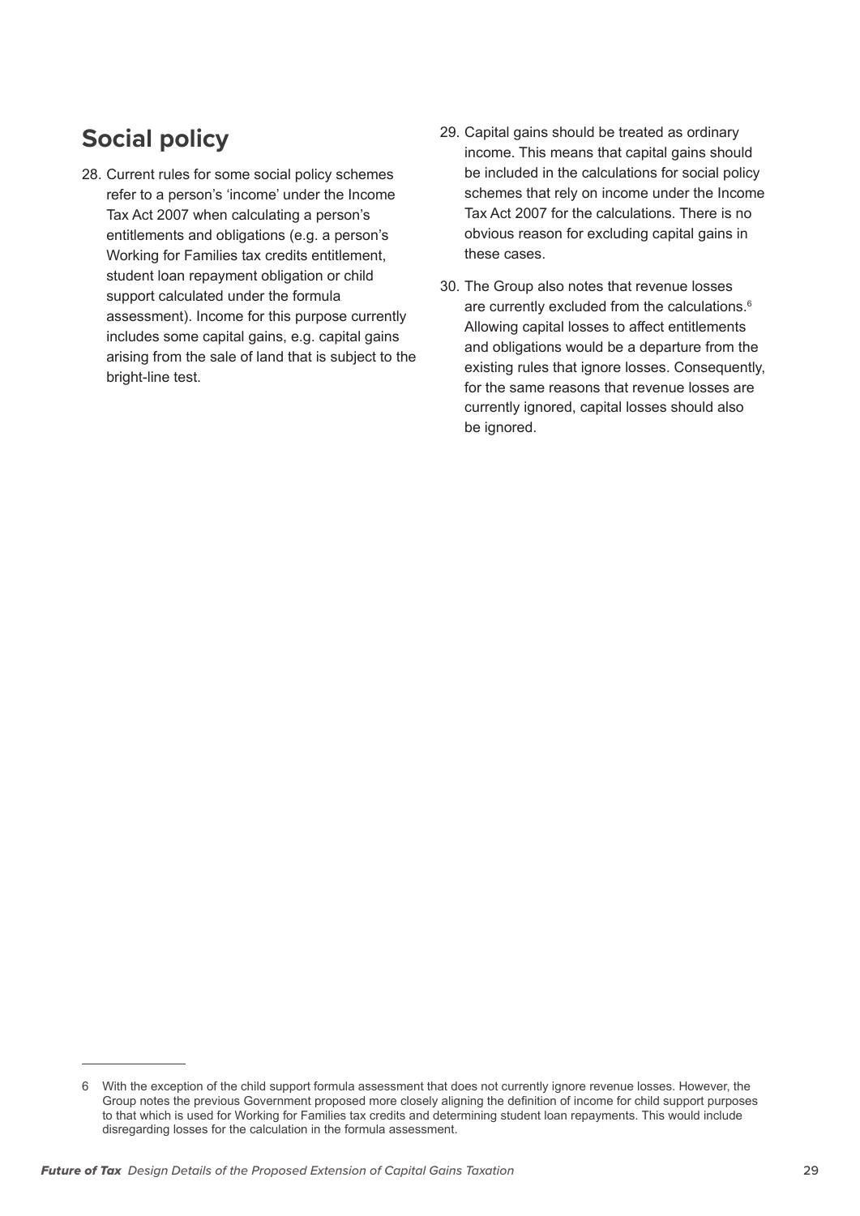## Social policy

28. Current rules for some social policy schemes refer to a person's 'income' under the Income Tax Act 2007 when calculating a person's entitlements and obligations (e.g. a person's Working for Families tax credits entitlement, student loan repayment obligation or child support calculated under the formula assessment). Income for this purpose currently includes some capital gains, e.g. capital gains arising from the sale of land that is subject to the bright-line test.

29. Capital gains should be treated as ordinary income. This means that capital gains should be included in the calculations for social policy schemes that rely on income under the Income Tax Act 2007 for the calculations. There is no obvious reason for excluding capital gains in these cases.

30. The Group also notes that revenue losses are currently excluded from the calculations.[6] Allowing capital losses to affect entitlements and obligations would be a departure from the existing rules that ignore losses. Consequently, for the same reasons that revenue losses are currently ignored, capital losses should also be ignored.

---

6 With the exception of the child support formula assessment that does not currently ignore revenue losses. However, the Group notes the previous Government proposed more closely aligning the definition of income for child support purposes to that which is used for Working for Families tax credits and determining student loan repayments. This would include disregarding losses for the calculation in the formula assessment.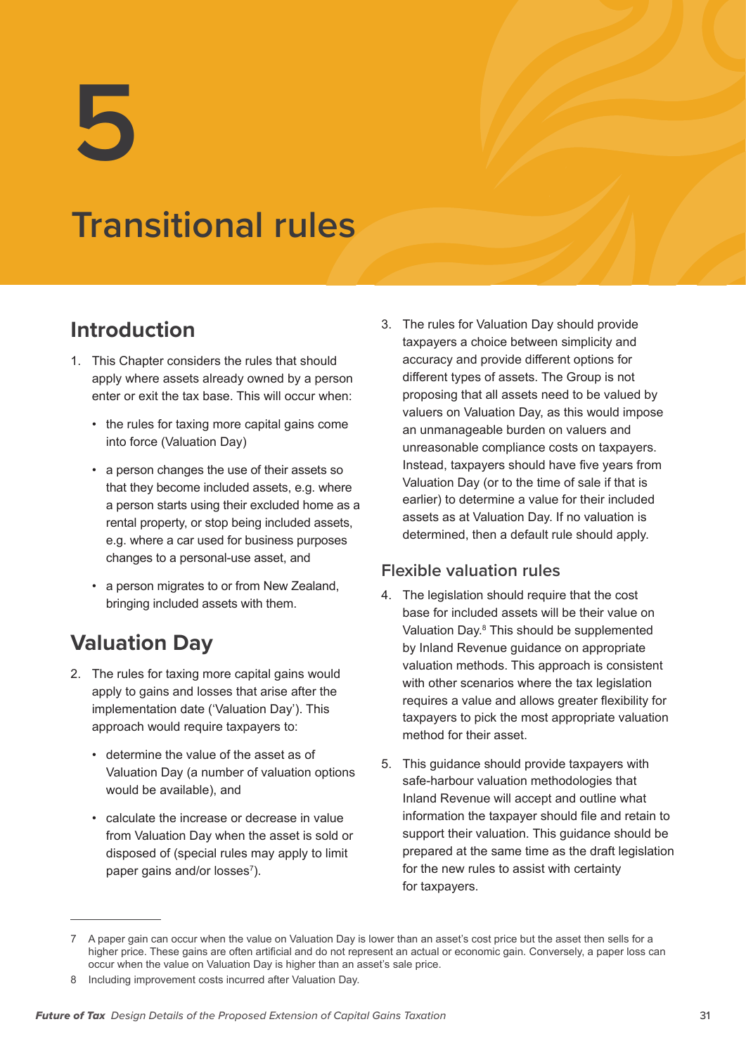# 5

# Transitional rules

## Introduction

1. This Chapter considers the rules that should apply where assets already owned by a person enter or exit the tax base. This will occur when:

   - the rules for taxing more capital gains come into force (Valuation Day)
   - a person changes the use of their assets so that they become included assets, e.g. where a person starts using their excluded home as a rental property, or stop being included assets, e.g. where a car used for business purposes changes to a personal-use asset, and
   - a person migrates to or from New Zealand, bringing included assets with them.

## Valuation Day

2. The rules for taxing more capital gains would apply to gains and losses that arise after the implementation date ('Valuation Day'). This approach would require taxpayers to:

   - determine the value of the asset as of Valuation Day (a number of valuation options would be available), and
   - calculate the increase or decrease in value from Valuation Day when the asset is sold or disposed of (special rules may apply to limit paper gains and/or losses[7]).

3. The rules for Valuation Day should provide taxpayers a choice between simplicity and accuracy and provide different options for different types of assets. The Group is not proposing that all assets need to be valued by valuers on Valuation Day, as this would impose an unmanageable burden on valuers and unreasonable compliance costs on taxpayers. Instead, taxpayers should have five years from Valuation Day (or to the time of sale if that is earlier) to determine a value for their included assets as at Valuation Day. If no valuation is determined, then a default rule should apply.

### Flexible valuation rules

4. The legislation should require that the cost base for included assets will be their value on Valuation Day.[8] This should be supplemented by Inland Revenue guidance on appropriate valuation methods. This approach is consistent with other scenarios where the tax legislation requires a value and allows greater flexibility for taxpayers to pick the most appropriate valuation method for their asset.

5. This guidance should provide taxpayers with safe-harbour valuation methodologies that Inland Revenue will accept and outline what information the taxpayer should file and retain to support their valuation. This guidance should be prepared at the same time as the draft legislation for the new rules to assist with certainty for taxpayers.

---

7 A paper gain can occur when the value on Valuation Day is lower than an asset's cost price but the asset then sells for a higher price. These gains are often artificial and do not represent an actual or economic gain. Conversely, a paper loss can occur when the value on Valuation Day is higher than an asset's sale price.

8 Including improvement costs incurred after Valuation Day.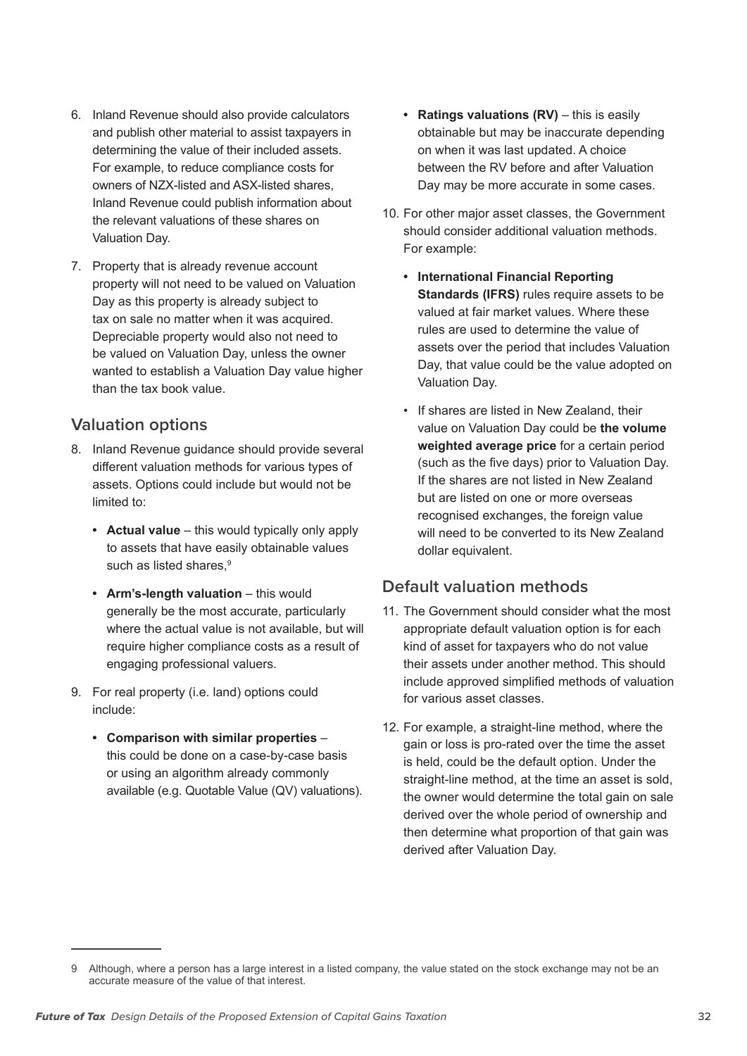6. Inland Revenue should also provide calculators and publish other material to assist taxpayers in determining the value of their included assets. For example, to reduce compliance costs for owners of NZX-listed and ASX-listed shares, Inland Revenue could publish information about the relevant valuations of these shares on Valuation Day.

7. Property that is already revenue account property will not need to be valued on Valuation Day as this property is already subject to tax on sale no matter when it was acquired. Depreciable property would also not need to be valued on Valuation Day, unless the owner wanted to establish a Valuation Day value higher than the tax book value.

## Valuation options

8. Inland Revenue guidance should provide several different valuation methods for various types of assets. Options could include but would not be limited to:

   - **Actual value** – this would typically only apply to assets that have easily obtainable values such as listed shares,[9]

   - **Arm's-length valuation** – this would generally be the most accurate, particularly where the actual value is not available, but will require higher compliance costs as a result of engaging professional valuers.

9. For real property (i.e. land) options could include:

   - **Comparison with similar properties** – this could be done on a case-by-case basis or using an algorithm already commonly available (e.g. Quotable Value (QV) valuations).

   - **Ratings valuations (RV)** – this is easily obtainable but may be inaccurate depending on when it was last updated. A choice between the RV before and after Valuation Day may be more accurate in some cases.

10. For other major asset classes, the Government should consider additional valuation methods. For example:

   - **International Financial Reporting Standards (IFRS)** rules require assets to be valued at fair market values. Where these rules are used to determine the value of assets over the period that includes Valuation Day, that value could be the value adopted on Valuation Day.

   - If shares are listed in New Zealand, their value on Valuation Day could be **the volume weighted average price** for a certain period (such as the five days) prior to Valuation Day. If the shares are not listed in New Zealand but are listed on one or more overseas recognised exchanges, the foreign value will need to be converted to its New Zealand dollar equivalent.

## Default valuation methods

11. The Government should consider what the most appropriate default valuation option is for each kind of asset for taxpayers who do not value their assets under another method. This should include approved simplified methods of valuation for various asset classes.

12. For example, a straight-line method, where the gain or loss is pro-rated over the time the asset is held, could be the default option. Under the straight-line method, at the time an asset is sold, the owner would determine the total gain on sale derived over the whole period of ownership and then determine what proportion of that gain was derived after Valuation Day.

---

9 Although, where a person has a large interest in a listed company, the value stated on the stock exchange may not be an accurate measure of the value of that interest.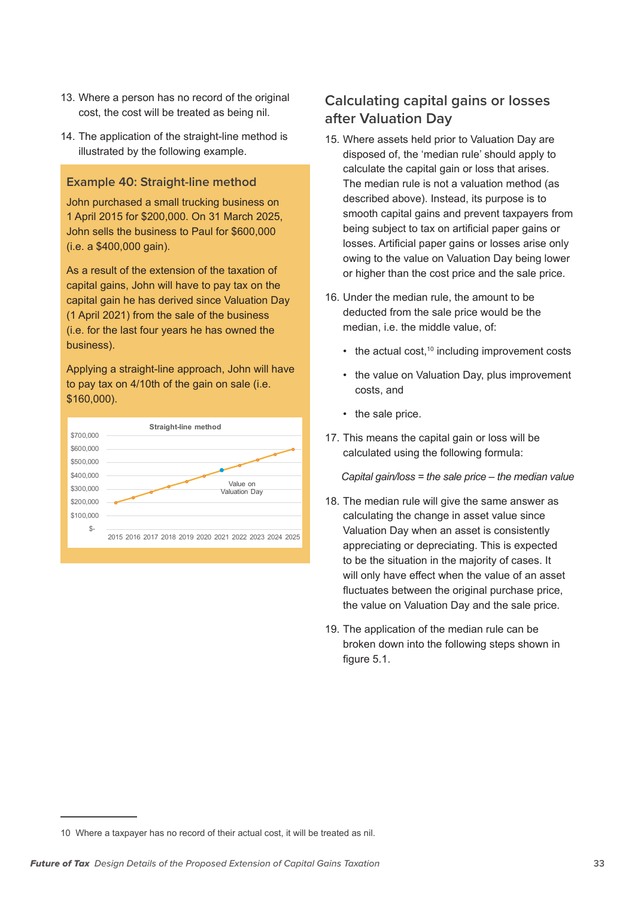13. Where a person has no record of the original cost, the cost will be treated as being nil.

14. The application of the straight-line method is illustrated by the following example.

### Example 40: Straight-line method

John purchased a small trucking business on 1 April 2015 for $200,000. On 31 March 2025, John sells the business to Paul for $600,000 (i.e. a $400,000 gain).

As a result of the extension of the taxation of capital gains, John will have to pay tax on the capital gain he has derived since Valuation Day (1 April 2021) from the sale of the business (i.e. for the last four years he has owned the business).

Applying a straight-line approach, John will have to pay tax on 4/10th of the gain on sale (i.e. $160,000).

Straight-line method

$700,000
$600,000
$500,000
$400,000
$300,000
$200,000
$100,000
$-

2015 2016 2017 2018 2019 2020 2021 2022 2023 2024 2025

Value on Valuation Day

## Calculating capital gains or losses after Valuation Day

15. Where assets held prior to Valuation Day are disposed of, the 'median rule' should apply to calculate the capital gain or loss that arises. The median rule is not a valuation method (as described above). Instead, its purpose is to smooth capital gains and prevent taxpayers from being subject to tax on artificial paper gains or losses. Artificial paper gains or losses arise only owing to the value on Valuation Day being lower or higher than the cost price and the sale price.

16. Under the median rule, the amount to be deducted from the sale price would be the median, i.e. the middle value, of:

    - the actual cost,[10] including improvement costs
    - the value on Valuation Day, plus improvement costs, and
    - the sale price.

17. This means the capital gain or loss will be calculated using the following formula:

    *Capital gain/loss = the sale price – the median value*

18. The median rule will give the same answer as calculating the change in asset value since Valuation Day when an asset is consistently appreciating or depreciating. This is expected to be the situation in the majority of cases. It will only have effect when the value of an asset fluctuates between the original purchase price, the value on Valuation Day and the sale price.

19. The application of the median rule can be broken down into the following steps shown in figure 5.1.

---

10 Where a taxpayer has no record of their actual cost, it will be treated as nil.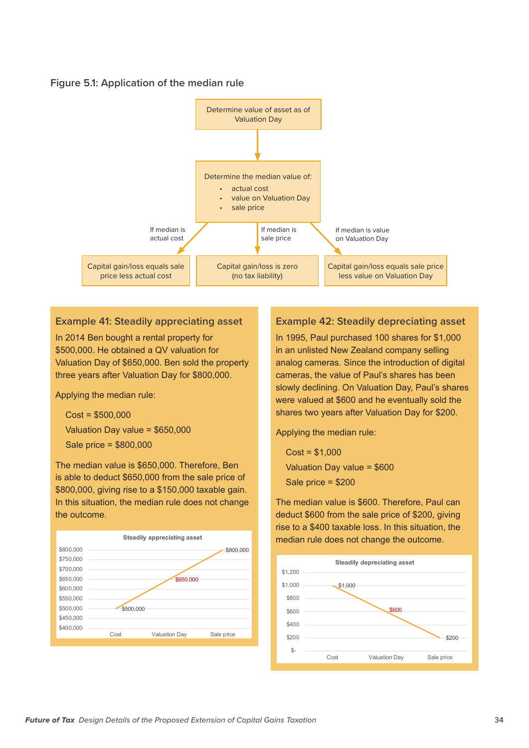Figure 5.1: Application of the median rule

Determine value of asset as of Valuation Day

Determine the median value of:

- actual cost
- value on Valuation Day
- sale price

| If median is actual cost | If median is sale price | If median is value on Valuation Day |
| --- | --- | --- |
| Capital gain/loss equals sale price less actual cost | Capital gain/loss is zero (no tax liability) | Capital gain/loss equals sale price less value on Valuation Day |

### Example 41: Steadily appreciating asset

In 2014 Ben bought a rental property for $500,000. He obtained a QV valuation for Valuation Day of $650,000. Ben sold the property three years after Valuation Day for $800,000.

Applying the median rule:

Cost = $500,000

Valuation Day value = $650,000

Sale price = $800,000

The median value is $650,000. Therefore, Ben is able to deduct $650,000 from the sale price of $800,000, giving rise to a $150,000 taxable gain. In this situation, the median rule does not change the outcome.

Steadily appreciating asset

| | Cost | Valuation Day | Sale price |
| --- | --- | --- | --- |
| Value | $500,000 | $650,000 | $800,000 |

### Example 42: Steadily depreciating asset

In 1995, Paul purchased 100 shares for $1,000 in an unlisted New Zealand company selling analog cameras. Since the introduction of digital cameras, the value of Paul's shares has been slowly declining. On Valuation Day, Paul's shares were valued at $600 and he eventually sold the shares two years after Valuation Day for $200.

Applying the median rule:

Cost = $1,000

Valuation Day value = $600

Sale price = $200

The median value is $600. Therefore, Paul can deduct $600 from the sale price of $200, giving rise to a $400 taxable loss. In this situation, the median rule does not change the outcome.

Steadily depreciating asset

| | Cost | Valuation Day | Sale price |
| --- | --- | --- | --- |
| Value | $1,000 | $600 | $200 |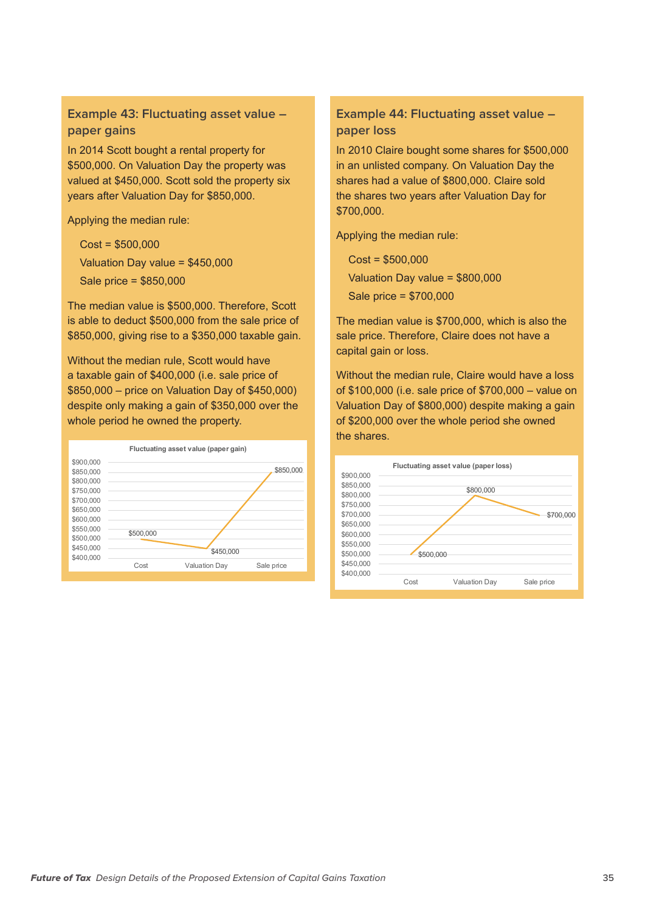### Example 43: Fluctuating asset value – paper gains

In 2014 Scott bought a rental property for $500,000. On Valuation Day the property was valued at $450,000. Scott sold the property six years after Valuation Day for $850,000.

Applying the median rule:

Cost = $500,000

Valuation Day value = $450,000

Sale price = $850,000

The median value is $500,000. Therefore, Scott is able to deduct $500,000 from the sale price of $850,000, giving rise to a $350,000 taxable gain.

Without the median rule, Scott would have a taxable gain of $400,000 (i.e. sale price of $850,000 – price on Valuation Day of $450,000) despite only making a gain of $350,000 over the whole period he owned the property.

**Fluctuating asset value (paper gain)**

| | Cost | Valuation Day | Sale price |
|---|---|---|---|
| Value | $500,000 | $450,000 | $850,000 |

### Example 44: Fluctuating asset value – paper loss

In 2010 Claire bought some shares for $500,000 in an unlisted company. On Valuation Day the shares had a value of $800,000. Claire sold the shares two years after Valuation Day for $700,000.

Applying the median rule:

Cost = $500,000

Valuation Day value = $800,000

Sale price = $700,000

The median value is $700,000, which is also the sale price. Therefore, Claire does not have a capital gain or loss.

Without the median rule, Claire would have a loss of $100,000 (i.e. sale price of $700,000 – value on Valuation Day of $800,000) despite making a gain of $200,000 over the whole period she owned the shares.

**Fluctuating asset value (paper loss)**

| | Cost | Valuation Day | Sale price |
|---|---|---|---|
| Value | $500,000 | $800,000 | $700,000 |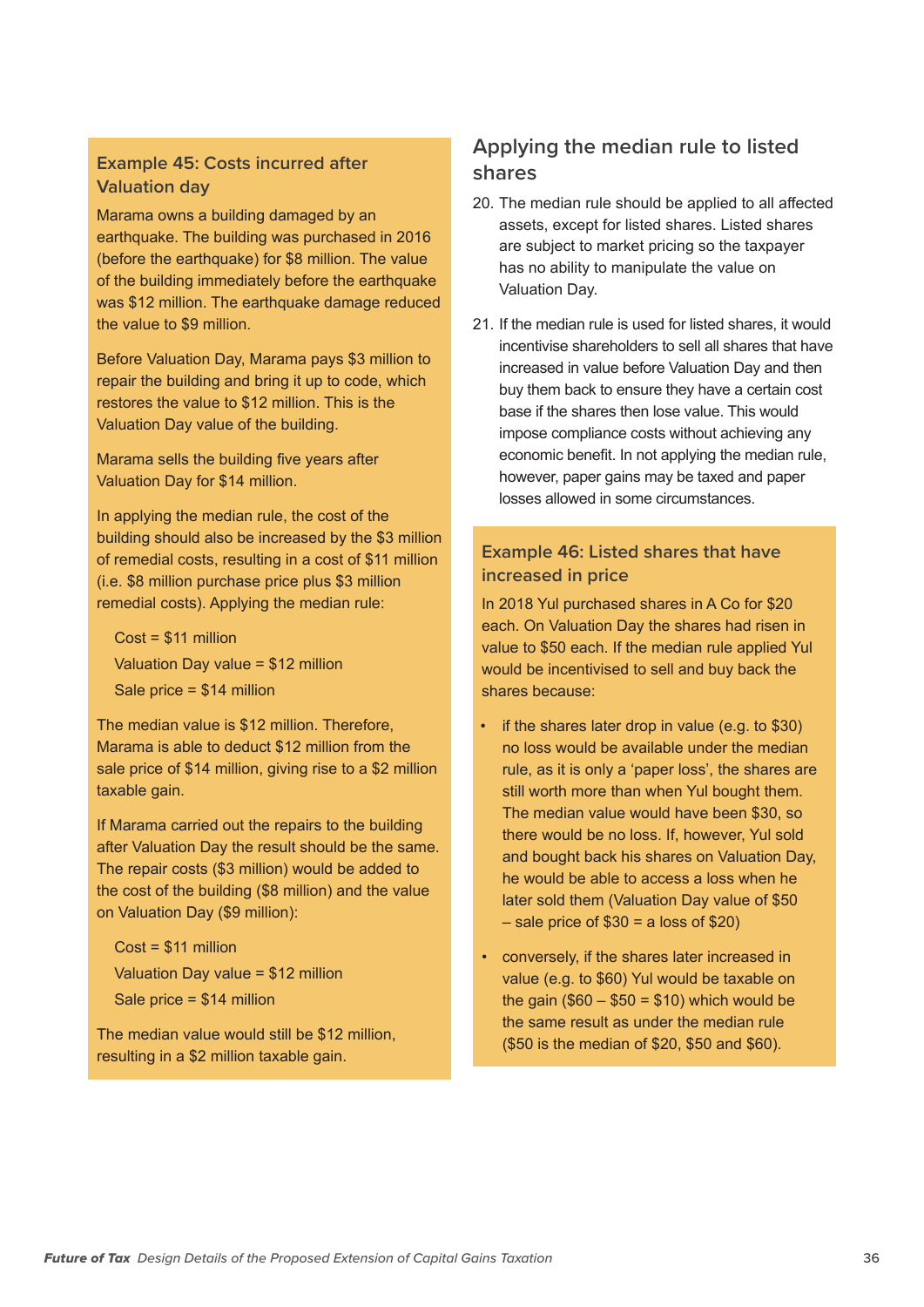### Example 45: Costs incurred after Valuation day

Marama owns a building damaged by an earthquake. The building was purchased in 2016 (before the earthquake) for $8 million. The value of the building immediately before the earthquake was $12 million. The earthquake damage reduced the value to $9 million.

Before Valuation Day, Marama pays $3 million to repair the building and bring it up to code, which restores the value to $12 million. This is the Valuation Day value of the building.

Marama sells the building five years after Valuation Day for $14 million.

In applying the median rule, the cost of the building should also be increased by the $3 million of remedial costs, resulting in a cost of $11 million (i.e. $8 million purchase price plus $3 million remedial costs). Applying the median rule:

Cost = $11 million

Valuation Day value = $12 million

Sale price = $14 million

The median value is $12 million. Therefore, Marama is able to deduct $12 million from the sale price of $14 million, giving rise to a $2 million taxable gain.

If Marama carried out the repairs to the building after Valuation Day the result should be the same. The repair costs ($3 million) would be added to the cost of the building ($8 million) and the value on Valuation Day ($9 million):

Cost = $11 million

Valuation Day value = $12 million

Sale price = $14 million

The median value would still be $12 million, resulting in a $2 million taxable gain.

## Applying the median rule to listed shares

20. The median rule should be applied to all affected assets, except for listed shares. Listed shares are subject to market pricing so the taxpayer has no ability to manipulate the value on Valuation Day.

21. If the median rule is used for listed shares, it would incentivise shareholders to sell all shares that have increased in value before Valuation Day and then buy them back to ensure they have a certain cost base if the shares then lose value. This would impose compliance costs without achieving any economic benefit. In not applying the median rule, however, paper gains may be taxed and paper losses allowed in some circumstances.

### Example 46: Listed shares that have increased in price

In 2018 Yul purchased shares in A Co for $20 each. On Valuation Day the shares had risen in value to $50 each. If the median rule applied Yul would be incentivised to sell and buy back the shares because:

- if the shares later drop in value (e.g. to $30) no loss would be available under the median rule, as it is only a 'paper loss', the shares are still worth more than when Yul bought them. The median value would have been $30, so there would be no loss. If, however, Yul sold and bought back his shares on Valuation Day, he would be able to access a loss when he later sold them (Valuation Day value of $50 – sale price of $30 = a loss of $20)
- conversely, if the shares later increased in value (e.g. to $60) Yul would be taxable on the gain ($60 – $50 = $10) which would be the same result as under the median rule ($50 is the median of $20, $50 and $60).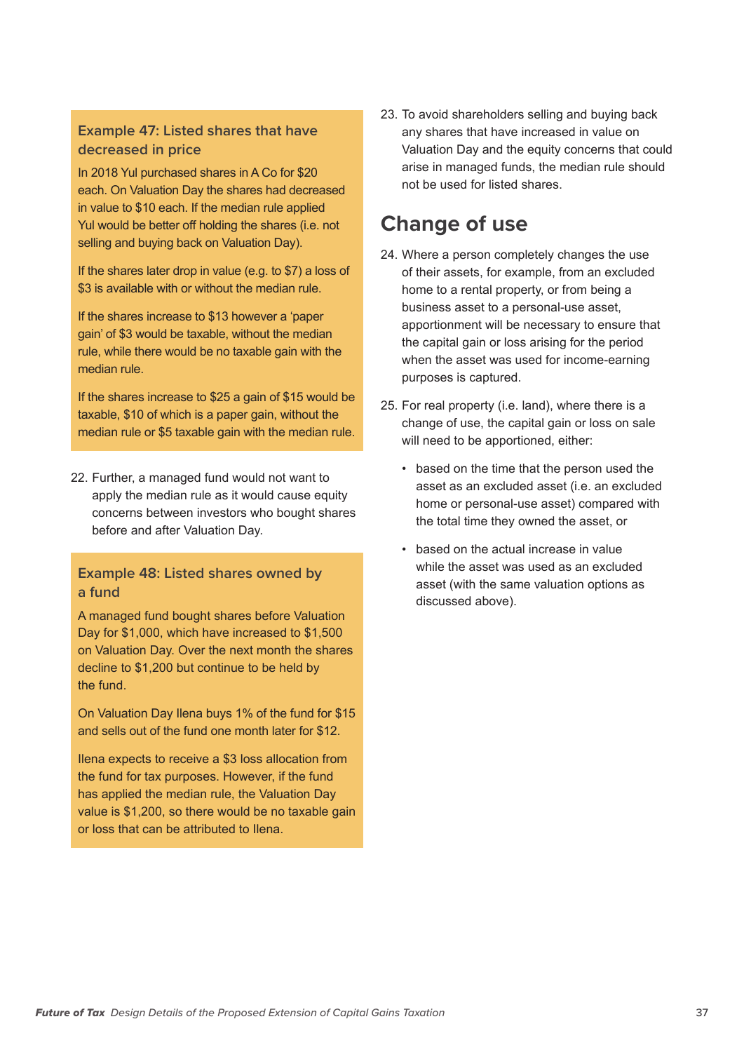### Example 47: Listed shares that have decreased in price

In 2018 Yul purchased shares in A Co for $20 each. On Valuation Day the shares had decreased in value to $10 each. If the median rule applied Yul would be better off holding the shares (i.e. not selling and buying back on Valuation Day).

If the shares later drop in value (e.g. to $7) a loss of $3 is available with or without the median rule.

If the shares increase to $13 however a 'paper gain' of $3 would be taxable, without the median rule, while there would be no taxable gain with the median rule.

If the shares increase to $25 a gain of $15 would be taxable, $10 of which is a paper gain, without the median rule or $5 taxable gain with the median rule.

22. Further, a managed fund would not want to apply the median rule as it would cause equity concerns between investors who bought shares before and after Valuation Day.

### Example 48: Listed shares owned by a fund

A managed fund bought shares before Valuation Day for $1,000, which have increased to $1,500 on Valuation Day. Over the next month the shares decline to $1,200 but continue to be held by the fund.

On Valuation Day Ilena buys 1% of the fund for $15 and sells out of the fund one month later for $12.

Ilena expects to receive a $3 loss allocation from the fund for tax purposes. However, if the fund has applied the median rule, the Valuation Day value is $1,200, so there would be no taxable gain or loss that can be attributed to Ilena.

23. To avoid shareholders selling and buying back any shares that have increased in value on Valuation Day and the equity concerns that could arise in managed funds, the median rule should not be used for listed shares.

## Change of use

24. Where a person completely changes the use of their assets, for example, from an excluded home to a rental property, or from being a business asset to a personal-use asset, apportionment will be necessary to ensure that the capital gain or loss arising for the period when the asset was used for income-earning purposes is captured.

25. For real property (i.e. land), where there is a change of use, the capital gain or loss on sale will need to be apportioned, either:

   - based on the time that the person used the asset as an excluded asset (i.e. an excluded home or personal-use asset) compared with the total time they owned the asset, or
   - based on the actual increase in value while the asset was used as an excluded asset (with the same valuation options as discussed above).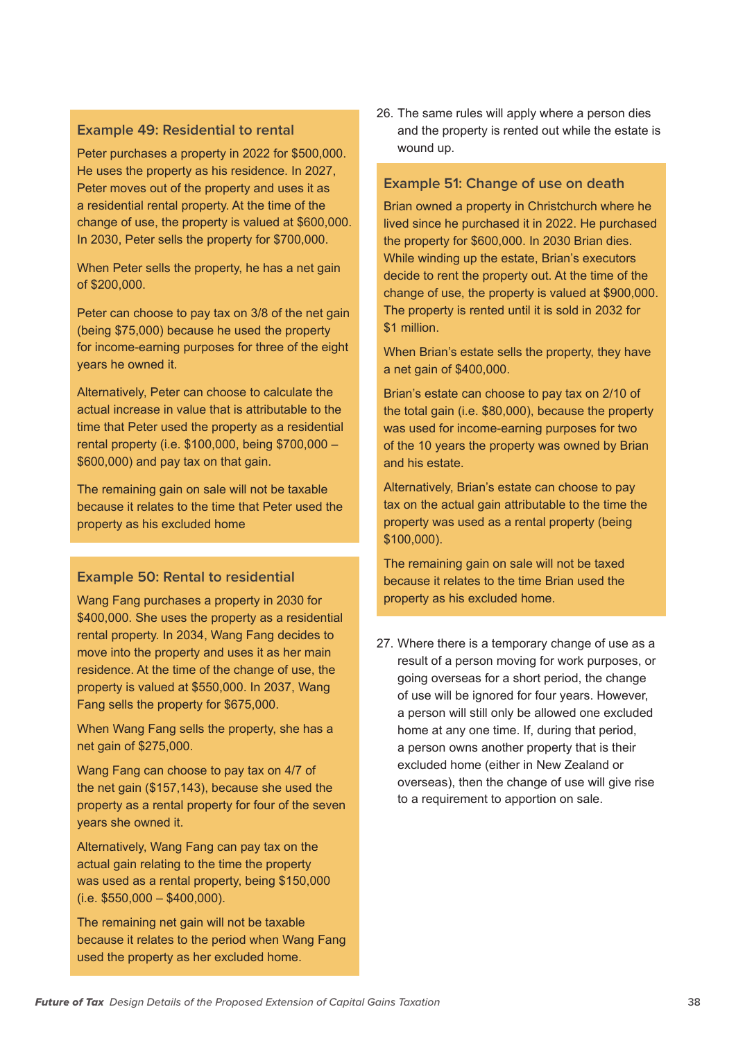### Example 49: Residential to rental

Peter purchases a property in 2022 for $500,000. He uses the property as his residence. In 2027, Peter moves out of the property and uses it as a residential rental property. At the time of the change of use, the property is valued at $600,000. In 2030, Peter sells the property for $700,000.

When Peter sells the property, he has a net gain of $200,000.

Peter can choose to pay tax on 3/8 of the net gain (being $75,000) because he used the property for income-earning purposes for three of the eight years he owned it.

Alternatively, Peter can choose to calculate the actual increase in value that is attributable to the time that Peter used the property as a residential rental property (i.e. $100,000, being $700,000 – $600,000) and pay tax on that gain.

The remaining gain on sale will not be taxable because it relates to the time that Peter used the property as his excluded home

### Example 50: Rental to residential

Wang Fang purchases a property in 2030 for $400,000. She uses the property as a residential rental property. In 2034, Wang Fang decides to move into the property and uses it as her main residence. At the time of the change of use, the property is valued at $550,000. In 2037, Wang Fang sells the property for $675,000.

When Wang Fang sells the property, she has a net gain of $275,000.

Wang Fang can choose to pay tax on 4/7 of the net gain ($157,143), because she used the property as a rental property for four of the seven years she owned it.

Alternatively, Wang Fang can pay tax on the actual gain relating to the time the property was used as a rental property, being $150,000 (i.e. $550,000 – $400,000).

The remaining net gain will not be taxable because it relates to the period when Wang Fang used the property as her excluded home.

26. The same rules will apply where a person dies and the property is rented out while the estate is wound up.

### Example 51: Change of use on death

Brian owned a property in Christchurch where he lived since he purchased it in 2022. He purchased the property for $600,000. In 2030 Brian dies. While winding up the estate, Brian's executors decide to rent the property out. At the time of the change of use, the property is valued at $900,000. The property is rented until it is sold in 2032 for $1 million.

When Brian's estate sells the property, they have a net gain of $400,000.

Brian's estate can choose to pay tax on 2/10 of the total gain (i.e. $80,000), because the property was used for income-earning purposes for two of the 10 years the property was owned by Brian and his estate.

Alternatively, Brian's estate can choose to pay tax on the actual gain attributable to the time the property was used as a rental property (being $100,000).

The remaining gain on sale will not be taxed because it relates to the time Brian used the property as his excluded home.

27. Where there is a temporary change of use as a result of a person moving for work purposes, or going overseas for a short period, the change of use will be ignored for four years. However, a person will still only be allowed one excluded home at any one time. If, during that period, a person owns another property that is their excluded home (either in New Zealand or overseas), then the change of use will give rise to a requirement to apportion on sale.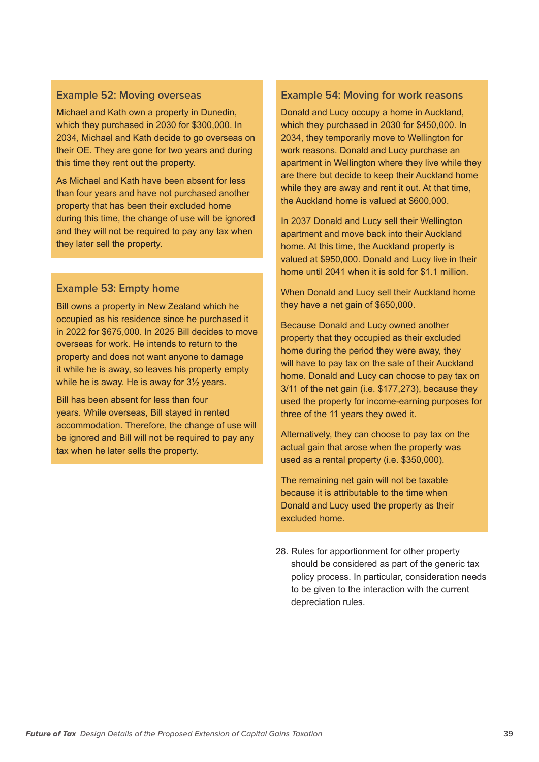### Example 52: Moving overseas

Michael and Kath own a property in Dunedin, which they purchased in 2030 for $300,000. In 2034, Michael and Kath decide to go overseas on their OE. They are gone for two years and during this time they rent out the property.

As Michael and Kath have been absent for less than four years and have not purchased another property that has been their excluded home during this time, the change of use will be ignored and they will not be required to pay any tax when they later sell the property.

### Example 53: Empty home

Bill owns a property in New Zealand which he occupied as his residence since he purchased it in 2022 for $675,000. In 2025 Bill decides to move overseas for work. He intends to return to the property and does not want anyone to damage it while he is away, so leaves his property empty while he is away. He is away for 3½ years.

Bill has been absent for less than four years. While overseas, Bill stayed in rented accommodation. Therefore, the change of use will be ignored and Bill will not be required to pay any tax when he later sells the property.

### Example 54: Moving for work reasons

Donald and Lucy occupy a home in Auckland, which they purchased in 2030 for $450,000. In 2034, they temporarily move to Wellington for work reasons. Donald and Lucy purchase an apartment in Wellington where they live while they are there but decide to keep their Auckland home while they are away and rent it out. At that time, the Auckland home is valued at $600,000.

In 2037 Donald and Lucy sell their Wellington apartment and move back into their Auckland home. At this time, the Auckland property is valued at $950,000. Donald and Lucy live in their home until 2041 when it is sold for $1.1 million.

When Donald and Lucy sell their Auckland home they have a net gain of $650,000.

Because Donald and Lucy owned another property that they occupied as their excluded home during the period they were away, they will have to pay tax on the sale of their Auckland home. Donald and Lucy can choose to pay tax on 3/11 of the net gain (i.e. $177,273), because they used the property for income-earning purposes for three of the 11 years they owed it.

Alternatively, they can choose to pay tax on the actual gain that arose when the property was used as a rental property (i.e. $350,000).

The remaining net gain will not be taxable because it is attributable to the time when Donald and Lucy used the property as their excluded home.

28. Rules for apportionment for other property should be considered as part of the generic tax policy process. In particular, consideration needs to be given to the interaction with the current depreciation rules.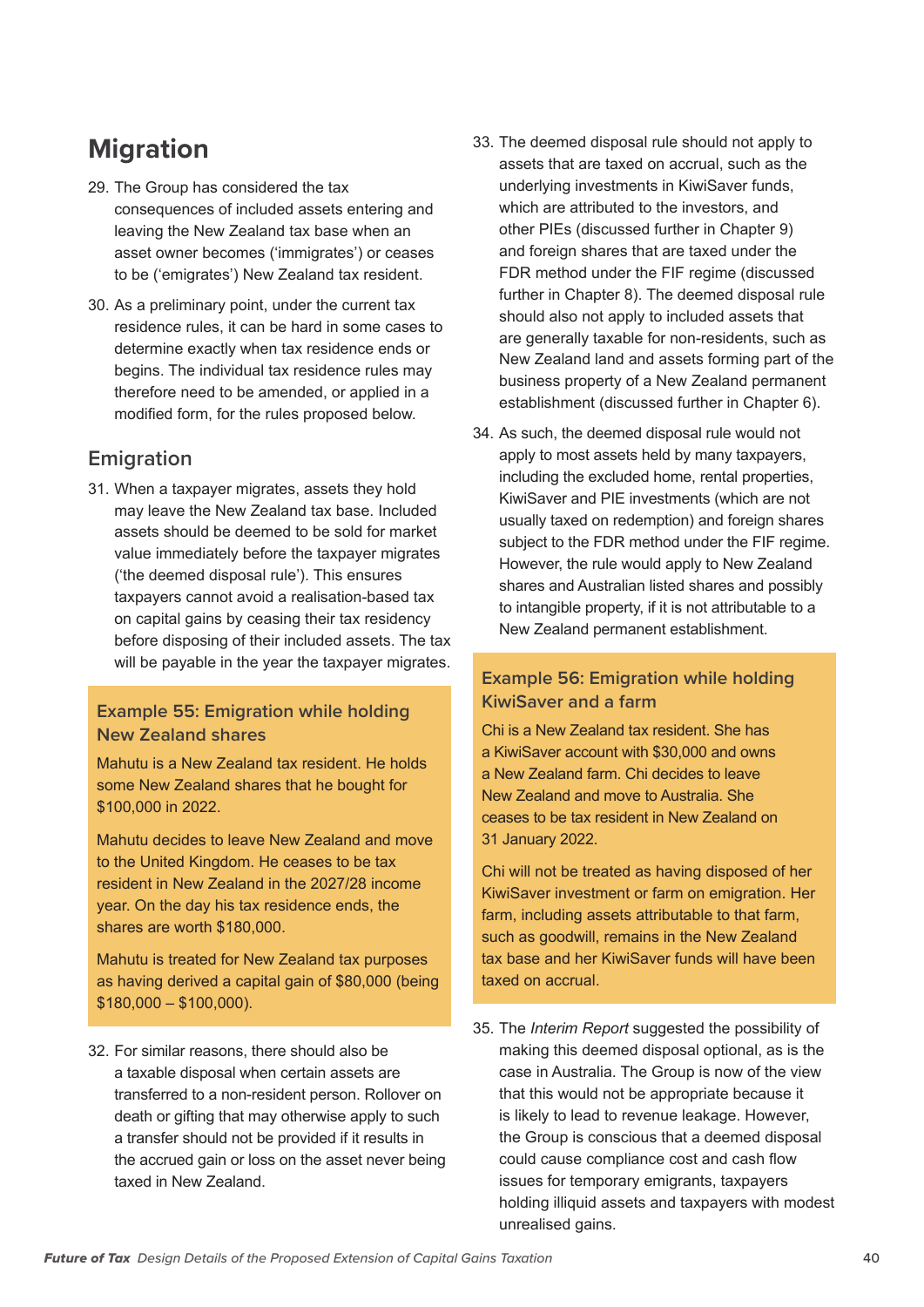## Migration

29. The Group has considered the tax consequences of included assets entering and leaving the New Zealand tax base when an asset owner becomes ('immigrates') or ceases to be ('emigrates') New Zealand tax resident.

30. As a preliminary point, under the current tax residence rules, it can be hard in some cases to determine exactly when tax residence ends or begins. The individual tax residence rules may therefore need to be amended, or applied in a modified form, for the rules proposed below.

### Emigration

31. When a taxpayer migrates, assets they hold may leave the New Zealand tax base. Included assets should be deemed to be sold for market value immediately before the taxpayer migrates ('the deemed disposal rule'). This ensures taxpayers cannot avoid a realisation-based tax on capital gains by ceasing their tax residency before disposing of their included assets. The tax will be payable in the year the taxpayer migrates.

> **Example 55: Emigration while holding New Zealand shares**
>
> Mahutu is a New Zealand tax resident. He holds some New Zealand shares that he bought for $100,000 in 2022.
>
> Mahutu decides to leave New Zealand and move to the United Kingdom. He ceases to be tax resident in New Zealand in the 2027/28 income year. On the day his tax residence ends, the shares are worth $180,000.
>
> Mahutu is treated for New Zealand tax purposes as having derived a capital gain of $80,000 (being $180,000 – $100,000).

32. For similar reasons, there should also be a taxable disposal when certain assets are transferred to a non-resident person. Rollover on death or gifting that may otherwise apply to such a transfer should not be provided if it results in the accrued gain or loss on the asset never being taxed in New Zealand.

33. The deemed disposal rule should not apply to assets that are taxed on accrual, such as the underlying investments in KiwiSaver funds, which are attributed to the investors, and other PIEs (discussed further in Chapter 9) and foreign shares that are taxed under the FDR method under the FIF regime (discussed further in Chapter 8). The deemed disposal rule should also not apply to included assets that are generally taxable for non-residents, such as New Zealand land and assets forming part of the business property of a New Zealand permanent establishment (discussed further in Chapter 6).

34. As such, the deemed disposal rule would not apply to most assets held by many taxpayers, including the excluded home, rental properties, KiwiSaver and PIE investments (which are not usually taxed on redemption) and foreign shares subject to the FDR method under the FIF regime. However, the rule would apply to New Zealand shares and Australian listed shares and possibly to intangible property, if it is not attributable to a New Zealand permanent establishment.

> **Example 56: Emigration while holding KiwiSaver and a farm**
>
> Chi is a New Zealand tax resident. She has a KiwiSaver account with $30,000 and owns a New Zealand farm. Chi decides to leave New Zealand and move to Australia. She ceases to be tax resident in New Zealand on 31 January 2022.
>
> Chi will not be treated as having disposed of her KiwiSaver investment or farm on emigration. Her farm, including assets attributable to that farm, such as goodwill, remains in the New Zealand tax base and her KiwiSaver funds will have been taxed on accrual.

35. The *Interim Report* suggested the possibility of making this deemed disposal optional, as is the case in Australia. The Group is now of the view that this would not be appropriate because it is likely to lead to revenue leakage. However, the Group is conscious that a deemed disposal could cause compliance cost and cash flow issues for temporary emigrants, taxpayers holding illiquid assets and taxpayers with modest unrealised gains.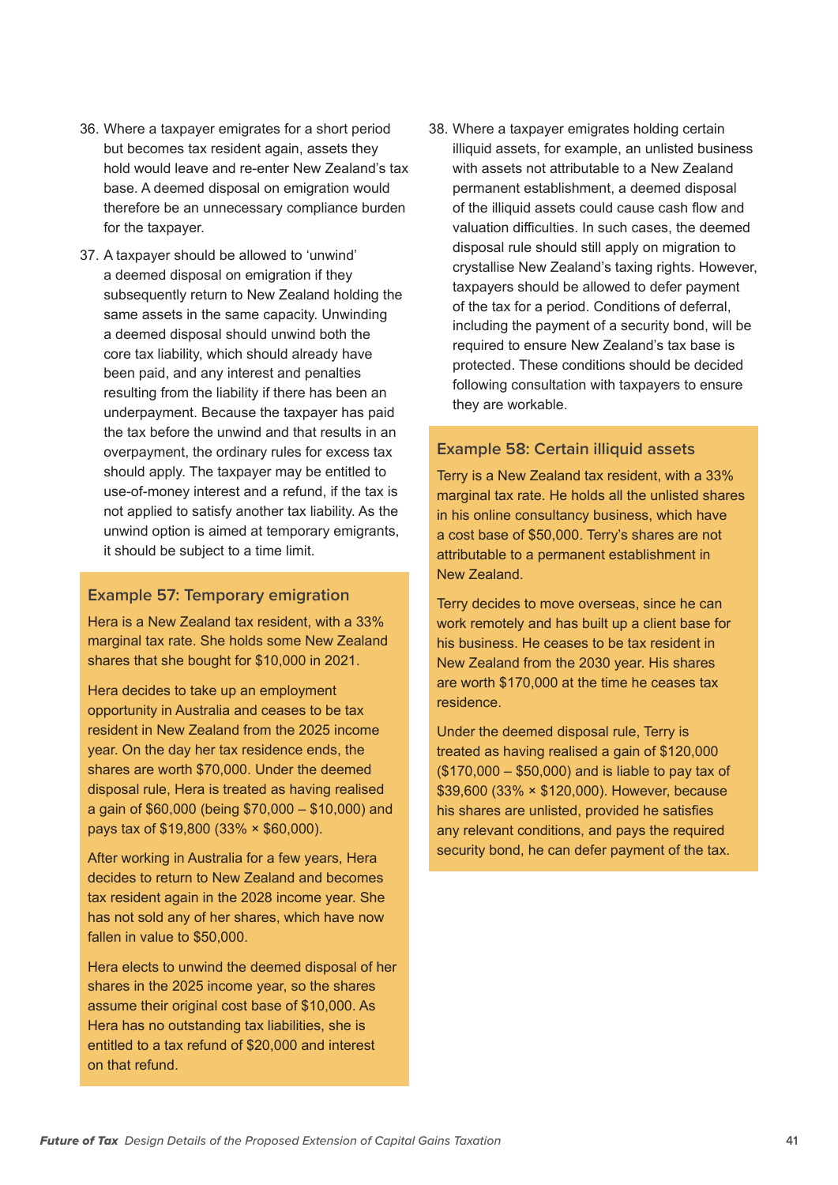36. Where a taxpayer emigrates for a short period but becomes tax resident again, assets they hold would leave and re-enter New Zealand's tax base. A deemed disposal on emigration would therefore be an unnecessary compliance burden for the taxpayer.

37. A taxpayer should be allowed to 'unwind' a deemed disposal on emigration if they subsequently return to New Zealand holding the same assets in the same capacity. Unwinding a deemed disposal should unwind both the core tax liability, which should already have been paid, and any interest and penalties resulting from the liability if there has been an underpayment. Because the taxpayer has paid the tax before the unwind and that results in an overpayment, the ordinary rules for excess tax should apply. The taxpayer may be entitled to use-of-money interest and a refund, if the tax is not applied to satisfy another tax liability. As the unwind option is aimed at temporary emigrants, it should be subject to a time limit.

### Example 57: Temporary emigration

Hera is a New Zealand tax resident, with a 33% marginal tax rate. She holds some New Zealand shares that she bought for $10,000 in 2021.

Hera decides to take up an employment opportunity in Australia and ceases to be tax resident in New Zealand from the 2025 income year. On the day her tax residence ends, the shares are worth $70,000. Under the deemed disposal rule, Hera is treated as having realised a gain of $60,000 (being $70,000 – $10,000) and pays tax of $19,800 (33% × $60,000).

After working in Australia for a few years, Hera decides to return to New Zealand and becomes tax resident again in the 2028 income year. She has not sold any of her shares, which have now fallen in value to $50,000.

Hera elects to unwind the deemed disposal of her shares in the 2025 income year, so the shares assume their original cost base of $10,000. As Hera has no outstanding tax liabilities, she is entitled to a tax refund of $20,000 and interest on that refund.

38. Where a taxpayer emigrates holding certain illiquid assets, for example, an unlisted business with assets not attributable to a New Zealand permanent establishment, a deemed disposal of the illiquid assets could cause cash flow and valuation difficulties. In such cases, the deemed disposal rule should still apply on migration to crystallise New Zealand's taxing rights. However, taxpayers should be allowed to defer payment of the tax for a period. Conditions of deferral, including the payment of a security bond, will be required to ensure New Zealand's tax base is protected. These conditions should be decided following consultation with taxpayers to ensure they are workable.

### Example 58: Certain illiquid assets

Terry is a New Zealand tax resident, with a 33% marginal tax rate. He holds all the unlisted shares in his online consultancy business, which have a cost base of $50,000. Terry's shares are not attributable to a permanent establishment in New Zealand.

Terry decides to move overseas, since he can work remotely and has built up a client base for his business. He ceases to be tax resident in New Zealand from the 2030 year. His shares are worth $170,000 at the time he ceases tax residence.

Under the deemed disposal rule, Terry is treated as having realised a gain of $120,000 ($170,000 – $50,000) and is liable to pay tax of $39,600 (33% × $120,000). However, because his shares are unlisted, provided he satisfies any relevant conditions, and pays the required security bond, he can defer payment of the tax.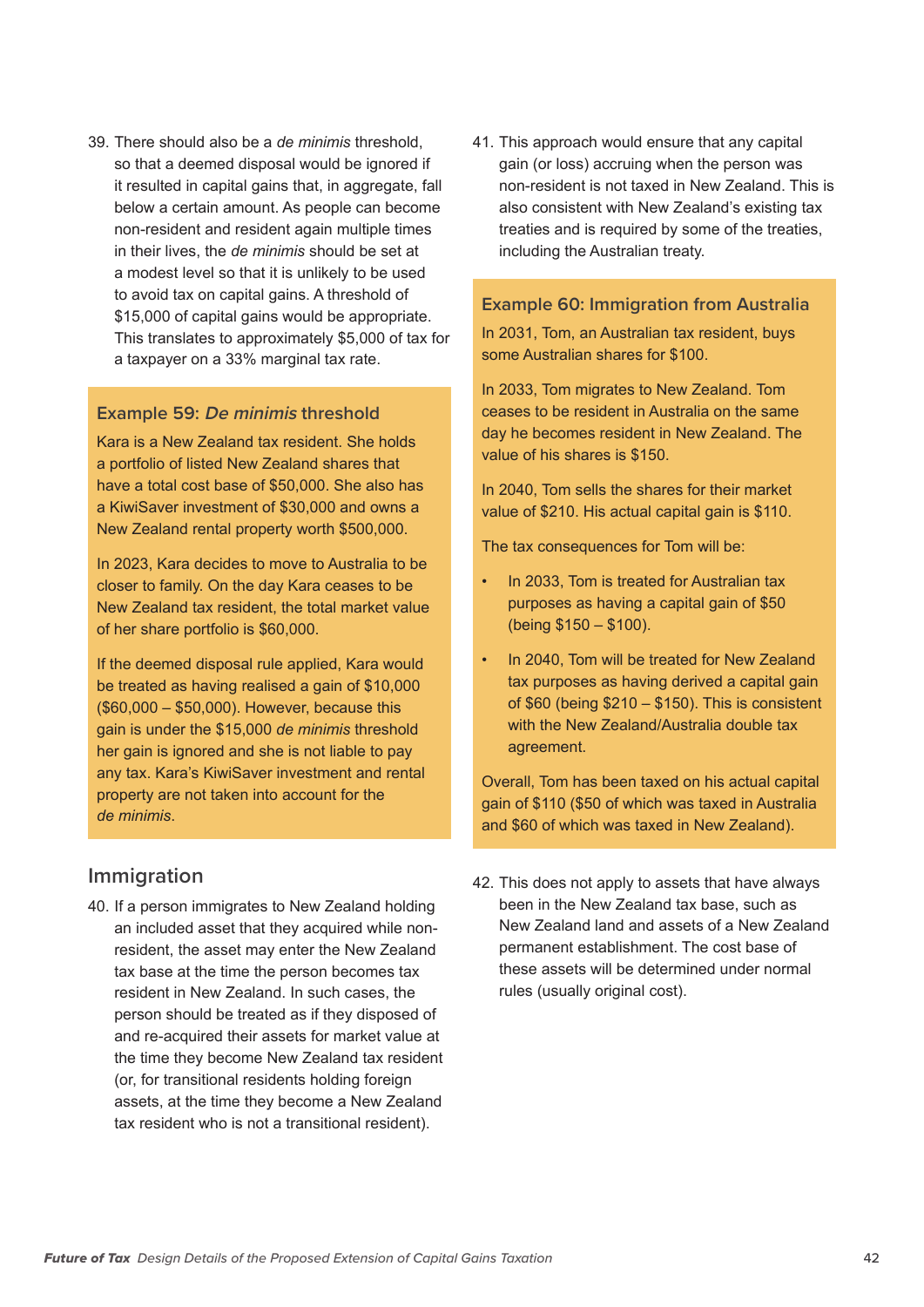39. There should also be a *de minimis* threshold, so that a deemed disposal would be ignored if it resulted in capital gains that, in aggregate, fall below a certain amount. As people can become non-resident and resident again multiple times in their lives, the *de minimis* should be set at a modest level so that it is unlikely to be used to avoid tax on capital gains. A threshold of $15,000 of capital gains would be appropriate. This translates to approximately $5,000 of tax for a taxpayer on a 33% marginal tax rate.

### Example 59: *De minimis* threshold

Kara is a New Zealand tax resident. She holds a portfolio of listed New Zealand shares that have a total cost base of $50,000. She also has a KiwiSaver investment of $30,000 and owns a New Zealand rental property worth $500,000.

In 2023, Kara decides to move to Australia to be closer to family. On the day Kara ceases to be New Zealand tax resident, the total market value of her share portfolio is $60,000.

If the deemed disposal rule applied, Kara would be treated as having realised a gain of $10,000 ($60,000 – $50,000). However, because this gain is under the $15,000 *de minimis* threshold her gain is ignored and she is not liable to pay any tax. Kara's KiwiSaver investment and rental property are not taken into account for the *de minimis*.

## Immigration

40. If a person immigrates to New Zealand holding an included asset that they acquired while non-resident, the asset may enter the New Zealand tax base at the time the person becomes tax resident in New Zealand. In such cases, the person should be treated as if they disposed of and re-acquired their assets for market value at the time they become New Zealand tax resident (or, for transitional residents holding foreign assets, at the time they become a New Zealand tax resident who is not a transitional resident).

41. This approach would ensure that any capital gain (or loss) accruing when the person was non-resident is not taxed in New Zealand. This is also consistent with New Zealand's existing tax treaties and is required by some of the treaties, including the Australian treaty.

### Example 60: Immigration from Australia

In 2031, Tom, an Australian tax resident, buys some Australian shares for $100.

In 2033, Tom migrates to New Zealand. Tom ceases to be resident in Australia on the same day he becomes resident in New Zealand. The value of his shares is $150.

In 2040, Tom sells the shares for their market value of $210. His actual capital gain is $110.

The tax consequences for Tom will be:

- In 2033, Tom is treated for Australian tax purposes as having a capital gain of $50 (being $150 – $100).
- In 2040, Tom will be treated for New Zealand tax purposes as having derived a capital gain of $60 (being $210 – $150). This is consistent with the New Zealand/Australia double tax agreement.

Overall, Tom has been taxed on his actual capital gain of $110 ($50 of which was taxed in Australia and $60 of which was taxed in New Zealand).

42. This does not apply to assets that have always been in the New Zealand tax base, such as New Zealand land and assets of a New Zealand permanent establishment. The cost base of these assets will be determined under normal rules (usually original cost).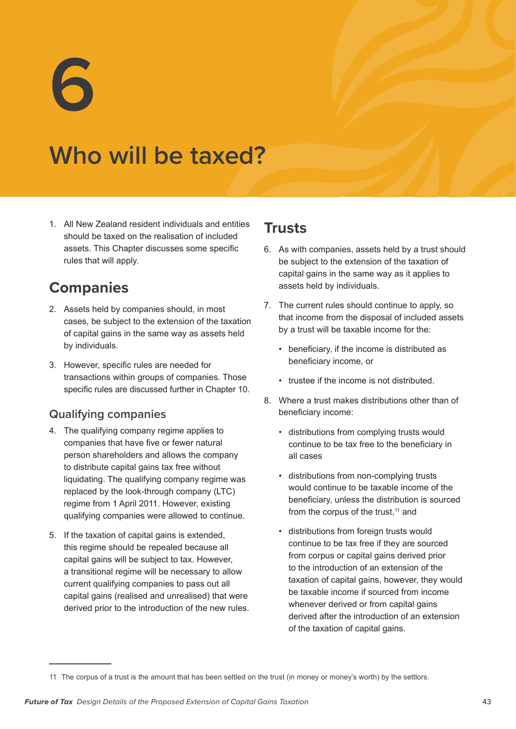# 6

# Who will be taxed?

1. All New Zealand resident individuals and entities should be taxed on the realisation of included assets. This Chapter discusses some specific rules that will apply.

## Companies

2. Assets held by companies should, in most cases, be subject to the extension of the taxation of capital gains in the same way as assets held by individuals.

3. However, specific rules are needed for transactions within groups of companies. Those specific rules are discussed further in Chapter 10.

### Qualifying companies

4. The qualifying company regime applies to companies that have five or fewer natural person shareholders and allows the company to distribute capital gains tax free without liquidating. The qualifying company regime was replaced by the look-through company (LTC) regime from 1 April 2011. However, existing qualifying companies were allowed to continue.

5. If the taxation of capital gains is extended, this regime should be repealed because all capital gains will be subject to tax. However, a transitional regime will be necessary to allow current qualifying companies to pass out all capital gains (realised and unrealised) that were derived prior to the introduction of the new rules.

## Trusts

6. As with companies, assets held by a trust should be subject to the extension of the taxation of capital gains in the same way as it applies to assets held by individuals.

7. The current rules should continue to apply, so that income from the disposal of included assets by a trust will be taxable income for the:

   - beneficiary, if the income is distributed as beneficiary income, or
   - trustee if the income is not distributed.

8. Where a trust makes distributions other than of beneficiary income:

   - distributions from complying trusts would continue to be tax free to the beneficiary in all cases
   - distributions from non-complying trusts would continue to be taxable income of the beneficiary, unless the distribution is sourced from the corpus of the trust,[11] and
   - distributions from foreign trusts would continue to be tax free if they are sourced from corpus or capital gains derived prior to the introduction of an extension of the taxation of capital gains, however, they would be taxable income if sourced from income whenever derived or from capital gains derived after the introduction of an extension of the taxation of capital gains.

[11] The corpus of a trust is the amount that has been settled on the trust (in money or money's worth) by the settlors.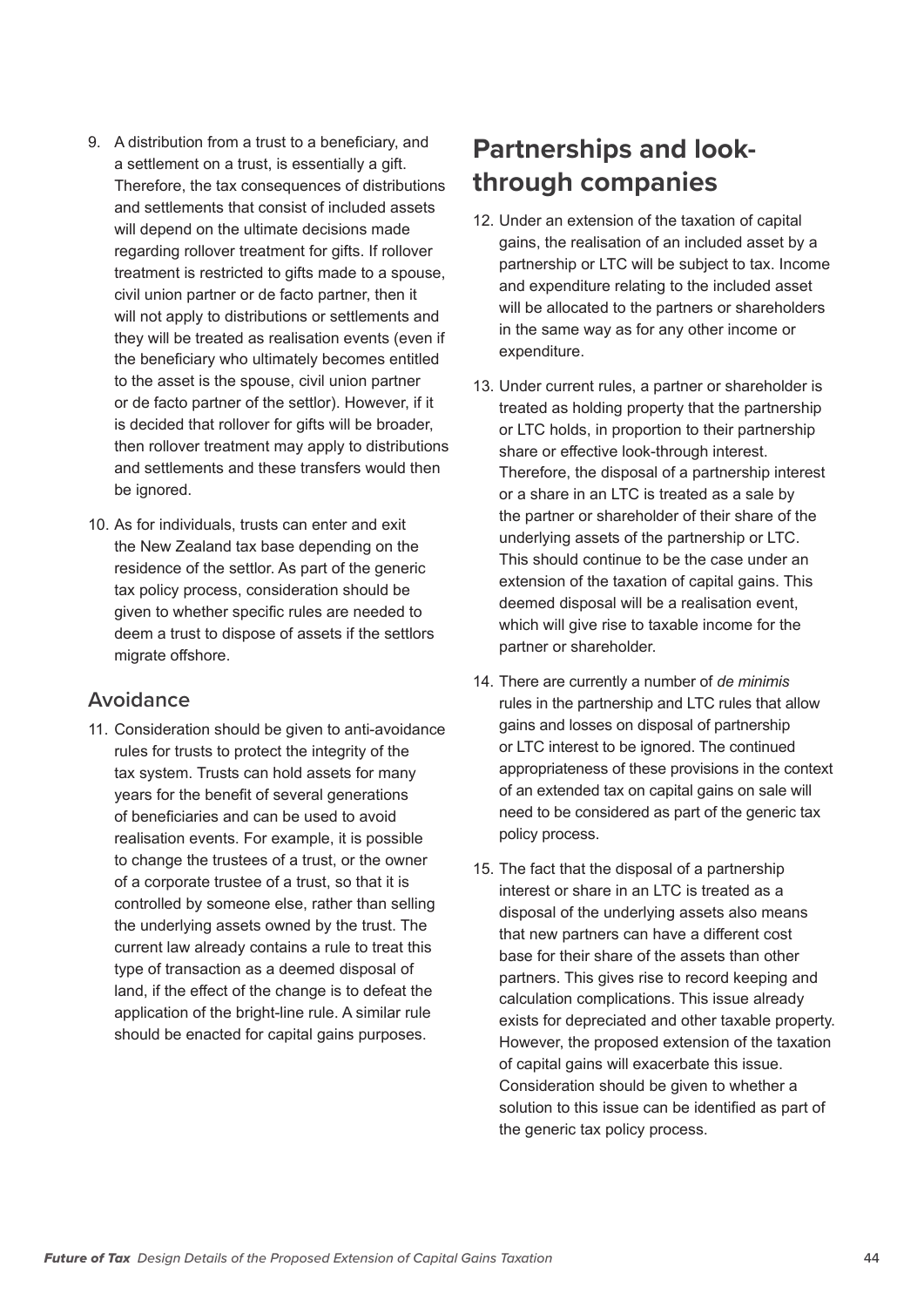9. A distribution from a trust to a beneficiary, and a settlement on a trust, is essentially a gift. Therefore, the tax consequences of distributions and settlements that consist of included assets will depend on the ultimate decisions made regarding rollover treatment for gifts. If rollover treatment is restricted to gifts made to a spouse, civil union partner or de facto partner, then it will not apply to distributions or settlements and they will be treated as realisation events (even if the beneficiary who ultimately becomes entitled to the asset is the spouse, civil union partner or de facto partner of the settlor). However, if it is decided that rollover for gifts will be broader, then rollover treatment may apply to distributions and settlements and these transfers would then be ignored.

10. As for individuals, trusts can enter and exit the New Zealand tax base depending on the residence of the settlor. As part of the generic tax policy process, consideration should be given to whether specific rules are needed to deem a trust to dispose of assets if the settlors migrate offshore.

### Avoidance

11. Consideration should be given to anti-avoidance rules for trusts to protect the integrity of the tax system. Trusts can hold assets for many years for the benefit of several generations of beneficiaries and can be used to avoid realisation events. For example, it is possible to change the trustees of a trust, or the owner of a corporate trustee of a trust, so that it is controlled by someone else, rather than selling the underlying assets owned by the trust. The current law already contains a rule to treat this type of transaction as a deemed disposal of land, if the effect of the change is to defeat the application of the bright-line rule. A similar rule should be enacted for capital gains purposes.

## Partnerships and look-through companies

12. Under an extension of the taxation of capital gains, the realisation of an included asset by a partnership or LTC will be subject to tax. Income and expenditure relating to the included asset will be allocated to the partners or shareholders in the same way as for any other income or expenditure.

13. Under current rules, a partner or shareholder is treated as holding property that the partnership or LTC holds, in proportion to their partnership share or effective look-through interest. Therefore, the disposal of a partnership interest or a share in an LTC is treated as a sale by the partner or shareholder of their share of the underlying assets of the partnership or LTC. This should continue to be the case under an extension of the taxation of capital gains. This deemed disposal will be a realisation event, which will give rise to taxable income for the partner or shareholder.

14. There are currently a number of *de minimis* rules in the partnership and LTC rules that allow gains and losses on disposal of partnership or LTC interest to be ignored. The continued appropriateness of these provisions in the context of an extended tax on capital gains on sale will need to be considered as part of the generic tax policy process.

15. The fact that the disposal of a partnership interest or share in an LTC is treated as a disposal of the underlying assets also means that new partners can have a different cost base for their share of the assets than other partners. This gives rise to record keeping and calculation complications. This issue already exists for depreciated and other taxable property. However, the proposed extension of the taxation of capital gains will exacerbate this issue. Consideration should be given to whether a solution to this issue can be identified as part of the generic tax policy process.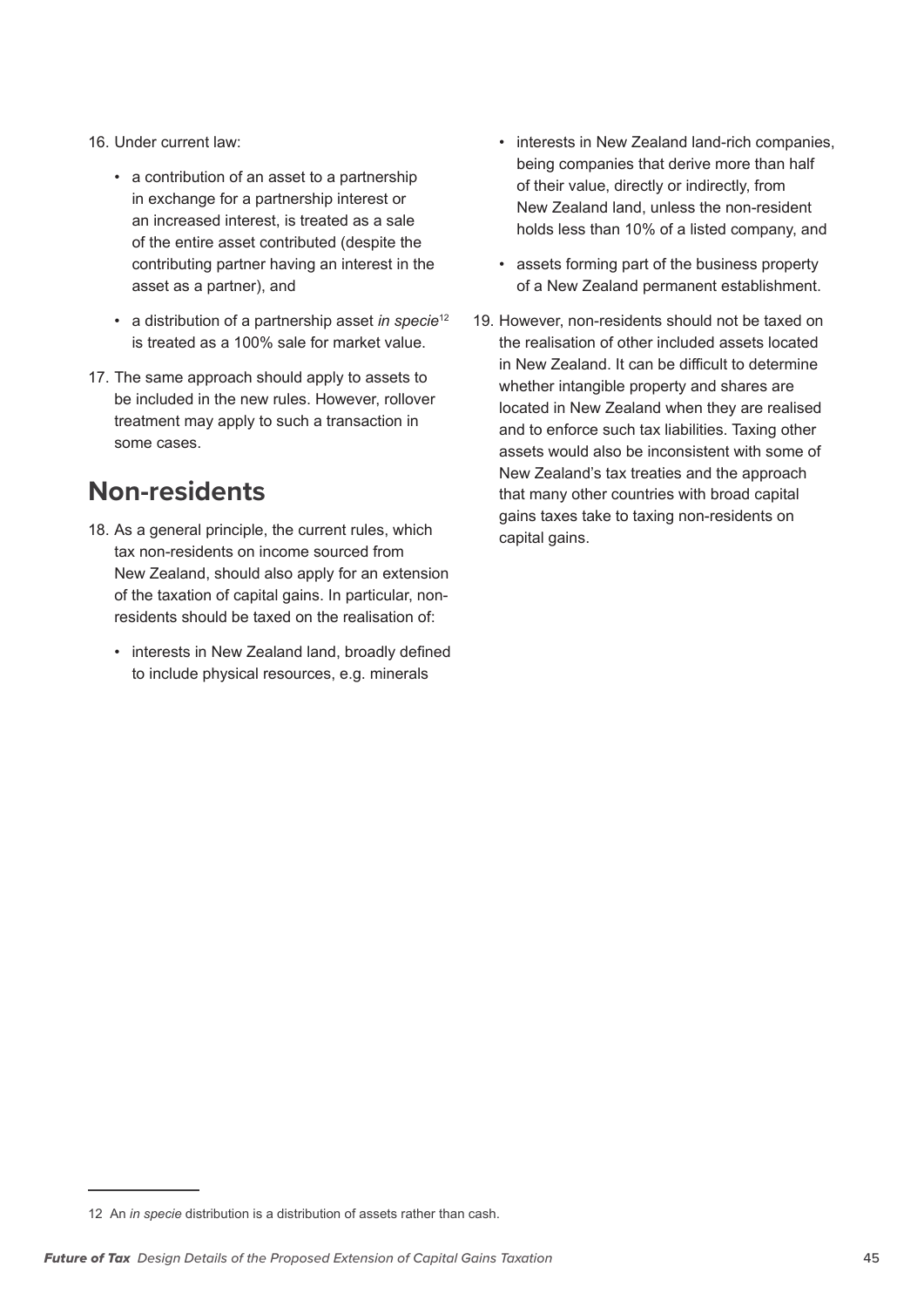16. Under current law:

    - a contribution of an asset to a partnership in exchange for a partnership interest or an increased interest, is treated as a sale of the entire asset contributed (despite the contributing partner having an interest in the asset as a partner), and
    - a distribution of a partnership asset *in specie*[12] is treated as a 100% sale for market value.

17. The same approach should apply to assets to be included in the new rules. However, rollover treatment may apply to such a transaction in some cases.

## Non-residents

18. As a general principle, the current rules, which tax non-residents on income sourced from New Zealand, should also apply for an extension of the taxation of capital gains. In particular, non-residents should be taxed on the realisation of:

    - interests in New Zealand land, broadly defined to include physical resources, e.g. minerals
    - interests in New Zealand land-rich companies, being companies that derive more than half of their value, directly or indirectly, from New Zealand land, unless the non-resident holds less than 10% of a listed company, and
    - assets forming part of the business property of a New Zealand permanent establishment.

19. However, non-residents should not be taxed on the realisation of other included assets located in New Zealand. It can be difficult to determine whether intangible property and shares are located in New Zealand when they are realised and to enforce such tax liabilities. Taxing other assets would also be inconsistent with some of New Zealand's tax treaties and the approach that many other countries with broad capital gains taxes take to taxing non-residents on capital gains.

---

12 An *in specie* distribution is a distribution of assets rather than cash.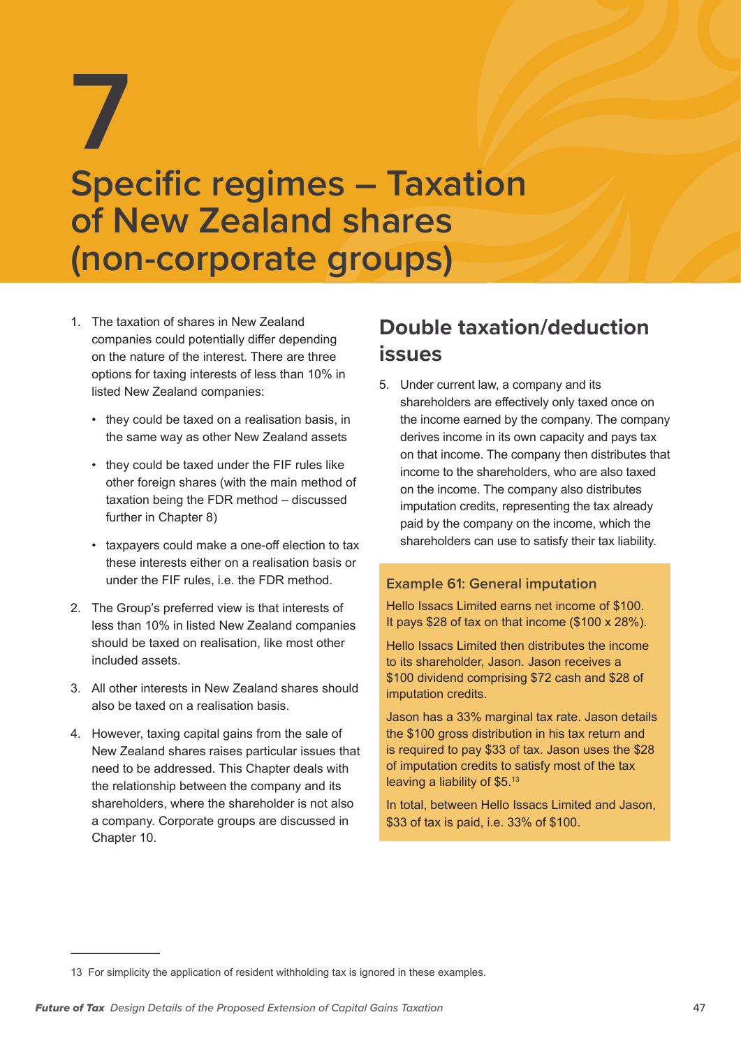# 7

# Specific regimes – Taxation of New Zealand shares (non-corporate groups)

1. The taxation of shares in New Zealand companies could potentially differ depending on the nature of the interest. There are three options for taxing interests of less than 10% in listed New Zealand companies:
   - they could be taxed on a realisation basis, in the same way as other New Zealand assets
   - they could be taxed under the FIF rules like other foreign shares (with the main method of taxation being the FDR method – discussed further in Chapter 8)
   - taxpayers could make a one-off election to tax these interests either on a realisation basis or under the FIF rules, i.e. the FDR method.
2. The Group's preferred view is that interests of less than 10% in listed New Zealand companies should be taxed on realisation, like most other included assets.
3. All other interests in New Zealand shares should also be taxed on a realisation basis.
4. However, taxing capital gains from the sale of New Zealand shares raises particular issues that need to be addressed. This Chapter deals with the relationship between the company and its shareholders, where the shareholder is not also a company. Corporate groups are discussed in Chapter 10.

## Double taxation/deduction issues

5. Under current law, a company and its shareholders are effectively only taxed once on the income earned by the company. The company derives income in its own capacity and pays tax on that income. The company then distributes that income to the shareholders, who are also taxed on the income. The company also distributes imputation credits, representing the tax already paid by the company on the income, which the shareholders can use to satisfy their tax liability.

### Example 61: General imputation

Hello Issacs Limited earns net income of $100. It pays $28 of tax on that income ($100 x 28%).

Hello Issacs Limited then distributes the income to its shareholder, Jason. Jason receives a $100 dividend comprising $72 cash and $28 of imputation credits.

Jason has a 33% marginal tax rate. Jason details the $100 gross distribution in his tax return and is required to pay $33 of tax. Jason uses the $28 of imputation credits to satisfy most of the tax leaving a liability of $5.[13]

In total, between Hello Issacs Limited and Jason, $33 of tax is paid, i.e. 33% of $100.

---

13 For simplicity the application of resident withholding tax is ignored in these examples.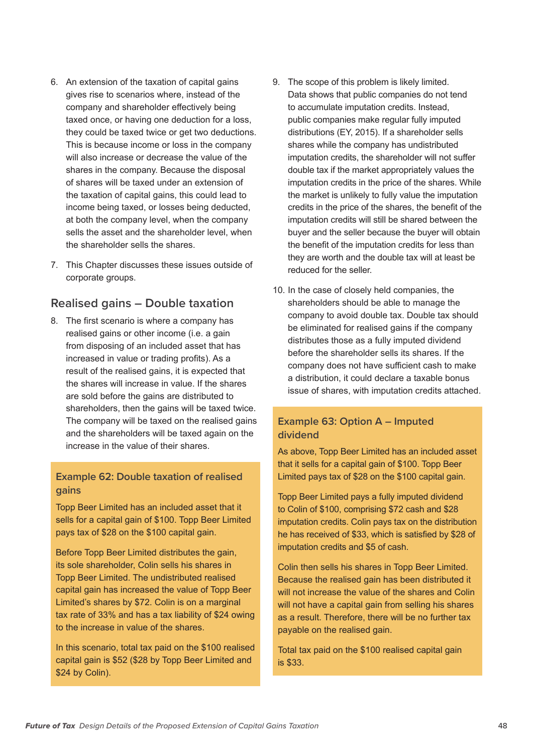6. An extension of the taxation of capital gains gives rise to scenarios where, instead of the company and shareholder effectively being taxed once, or having one deduction for a loss, they could be taxed twice or get two deductions. This is because income or loss in the company will also increase or decrease the value of the shares in the company. Because the disposal of shares will be taxed under an extension of the taxation of capital gains, this could lead to income being taxed, or losses being deducted, at both the company level, when the company sells the asset and the shareholder level, when the shareholder sells the shares.

7. This Chapter discusses these issues outside of corporate groups.

## Realised gains – Double taxation

8. The first scenario is where a company has realised gains or other income (i.e. a gain from disposing of an included asset that has increased in value or trading profits). As a result of the realised gains, it is expected that the shares will increase in value. If the shares are sold before the gains are distributed to shareholders, then the gains will be taxed twice. The company will be taxed on the realised gains and the shareholders will be taxed again on the increase in the value of their shares.

### Example 62: Double taxation of realised gains

Topp Beer Limited has an included asset that it sells for a capital gain of $100. Topp Beer Limited pays tax of $28 on the $100 capital gain.

Before Topp Beer Limited distributes the gain, its sole shareholder, Colin sells his shares in Topp Beer Limited. The undistributed realised capital gain has increased the value of Topp Beer Limited's shares by $72. Colin is on a marginal tax rate of 33% and has a tax liability of $24 owing to the increase in value of the shares.

In this scenario, total tax paid on the $100 realised capital gain is $52 ($28 by Topp Beer Limited and $24 by Colin).

9. The scope of this problem is likely limited. Data shows that public companies do not tend to accumulate imputation credits. Instead, public companies make regular fully imputed distributions (EY, 2015). If a shareholder sells shares while the company has undistributed imputation credits, the shareholder will not suffer double tax if the market appropriately values the imputation credits in the price of the shares. While the market is unlikely to fully value the imputation credits in the price of the shares, the benefit of the imputation credits will still be shared between the buyer and the seller because the buyer will obtain the benefit of the imputation credits for less than they are worth and the double tax will at least be reduced for the seller.

10. In the case of closely held companies, the shareholders should be able to manage the company to avoid double tax. Double tax should be eliminated for realised gains if the company distributes those as a fully imputed dividend before the shareholder sells its shares. If the company does not have sufficient cash to make a distribution, it could declare a taxable bonus issue of shares, with imputation credits attached.

### Example 63: Option A – Imputed dividend

As above, Topp Beer Limited has an included asset that it sells for a capital gain of $100. Topp Beer Limited pays tax of $28 on the $100 capital gain.

Topp Beer Limited pays a fully imputed dividend to Colin of $100, comprising $72 cash and $28 imputation credits. Colin pays tax on the distribution he has received of $33, which is satisfied by $28 of imputation credits and $5 of cash.

Colin then sells his shares in Topp Beer Limited. Because the realised gain has been distributed it will not increase the value of the shares and Colin will not have a capital gain from selling his shares as a result. Therefore, there will be no further tax payable on the realised gain.

Total tax paid on the $100 realised capital gain is $33.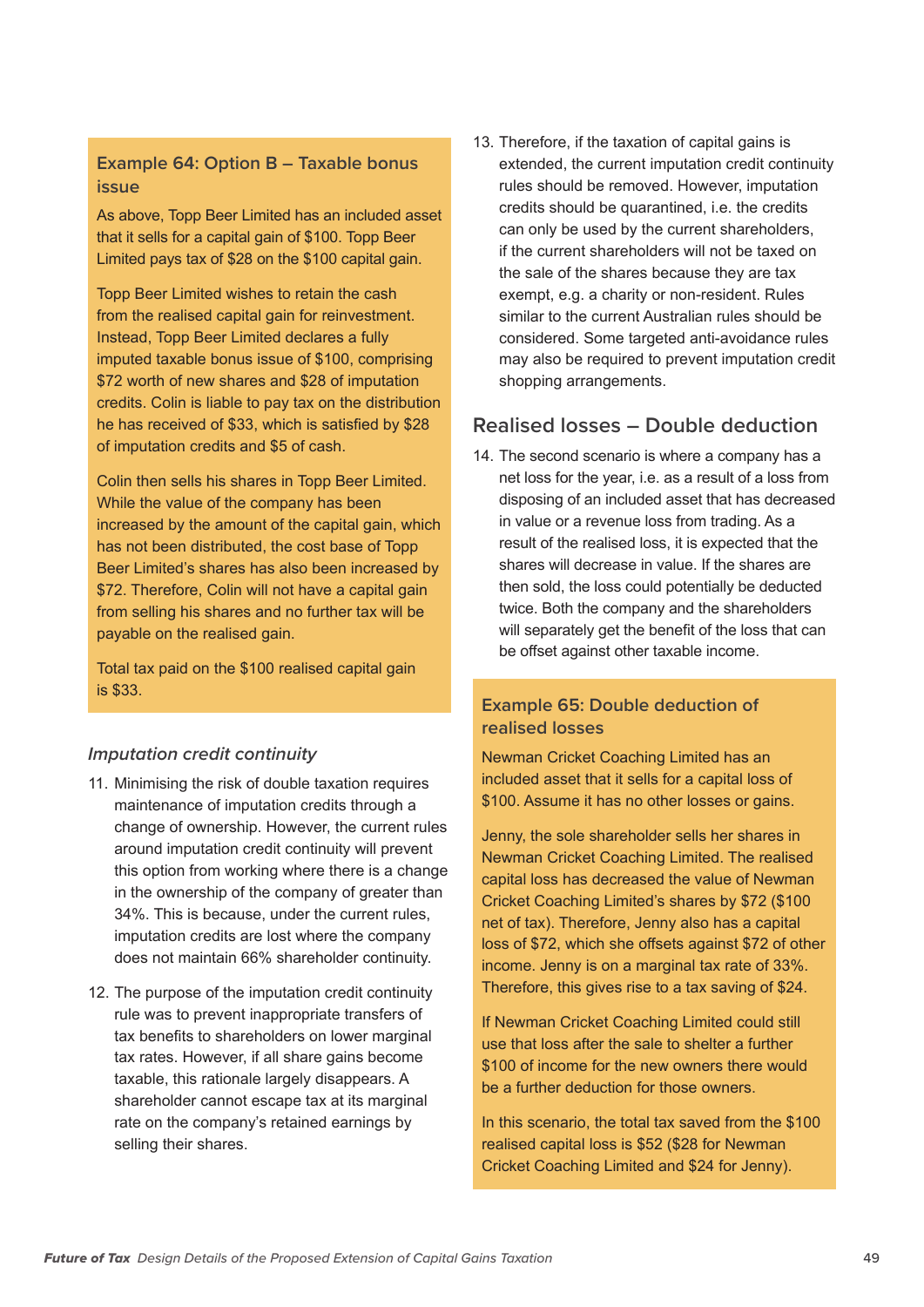### Example 64: Option B – Taxable bonus issue

As above, Topp Beer Limited has an included asset that it sells for a capital gain of $100. Topp Beer Limited pays tax of $28 on the $100 capital gain.

Topp Beer Limited wishes to retain the cash from the realised capital gain for reinvestment. Instead, Topp Beer Limited declares a fully imputed taxable bonus issue of $100, comprising $72 worth of new shares and $28 of imputation credits. Colin is liable to pay tax on the distribution he has received of $33, which is satisfied by $28 of imputation credits and $5 of cash.

Colin then sells his shares in Topp Beer Limited. While the value of the company has been increased by the amount of the capital gain, which has not been distributed, the cost base of Topp Beer Limited's shares has also been increased by $72. Therefore, Colin will not have a capital gain from selling his shares and no further tax will be payable on the realised gain.

Total tax paid on the $100 realised capital gain is $33.

### *Imputation credit continuity*

11. Minimising the risk of double taxation requires maintenance of imputation credits through a change of ownership. However, the current rules around imputation credit continuity will prevent this option from working where there is a change in the ownership of the company of greater than 34%. This is because, under the current rules, imputation credits are lost where the company does not maintain 66% shareholder continuity.

12. The purpose of the imputation credit continuity rule was to prevent inappropriate transfers of tax benefits to shareholders on lower marginal tax rates. However, if all share gains become taxable, this rationale largely disappears. A shareholder cannot escape tax at its marginal rate on the company's retained earnings by selling their shares.

13. Therefore, if the taxation of capital gains is extended, the current imputation credit continuity rules should be removed. However, imputation credits should be quarantined, i.e. the credits can only be used by the current shareholders, if the current shareholders will not be taxed on the sale of the shares because they are tax exempt, e.g. a charity or non-resident. Rules similar to the current Australian rules should be considered. Some targeted anti-avoidance rules may also be required to prevent imputation credit shopping arrangements.

## Realised losses – Double deduction

14. The second scenario is where a company has a net loss for the year, i.e. as a result of a loss from disposing of an included asset that has decreased in value or a revenue loss from trading. As a result of the realised loss, it is expected that the shares will decrease in value. If the shares are then sold, the loss could potentially be deducted twice. Both the company and the shareholders will separately get the benefit of the loss that can be offset against other taxable income.

### Example 65: Double deduction of realised losses

Newman Cricket Coaching Limited has an included asset that it sells for a capital loss of $100. Assume it has no other losses or gains.

Jenny, the sole shareholder sells her shares in Newman Cricket Coaching Limited. The realised capital loss has decreased the value of Newman Cricket Coaching Limited's shares by $72 ($100 net of tax). Therefore, Jenny also has a capital loss of $72, which she offsets against $72 of other income. Jenny is on a marginal tax rate of 33%. Therefore, this gives rise to a tax saving of $24.

If Newman Cricket Coaching Limited could still use that loss after the sale to shelter a further $100 of income for the new owners there would be a further deduction for those owners.

In this scenario, the total tax saved from the $100 realised capital loss is $52 ($28 for Newman Cricket Coaching Limited and $24 for Jenny).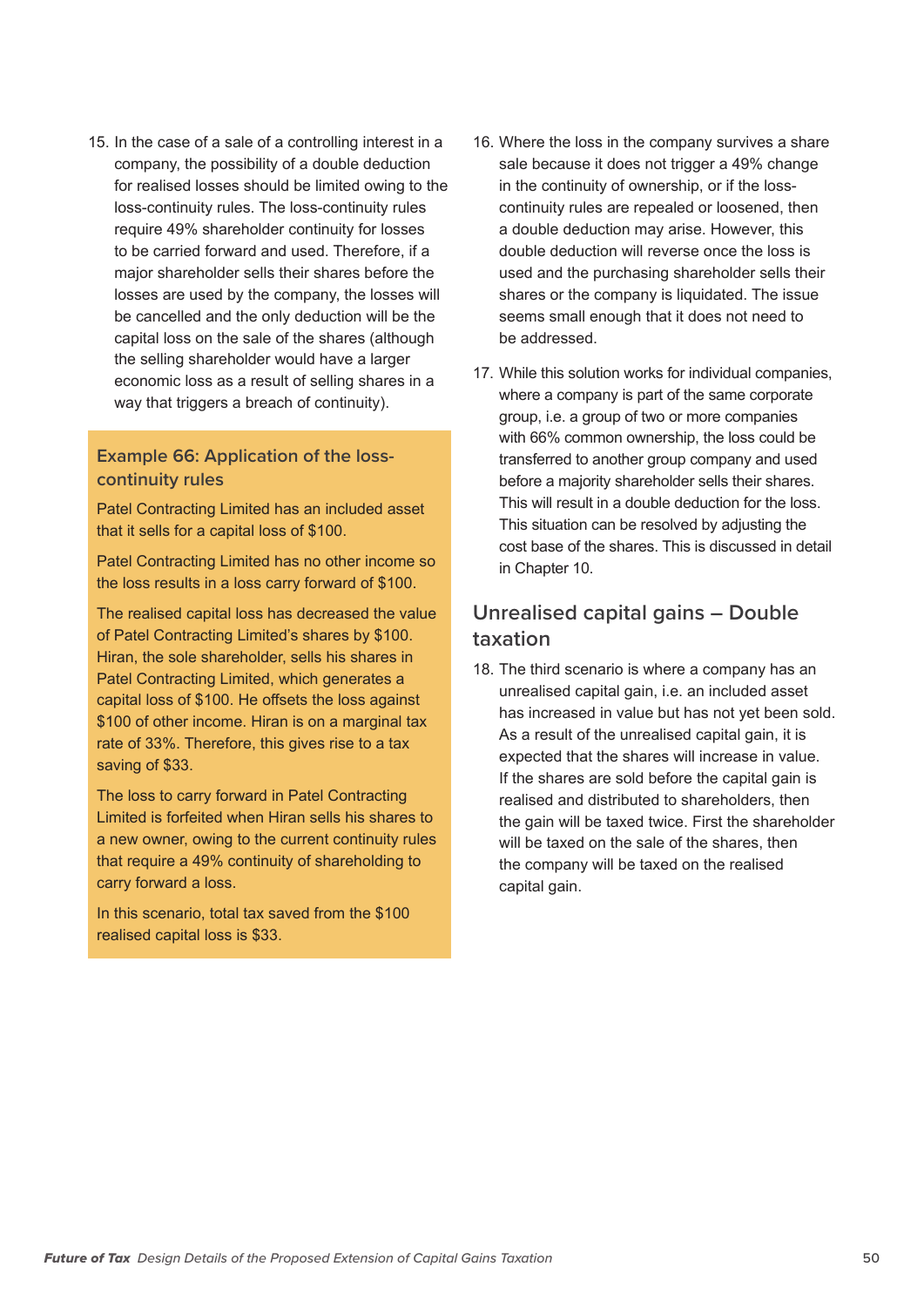15. In the case of a sale of a controlling interest in a company, the possibility of a double deduction for realised losses should be limited owing to the loss-continuity rules. The loss-continuity rules require 49% shareholder continuity for losses to be carried forward and used. Therefore, if a major shareholder sells their shares before the losses are used by the company, the losses will be cancelled and the only deduction will be the capital loss on the sale of the shares (although the selling shareholder would have a larger economic loss as a result of selling shares in a way that triggers a breach of continuity).

### Example 66: Application of the loss-continuity rules

Patel Contracting Limited has an included asset that it sells for a capital loss of $100.

Patel Contracting Limited has no other income so the loss results in a loss carry forward of $100.

The realised capital loss has decreased the value of Patel Contracting Limited's shares by $100. Hiran, the sole shareholder, sells his shares in Patel Contracting Limited, which generates a capital loss of $100. He offsets the loss against $100 of other income. Hiran is on a marginal tax rate of 33%. Therefore, this gives rise to a tax saving of $33.

The loss to carry forward in Patel Contracting Limited is forfeited when Hiran sells his shares to a new owner, owing to the current continuity rules that require a 49% continuity of shareholding to carry forward a loss.

In this scenario, total tax saved from the $100 realised capital loss is $33.

16. Where the loss in the company survives a share sale because it does not trigger a 49% change in the continuity of ownership, or if the loss-continuity rules are repealed or loosened, then a double deduction may arise. However, this double deduction will reverse once the loss is used and the purchasing shareholder sells their shares or the company is liquidated. The issue seems small enough that it does not need to be addressed.

17. While this solution works for individual companies, where a company is part of the same corporate group, i.e. a group of two or more companies with 66% common ownership, the loss could be transferred to another group company and used before a majority shareholder sells their shares. This will result in a double deduction for the loss. This situation can be resolved by adjusting the cost base of the shares. This is discussed in detail in Chapter 10.

## Unrealised capital gains – Double taxation

18. The third scenario is where a company has an unrealised capital gain, i.e. an included asset has increased in value but has not yet been sold. As a result of the unrealised capital gain, it is expected that the shares will increase in value. If the shares are sold before the capital gain is realised and distributed to shareholders, then the gain will be taxed twice. First the shareholder will be taxed on the sale of the shares, then the company will be taxed on the realised capital gain.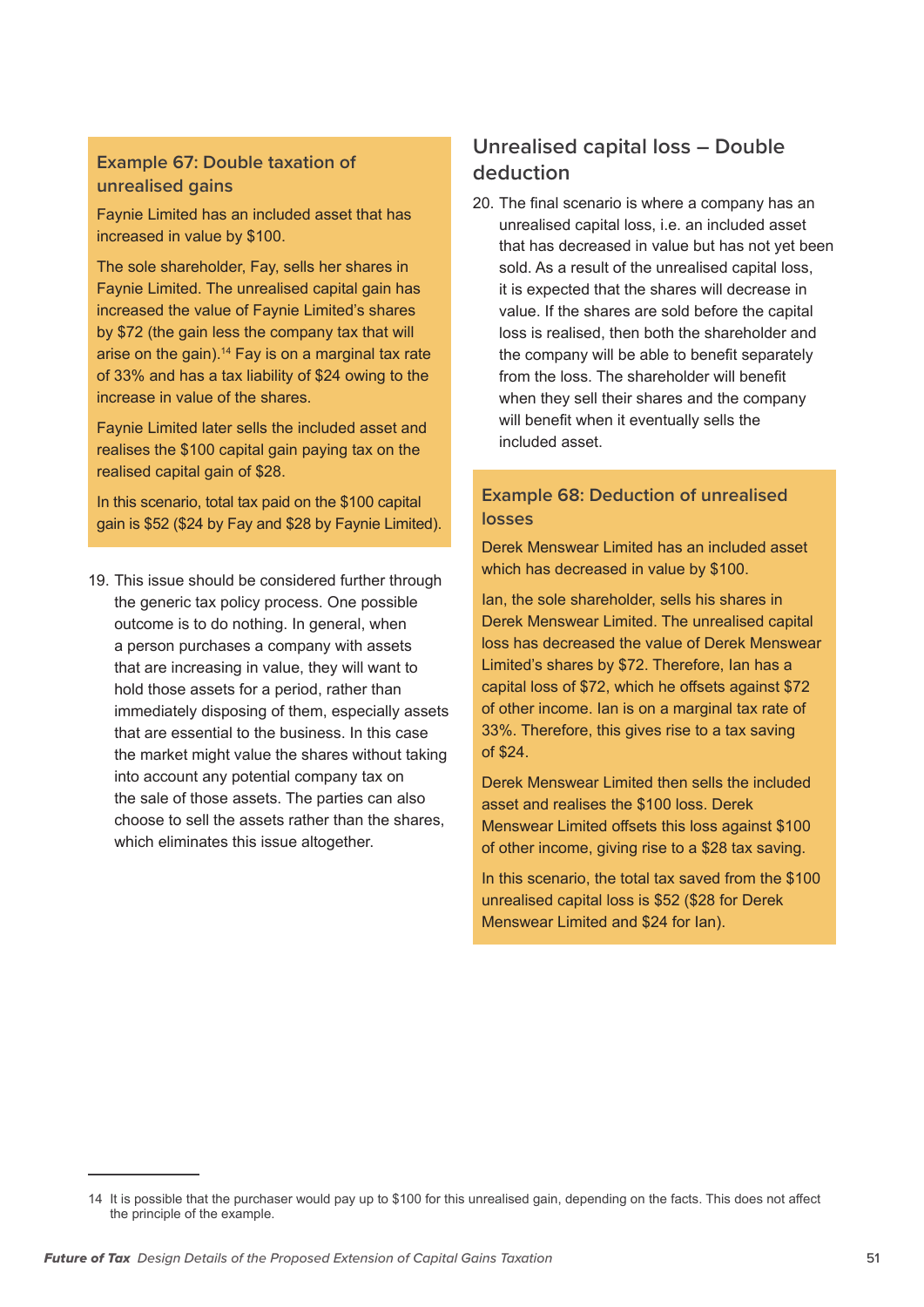### Example 67: Double taxation of unrealised gains

Faynie Limited has an included asset that has increased in value by $100.

The sole shareholder, Fay, sells her shares in Faynie Limited. The unrealised capital gain has increased the value of Faynie Limited's shares by $72 (the gain less the company tax that will arise on the gain).[14] Fay is on a marginal tax rate of 33% and has a tax liability of $24 owing to the increase in value of the shares.

Faynie Limited later sells the included asset and realises the $100 capital gain paying tax on the realised capital gain of $28.

In this scenario, total tax paid on the $100 capital gain is $52 ($24 by Fay and $28 by Faynie Limited).

19. This issue should be considered further through the generic tax policy process. One possible outcome is to do nothing. In general, when a person purchases a company with assets that are increasing in value, they will want to hold those assets for a period, rather than immediately disposing of them, especially assets that are essential to the business. In this case the market might value the shares without taking into account any potential company tax on the sale of those assets. The parties can also choose to sell the assets rather than the shares, which eliminates this issue altogether.

## Unrealised capital loss – Double deduction

20. The final scenario is where a company has an unrealised capital loss, i.e. an included asset that has decreased in value but has not yet been sold. As a result of the unrealised capital loss, it is expected that the shares will decrease in value. If the shares are sold before the capital loss is realised, then both the shareholder and the company will be able to benefit separately from the loss. The shareholder will benefit when they sell their shares and the company will benefit when it eventually sells the included asset.

### Example 68: Deduction of unrealised losses

Derek Menswear Limited has an included asset which has decreased in value by $100.

Ian, the sole shareholder, sells his shares in Derek Menswear Limited. The unrealised capital loss has decreased the value of Derek Menswear Limited's shares by $72. Therefore, Ian has a capital loss of $72, which he offsets against $72 of other income. Ian is on a marginal tax rate of 33%. Therefore, this gives rise to a tax saving of $24.

Derek Menswear Limited then sells the included asset and realises the $100 loss. Derek Menswear Limited offsets this loss against $100 of other income, giving rise to a $28 tax saving.

In this scenario, the total tax saved from the $100 unrealised capital loss is $52 ($28 for Derek Menswear Limited and $24 for Ian).

---

14 It is possible that the purchaser would pay up to $100 for this unrealised gain, depending on the facts. This does not affect the principle of the example.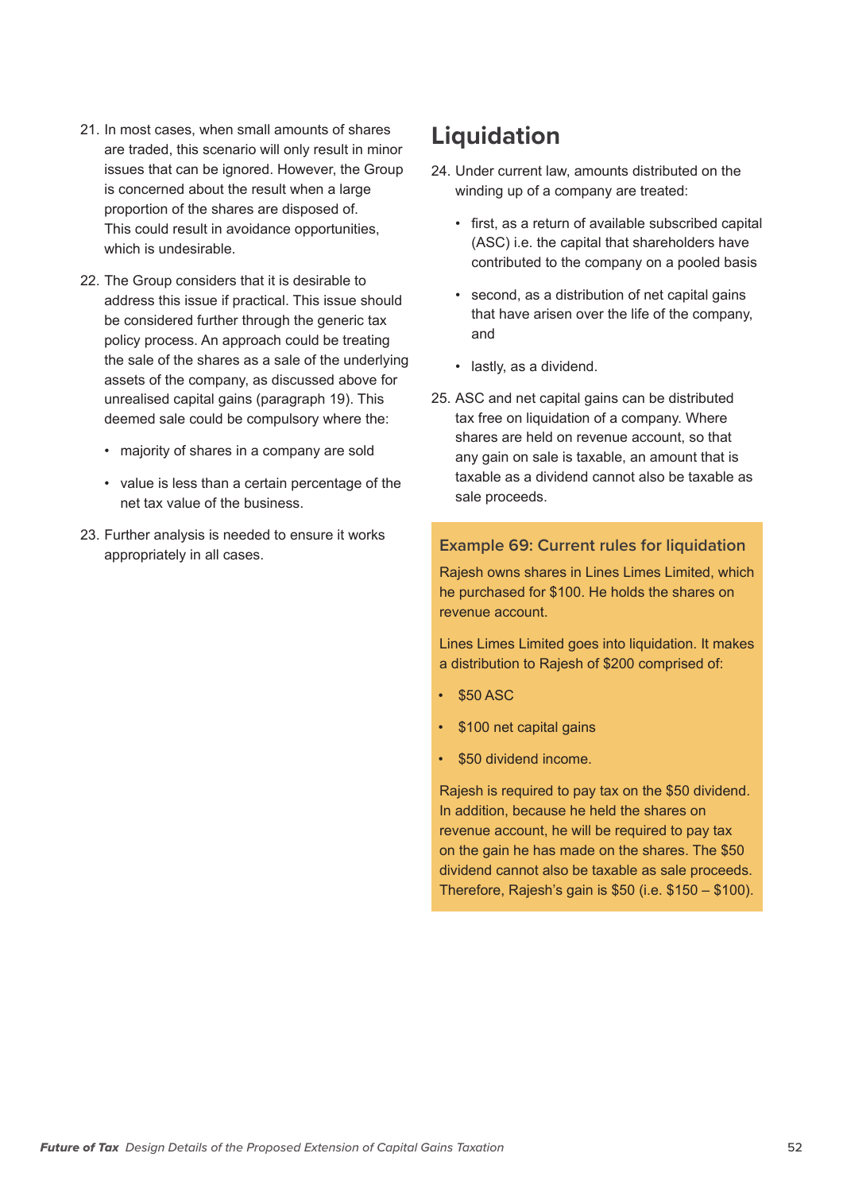21. In most cases, when small amounts of shares are traded, this scenario will only result in minor issues that can be ignored. However, the Group is concerned about the result when a large proportion of the shares are disposed of. This could result in avoidance opportunities, which is undesirable.

22. The Group considers that it is desirable to address this issue if practical. This issue should be considered further through the generic tax policy process. An approach could be treating the sale of the shares as a sale of the underlying assets of the company, as discussed above for unrealised capital gains (paragraph 19). This deemed sale could be compulsory where the:

    - majority of shares in a company are sold
    - value is less than a certain percentage of the net tax value of the business.

23. Further analysis is needed to ensure it works appropriately in all cases.

## Liquidation

24. Under current law, amounts distributed on the winding up of a company are treated:

    - first, as a return of available subscribed capital (ASC) i.e. the capital that shareholders have contributed to the company on a pooled basis
    - second, as a distribution of net capital gains that have arisen over the life of the company, and
    - lastly, as a dividend.

25. ASC and net capital gains can be distributed tax free on liquidation of a company. Where shares are held on revenue account, so that any gain on sale is taxable, an amount that is taxable as a dividend cannot also be taxable as sale proceeds.

### Example 69: Current rules for liquidation

Rajesh owns shares in Lines Limes Limited, which he purchased for $100. He holds the shares on revenue account.

Lines Limes Limited goes into liquidation. It makes a distribution to Rajesh of $200 comprised of:

- $50 ASC
- $100 net capital gains
- $50 dividend income.

Rajesh is required to pay tax on the $50 dividend. In addition, because he held the shares on revenue account, he will be required to pay tax on the gain he has made on the shares. The $50 dividend cannot also be taxable as sale proceeds. Therefore, Rajesh's gain is $50 (i.e. $150 – $100).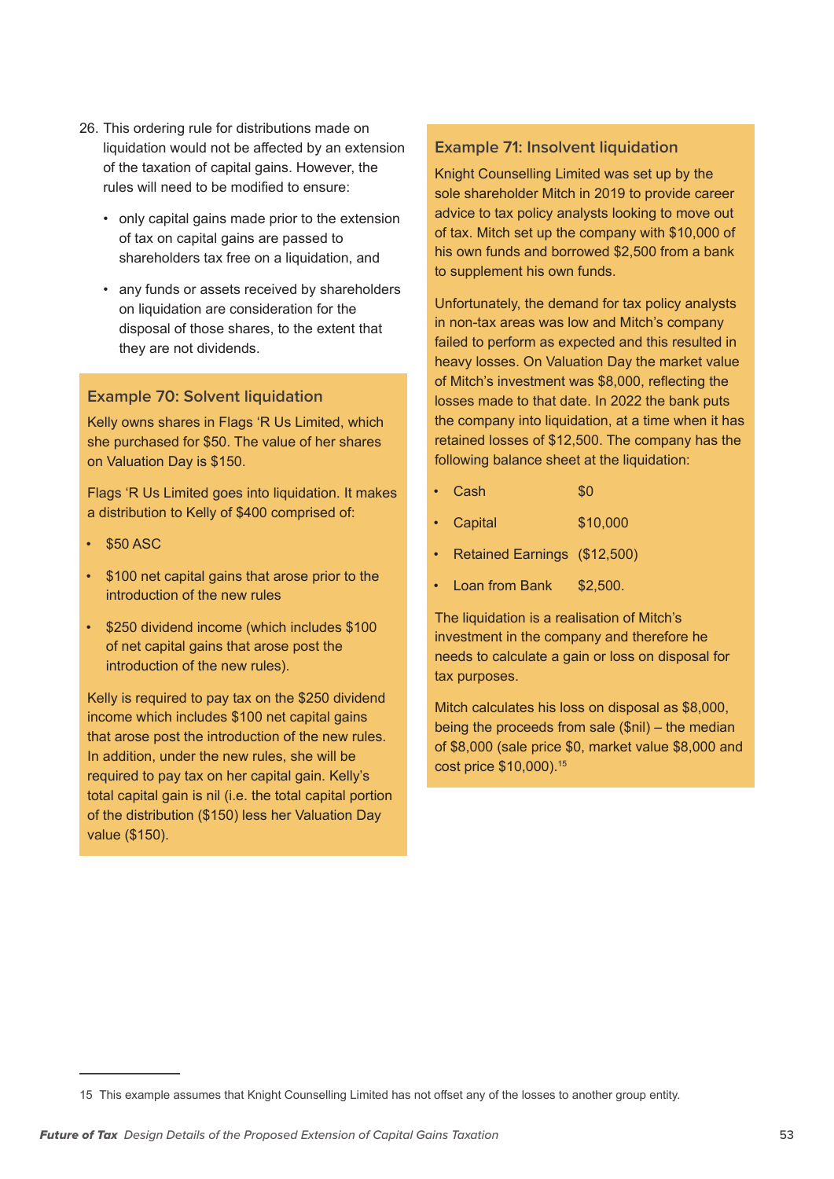26. This ordering rule for distributions made on liquidation would not be affected by an extension of the taxation of capital gains. However, the rules will need to be modified to ensure:

    - only capital gains made prior to the extension of tax on capital gains are passed to shareholders tax free on a liquidation, and
    - any funds or assets received by shareholders on liquidation are consideration for the disposal of those shares, to the extent that they are not dividends.

### Example 70: Solvent liquidation

Kelly owns shares in Flags 'R Us Limited, which she purchased for $50. The value of her shares on Valuation Day is $150.

Flags 'R Us Limited goes into liquidation. It makes a distribution to Kelly of $400 comprised of:

- $50 ASC
- $100 net capital gains that arose prior to the introduction of the new rules
- $250 dividend income (which includes $100 of net capital gains that arose post the introduction of the new rules).

Kelly is required to pay tax on the $250 dividend income which includes $100 net capital gains that arose post the introduction of the new rules. In addition, under the new rules, she will be required to pay tax on her capital gain. Kelly's total capital gain is nil (i.e. the total capital portion of the distribution ($150) less her Valuation Day value ($150).

### Example 71: Insolvent liquidation

Knight Counselling Limited was set up by the sole shareholder Mitch in 2019 to provide career advice to tax policy analysts looking to move out of tax. Mitch set up the company with $10,000 of his own funds and borrowed $2,500 from a bank to supplement his own funds.

Unfortunately, the demand for tax policy analysts in non-tax areas was low and Mitch's company failed to perform as expected and this resulted in heavy losses. On Valuation Day the market value of Mitch's investment was $8,000, reflecting the losses made to that date. In 2022 the bank puts the company into liquidation, at a time when it has retained losses of $12,500. The company has the following balance sheet at the liquidation:

- Cash $0
- Capital $10,000
- Retained Earnings ($12,500)
- Loan from Bank $2,500.

The liquidation is a realisation of Mitch's investment in the company and therefore he needs to calculate a gain or loss on disposal for tax purposes.

Mitch calculates his loss on disposal as $8,000, being the proceeds from sale ($nil) – the median of $8,000 (sale price $0, market value $8,000 and cost price $10,000).[15]

---

15 This example assumes that Knight Counselling Limited has not offset any of the losses to another group entity.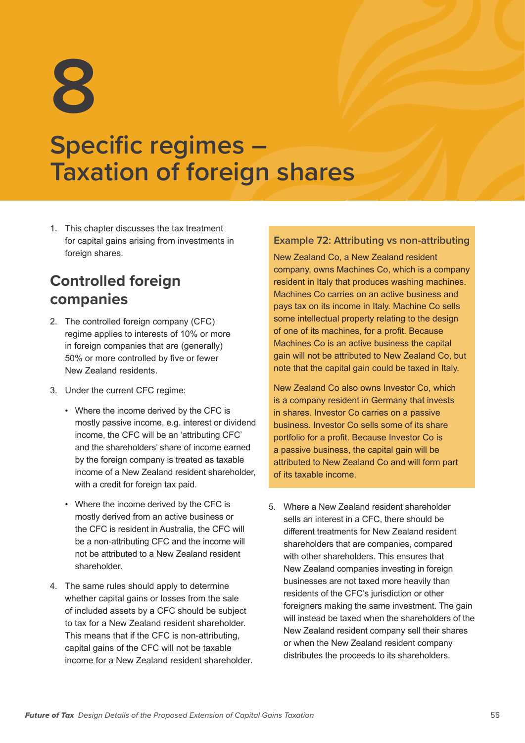# 8

# Specific regimes – Taxation of foreign shares

1. This chapter discusses the tax treatment for capital gains arising from investments in foreign shares.

## Controlled foreign companies

2. The controlled foreign company (CFC) regime applies to interests of 10% or more in foreign companies that are (generally) 50% or more controlled by five or fewer New Zealand residents.

3. Under the current CFC regime:

   - Where the income derived by the CFC is mostly passive income, e.g. interest or dividend income, the CFC will be an 'attributing CFC' and the shareholders' share of income earned by the foreign company is treated as taxable income of a New Zealand resident shareholder, with a credit for foreign tax paid.

   - Where the income derived by the CFC is mostly derived from an active business or the CFC is resident in Australia, the CFC will be a non-attributing CFC and the income will not be attributed to a New Zealand resident shareholder.

4. The same rules should apply to determine whether capital gains or losses from the sale of included assets by a CFC should be subject to tax for a New Zealand resident shareholder. This means that if the CFC is non-attributing, capital gains of the CFC will not be taxable income for a New Zealand resident shareholder.

### Example 72: Attributing vs non-attributing

New Zealand Co, a New Zealand resident company, owns Machines Co, which is a company resident in Italy that produces washing machines. Machines Co carries on an active business and pays tax on its income in Italy. Machine Co sells some intellectual property relating to the design of one of its machines, for a profit. Because Machines Co is an active business the capital gain will not be attributed to New Zealand Co, but note that the capital gain could be taxed in Italy.

New Zealand Co also owns Investor Co, which is a company resident in Germany that invests in shares. Investor Co carries on a passive business. Investor Co sells some of its share portfolio for a profit. Because Investor Co is a passive business, the capital gain will be attributed to New Zealand Co and will form part of its taxable income.

5. Where a New Zealand resident shareholder sells an interest in a CFC, there should be different treatments for New Zealand resident shareholders that are companies, compared with other shareholders. This ensures that New Zealand companies investing in foreign businesses are not taxed more heavily than residents of the CFC's jurisdiction or other foreigners making the same investment. The gain will instead be taxed when the shareholders of the New Zealand resident company sell their shares or when the New Zealand resident company distributes the proceeds to its shareholders.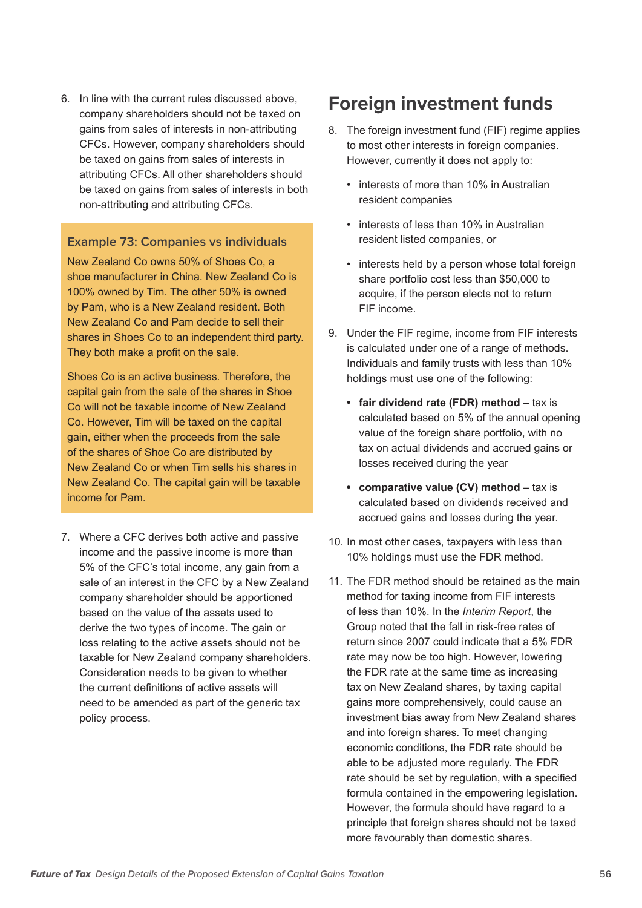6. In line with the current rules discussed above, company shareholders should not be taxed on gains from sales of interests in non-attributing CFCs. However, company shareholders should be taxed on gains from sales of interests in attributing CFCs. All other shareholders should be taxed on gains from sales of interests in both non-attributing and attributing CFCs.

### Example 73: Companies vs individuals

New Zealand Co owns 50% of Shoes Co, a shoe manufacturer in China. New Zealand Co is 100% owned by Tim. The other 50% is owned by Pam, who is a New Zealand resident. Both New Zealand Co and Pam decide to sell their shares in Shoes Co to an independent third party. They both make a profit on the sale.

Shoes Co is an active business. Therefore, the capital gain from the sale of the shares in Shoe Co will not be taxable income of New Zealand Co. However, Tim will be taxed on the capital gain, either when the proceeds from the sale of the shares of Shoe Co are distributed by New Zealand Co or when Tim sells his shares in New Zealand Co. The capital gain will be taxable income for Pam.

7. Where a CFC derives both active and passive income and the passive income is more than 5% of the CFC's total income, any gain from a sale of an interest in the CFC by a New Zealand company shareholder should be apportioned based on the value of the assets used to derive the two types of income. The gain or loss relating to the active assets should not be taxable for New Zealand company shareholders. Consideration needs to be given to whether the current definitions of active assets will need to be amended as part of the generic tax policy process.

## Foreign investment funds

8. The foreign investment fund (FIF) regime applies to most other interests in foreign companies. However, currently it does not apply to:
   - interests of more than 10% in Australian resident companies
   - interests of less than 10% in Australian resident listed companies, or
   - interests held by a person whose total foreign share portfolio cost less than $50,000 to acquire, if the person elects not to return FIF income.

9. Under the FIF regime, income from FIF interests is calculated under one of a range of methods. Individuals and family trusts with less than 10% holdings must use one of the following:
   - **fair dividend rate (FDR) method** – tax is calculated based on 5% of the annual opening value of the foreign share portfolio, with no tax on actual dividends and accrued gains or losses received during the year
   - **comparative value (CV) method** – tax is calculated based on dividends received and accrued gains and losses during the year.

10. In most other cases, taxpayers with less than 10% holdings must use the FDR method.

11. The FDR method should be retained as the main method for taxing income from FIF interests of less than 10%. In the *Interim Report*, the Group noted that the fall in risk-free rates of return since 2007 could indicate that a 5% FDR rate may now be too high. However, lowering the FDR rate at the same time as increasing tax on New Zealand shares, by taxing capital gains more comprehensively, could cause an investment bias away from New Zealand shares and into foreign shares. To meet changing economic conditions, the FDR rate should be able to be adjusted more regularly. The FDR rate should be set by regulation, with a specified formula contained in the empowering legislation. However, the formula should have regard to a principle that foreign shares should not be taxed more favourably than domestic shares.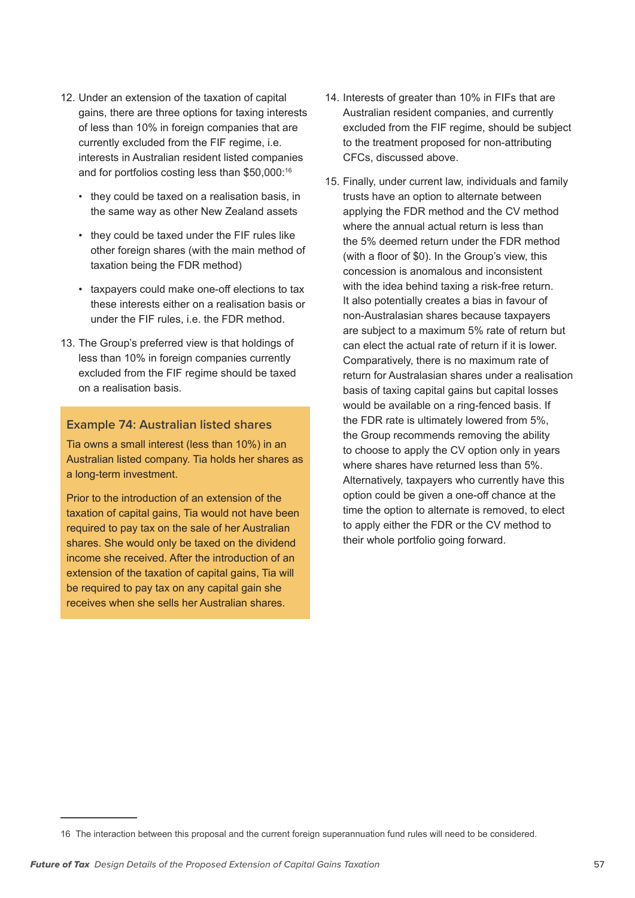12. Under an extension of the taxation of capital gains, there are three options for taxing interests of less than 10% in foreign companies that are currently excluded from the FIF regime, i.e. interests in Australian resident listed companies and for portfolios costing less than $50,000:[16]
    - they could be taxed on a realisation basis, in the same way as other New Zealand assets
    - they could be taxed under the FIF rules like other foreign shares (with the main method of taxation being the FDR method)
    - taxpayers could make one-off elections to tax these interests either on a realisation basis or under the FIF rules, i.e. the FDR method.
13. The Group's preferred view is that holdings of less than 10% in foreign companies currently excluded from the FIF regime should be taxed on a realisation basis.

### Example 74: Australian listed shares

Tia owns a small interest (less than 10%) in an Australian listed company. Tia holds her shares as a long-term investment.

Prior to the introduction of an extension of the taxation of capital gains, Tia would not have been required to pay tax on the sale of her Australian shares. She would only be taxed on the dividend income she received. After the introduction of an extension of the taxation of capital gains, Tia will be required to pay tax on any capital gain she receives when she sells her Australian shares.

14. Interests of greater than 10% in FIFs that are Australian resident companies, and currently excluded from the FIF regime, should be subject to the treatment proposed for non-attributing CFCs, discussed above.
15. Finally, under current law, individuals and family trusts have an option to alternate between applying the FDR method and the CV method where the annual actual return is less than the 5% deemed return under the FDR method (with a floor of $0). In the Group's view, this concession is anomalous and inconsistent with the idea behind taxing a risk-free return. It also potentially creates a bias in favour of non-Australasian shares because taxpayers are subject to a maximum 5% rate of return but can elect the actual rate of return if it is lower. Comparatively, there is no maximum rate of return for Australasian shares under a realisation basis of taxing capital gains but capital losses would be available on a ring-fenced basis. If the FDR rate is ultimately lowered from 5%, the Group recommends removing the ability to choose to apply the CV option only in years where shares have returned less than 5%. Alternatively, taxpayers who currently have this option could be given a one-off chance at the time the option to alternate is removed, to elect to apply either the FDR or the CV method to their whole portfolio going forward.

16 The interaction between this proposal and the current foreign superannuation fund rules will need to be considered.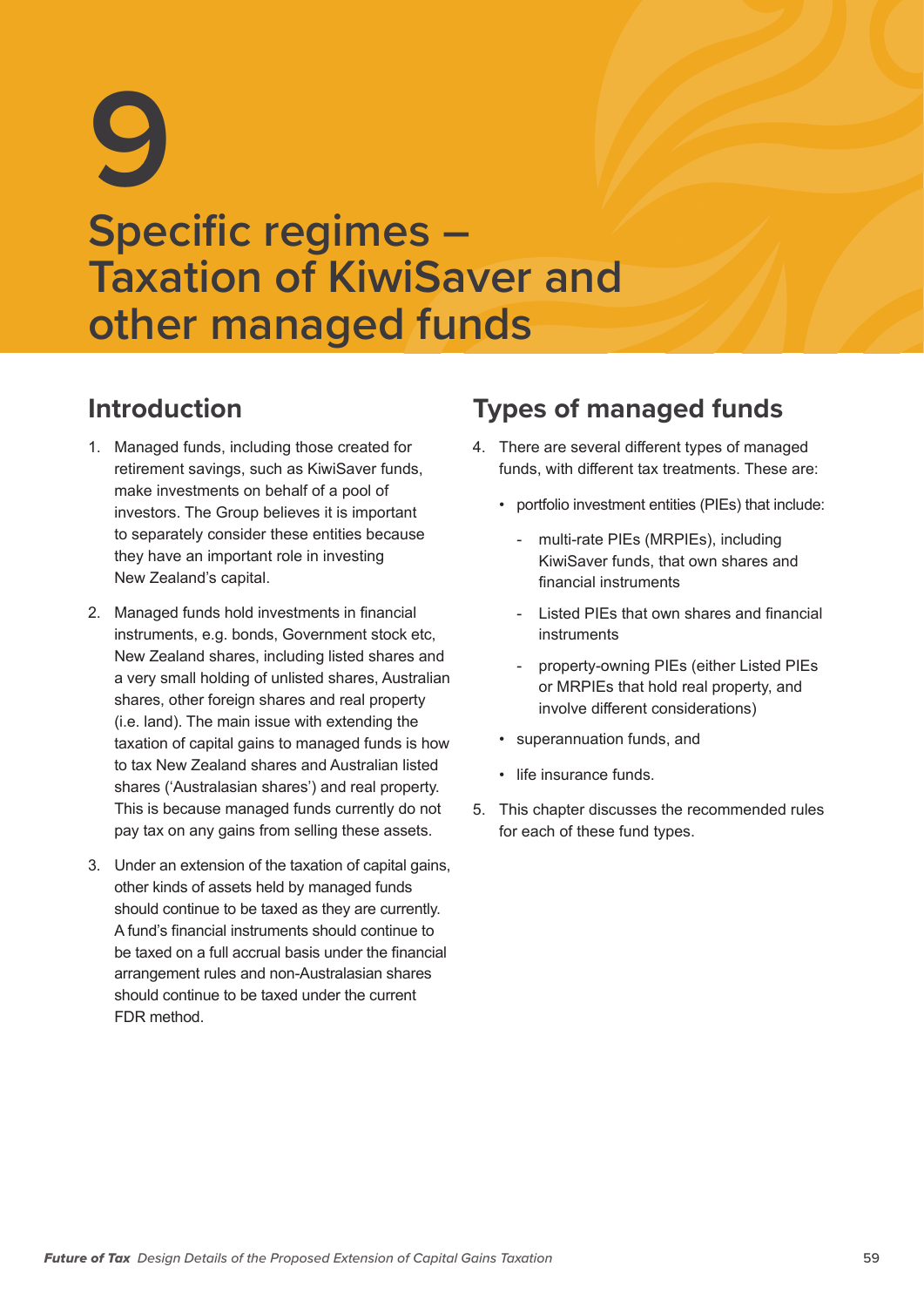# 9

# Specific regimes – Taxation of KiwiSaver and other managed funds

## Introduction

1. Managed funds, including those created for retirement savings, such as KiwiSaver funds, make investments on behalf of a pool of investors. The Group believes it is important to separately consider these entities because they have an important role in investing New Zealand's capital.

2. Managed funds hold investments in financial instruments, e.g. bonds, Government stock etc, New Zealand shares, including listed shares and a very small holding of unlisted shares, Australian shares, other foreign shares and real property (i.e. land). The main issue with extending the taxation of capital gains to managed funds is how to tax New Zealand shares and Australian listed shares ('Australasian shares') and real property. This is because managed funds currently do not pay tax on any gains from selling these assets.

3. Under an extension of the taxation of capital gains, other kinds of assets held by managed funds should continue to be taxed as they are currently. A fund's financial instruments should continue to be taxed on a full accrual basis under the financial arrangement rules and non-Australasian shares should continue to be taxed under the current FDR method.

## Types of managed funds

4. There are several different types of managed funds, with different tax treatments. These are:

   - portfolio investment entities (PIEs) that include:
     - multi-rate PIEs (MRPIEs), including KiwiSaver funds, that own shares and financial instruments
     - Listed PIEs that own shares and financial instruments
     - property-owning PIEs (either Listed PIEs or MRPIEs that hold real property, and involve different considerations)
   - superannuation funds, and
   - life insurance funds.

5. This chapter discusses the recommended rules for each of these fund types.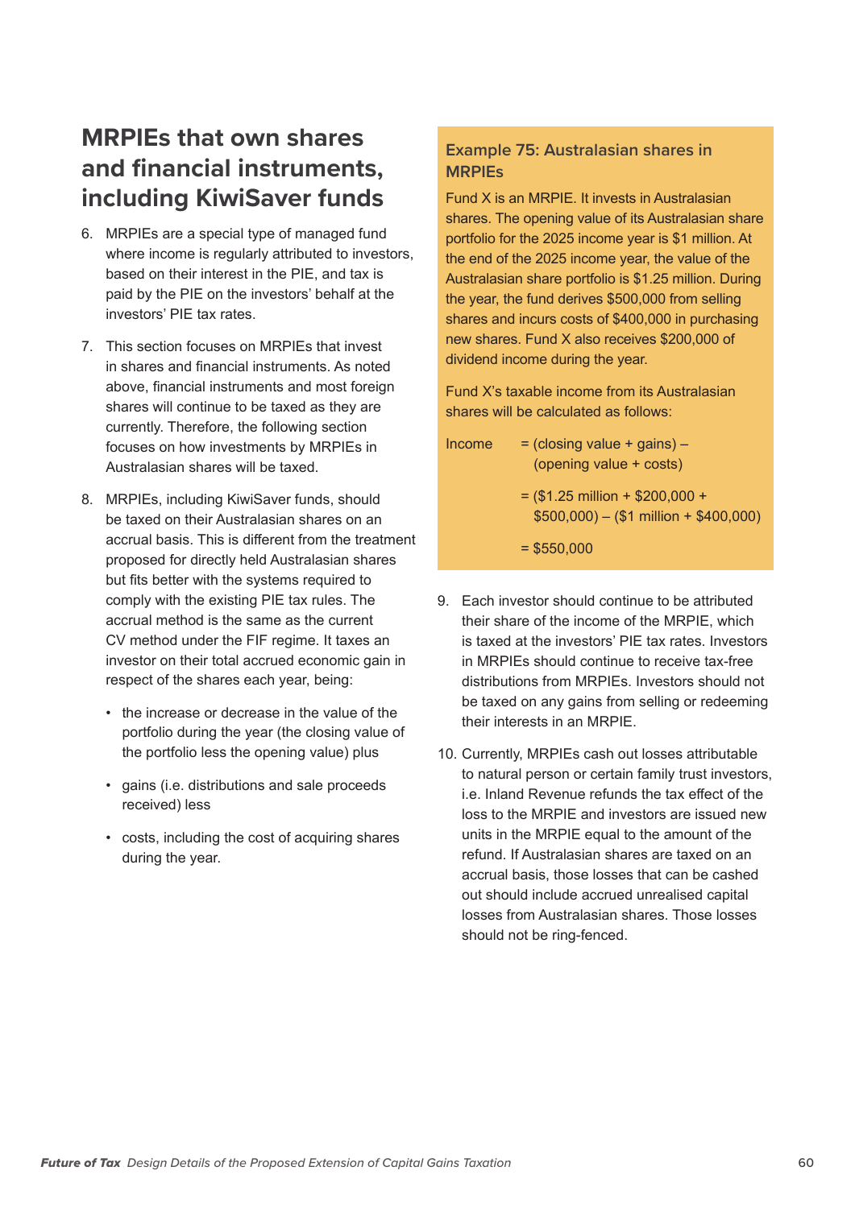## MRPIEs that own shares and financial instruments, including KiwiSaver funds

6. MRPIEs are a special type of managed fund where income is regularly attributed to investors, based on their interest in the PIE, and tax is paid by the PIE on the investors' behalf at the investors' PIE tax rates.

7. This section focuses on MRPIEs that invest in shares and financial instruments. As noted above, financial instruments and most foreign shares will continue to be taxed as they are currently. Therefore, the following section focuses on how investments by MRPIEs in Australasian shares will be taxed.

8. MRPIEs, including KiwiSaver funds, should be taxed on their Australasian shares on an accrual basis. This is different from the treatment proposed for directly held Australasian shares but fits better with the systems required to comply with the existing PIE tax rules. The accrual method is the same as the current CV method under the FIF regime. It taxes an investor on their total accrued economic gain in respect of the shares each year, being:

   - the increase or decrease in the value of the portfolio during the year (the closing value of the portfolio less the opening value) plus
   - gains (i.e. distributions and sale proceeds received) less
   - costs, including the cost of acquiring shares during the year.

### Example 75: Australasian shares in MRPIEs

Fund X is an MRPIE. It invests in Australasian shares. The opening value of its Australasian share portfolio for the 2025 income year is $1 million. At the end of the 2025 income year, the value of the Australasian share portfolio is $1.25 million. During the year, the fund derives $500,000 from selling shares and incurs costs of $400,000 in purchasing new shares. Fund X also receives $200,000 of dividend income during the year.

Fund X's taxable income from its Australasian shares will be calculated as follows:

Income = (closing value + gains) – (opening value + costs)

= ($1.25 million + $200,000 + $500,000) – ($1 million + $400,000)

= $550,000

9. Each investor should continue to be attributed their share of the income of the MRPIE, which is taxed at the investors' PIE tax rates. Investors in MRPIEs should continue to receive tax-free distributions from MRPIEs. Investors should not be taxed on any gains from selling or redeeming their interests in an MRPIE.

10. Currently, MRPIEs cash out losses attributable to natural person or certain family trust investors, i.e. Inland Revenue refunds the tax effect of the loss to the MRPIE and investors are issued new units in the MRPIE equal to the amount of the refund. If Australasian shares are taxed on an accrual basis, those losses that can be cashed out should include accrued unrealised capital losses from Australasian shares. Those losses should not be ring-fenced.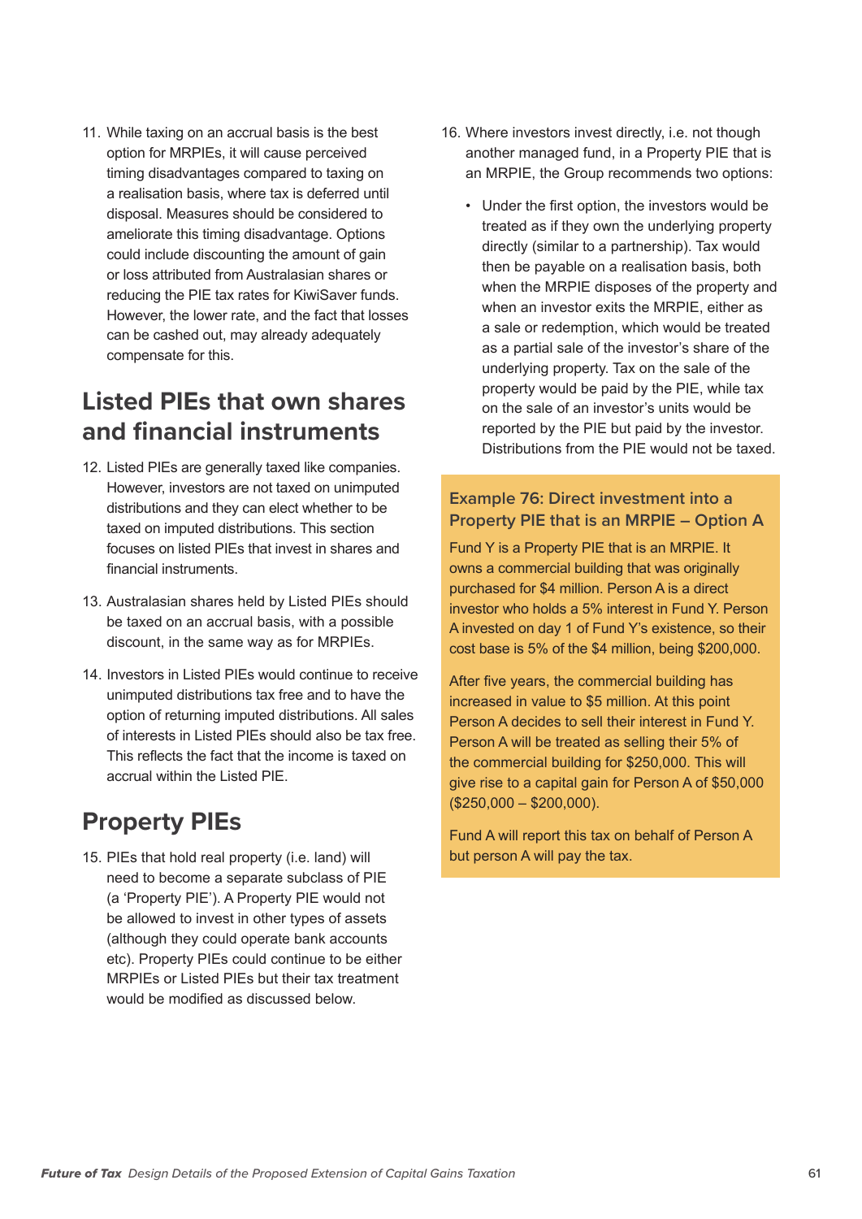11. While taxing on an accrual basis is the best option for MRPIEs, it will cause perceived timing disadvantages compared to taxing on a realisation basis, where tax is deferred until disposal. Measures should be considered to ameliorate this timing disadvantage. Options could include discounting the amount of gain or loss attributed from Australasian shares or reducing the PIE tax rates for KiwiSaver funds. However, the lower rate, and the fact that losses can be cashed out, may already adequately compensate for this.

## Listed PIEs that own shares and financial instruments

12. Listed PIEs are generally taxed like companies. However, investors are not taxed on unimputed distributions and they can elect whether to be taxed on imputed distributions. This section focuses on listed PIEs that invest in shares and financial instruments.

13. Australasian shares held by Listed PIEs should be taxed on an accrual basis, with a possible discount, in the same way as for MRPIEs.

14. Investors in Listed PIEs would continue to receive unimputed distributions tax free and to have the option of returning imputed distributions. All sales of interests in Listed PIEs should also be tax free. This reflects the fact that the income is taxed on accrual within the Listed PIE.

## Property PIEs

15. PIEs that hold real property (i.e. land) will need to become a separate subclass of PIE (a 'Property PIE'). A Property PIE would not be allowed to invest in other types of assets (although they could operate bank accounts etc). Property PIEs could continue to be either MRPIEs or Listed PIEs but their tax treatment would be modified as discussed below.

16. Where investors invest directly, i.e. not though another managed fund, in a Property PIE that is an MRPIE, the Group recommends two options:

    - Under the first option, the investors would be treated as if they own the underlying property directly (similar to a partnership). Tax would then be payable on a realisation basis, both when the MRPIE disposes of the property and when an investor exits the MRPIE, either as a sale or redemption, which would be treated as a partial sale of the investor's share of the underlying property. Tax on the sale of the property would be paid by the PIE, while tax on the sale of an investor's units would be reported by the PIE but paid by the investor. Distributions from the PIE would not be taxed.

### Example 76: Direct investment into a Property PIE that is an MRPIE – Option A

Fund Y is a Property PIE that is an MRPIE. It owns a commercial building that was originally purchased for $4 million. Person A is a direct investor who holds a 5% interest in Fund Y. Person A invested on day 1 of Fund Y's existence, so their cost base is 5% of the $4 million, being $200,000.

After five years, the commercial building has increased in value to $5 million. At this point Person A decides to sell their interest in Fund Y. Person A will be treated as selling their 5% of the commercial building for $250,000. This will give rise to a capital gain for Person A of $50,000 ($250,000 – $200,000).

Fund A will report this tax on behalf of Person A but person A will pay the tax.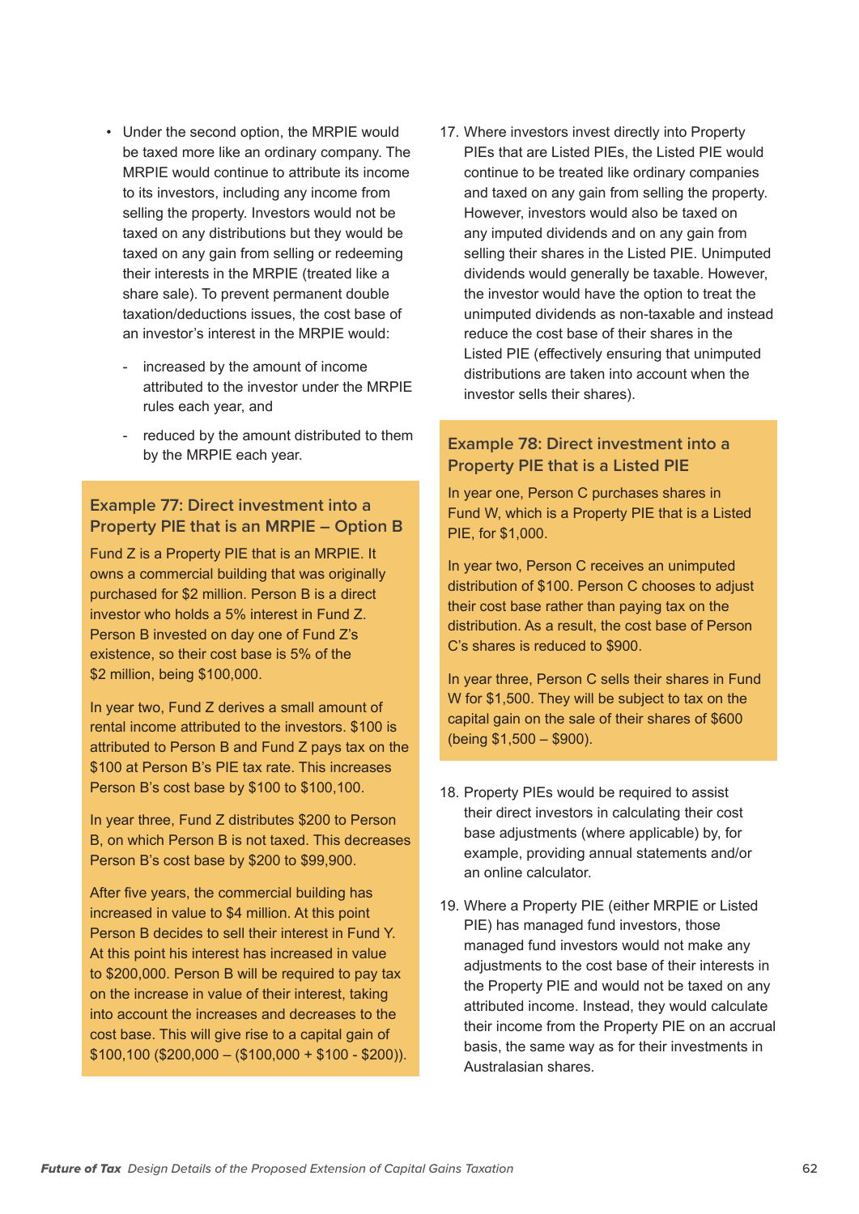- Under the second option, the MRPIE would be taxed more like an ordinary company. The MRPIE would continue to attribute its income to its investors, including any income from selling the property. Investors would not be taxed on any distributions but they would be taxed on any gain from selling or redeeming their interests in the MRPIE (treated like a share sale). To prevent permanent double taxation/deductions issues, the cost base of an investor's interest in the MRPIE would:
  - increased by the amount of income attributed to the investor under the MRPIE rules each year, and
  - reduced by the amount distributed to them by the MRPIE each year.

### Example 77: Direct investment into a Property PIE that is an MRPIE – Option B

Fund Z is a Property PIE that is an MRPIE. It owns a commercial building that was originally purchased for $2 million. Person B is a direct investor who holds a 5% interest in Fund Z. Person B invested on day one of Fund Z's existence, so their cost base is 5% of the $2 million, being $100,000.

In year two, Fund Z derives a small amount of rental income attributed to the investors. $100 is attributed to Person B and Fund Z pays tax on the $100 at Person B's PIE tax rate. This increases Person B's cost base by $100 to $100,100.

In year three, Fund Z distributes $200 to Person B, on which Person B is not taxed. This decreases Person B's cost base by $200 to $99,900.

After five years, the commercial building has increased in value to $4 million. At this point Person B decides to sell their interest in Fund Y. At this point his interest has increased in value to $200,000. Person B will be required to pay tax on the increase in value of their interest, taking into account the increases and decreases to the cost base. This will give rise to a capital gain of $100,100 ($200,000 – ($100,000 + $100 - $200)).

17. Where investors invest directly into Property PIEs that are Listed PIEs, the Listed PIE would continue to be treated like ordinary companies and taxed on any gain from selling the property. However, investors would also be taxed on any imputed dividends and on any gain from selling their shares in the Listed PIE. Unimputed dividends would generally be taxable. However, the investor would have the option to treat the unimputed dividends as non-taxable and instead reduce the cost base of their shares in the Listed PIE (effectively ensuring that unimputed distributions are taken into account when the investor sells their shares).

### Example 78: Direct investment into a Property PIE that is a Listed PIE

In year one, Person C purchases shares in Fund W, which is a Property PIE that is a Listed PIE, for $1,000.

In year two, Person C receives an unimputed distribution of $100. Person C chooses to adjust their cost base rather than paying tax on the distribution. As a result, the cost base of Person C's shares is reduced to $900.

In year three, Person C sells their shares in Fund W for $1,500. They will be subject to tax on the capital gain on the sale of their shares of $600 (being $1,500 – $900).

18. Property PIEs would be required to assist their direct investors in calculating their cost base adjustments (where applicable) by, for example, providing annual statements and/or an online calculator.

19. Where a Property PIE (either MRPIE or Listed PIE) has managed fund investors, those managed fund investors would not make any adjustments to the cost base of their interests in the Property PIE and would not be taxed on any attributed income. Instead, they would calculate their income from the Property PIE on an accrual basis, the same way as for their investments in Australasian shares.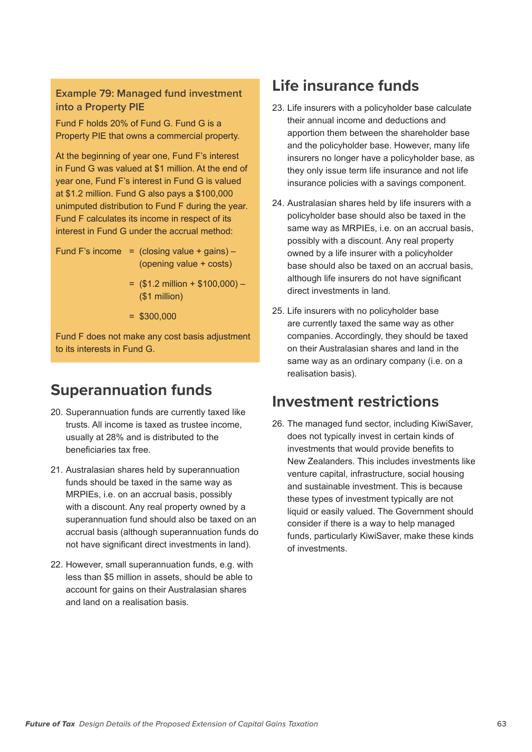### Example 79: Managed fund investment into a Property PIE

Fund F holds 20% of Fund G. Fund G is a Property PIE that owns a commercial property.

At the beginning of year one, Fund F's interest in Fund G was valued at $1 million. At the end of year one, Fund F's interest in Fund G is valued at $1.2 million. Fund G also pays a $100,000 unimputed distribution to Fund F during the year. Fund F calculates its income in respect of its interest in Fund G under the accrual method:

Fund F's income = (closing value + gains) – (opening value + costs)

= ($1.2 million + $100,000) – ($1 million)

= $300,000

Fund F does not make any cost basis adjustment to its interests in Fund G.

## Superannuation funds

20. Superannuation funds are currently taxed like trusts. All income is taxed as trustee income, usually at 28% and is distributed to the beneficiaries tax free.

21. Australasian shares held by superannuation funds should be taxed in the same way as MRPIEs, i.e. on an accrual basis, possibly with a discount. Any real property owned by a superannuation fund should also be taxed on an accrual basis (although superannuation funds do not have significant direct investments in land).

22. However, small superannuation funds, e.g. with less than $5 million in assets, should be able to account for gains on their Australasian shares and land on a realisation basis.

## Life insurance funds

23. Life insurers with a policyholder base calculate their annual income and deductions and apportion them between the shareholder base and the policyholder base. However, many life insurers no longer have a policyholder base, as they only issue term life insurance and not life insurance policies with a savings component.

24. Australasian shares held by life insurers with a policyholder base should also be taxed in the same way as MRPIEs, i.e. on an accrual basis, possibly with a discount. Any real property owned by a life insurer with a policyholder base should also be taxed on an accrual basis, although life insurers do not have significant direct investments in land.

25. Life insurers with no policyholder base are currently taxed the same way as other companies. Accordingly, they should be taxed on their Australasian shares and land in the same way as an ordinary company (i.e. on a realisation basis).

## Investment restrictions

26. The managed fund sector, including KiwiSaver, does not typically invest in certain kinds of investments that would provide benefits to New Zealanders. This includes investments like venture capital, infrastructure, social housing and sustainable investment. This is because these types of investment typically are not liquid or easily valued. The Government should consider if there is a way to help managed funds, particularly KiwiSaver, make these kinds of investments.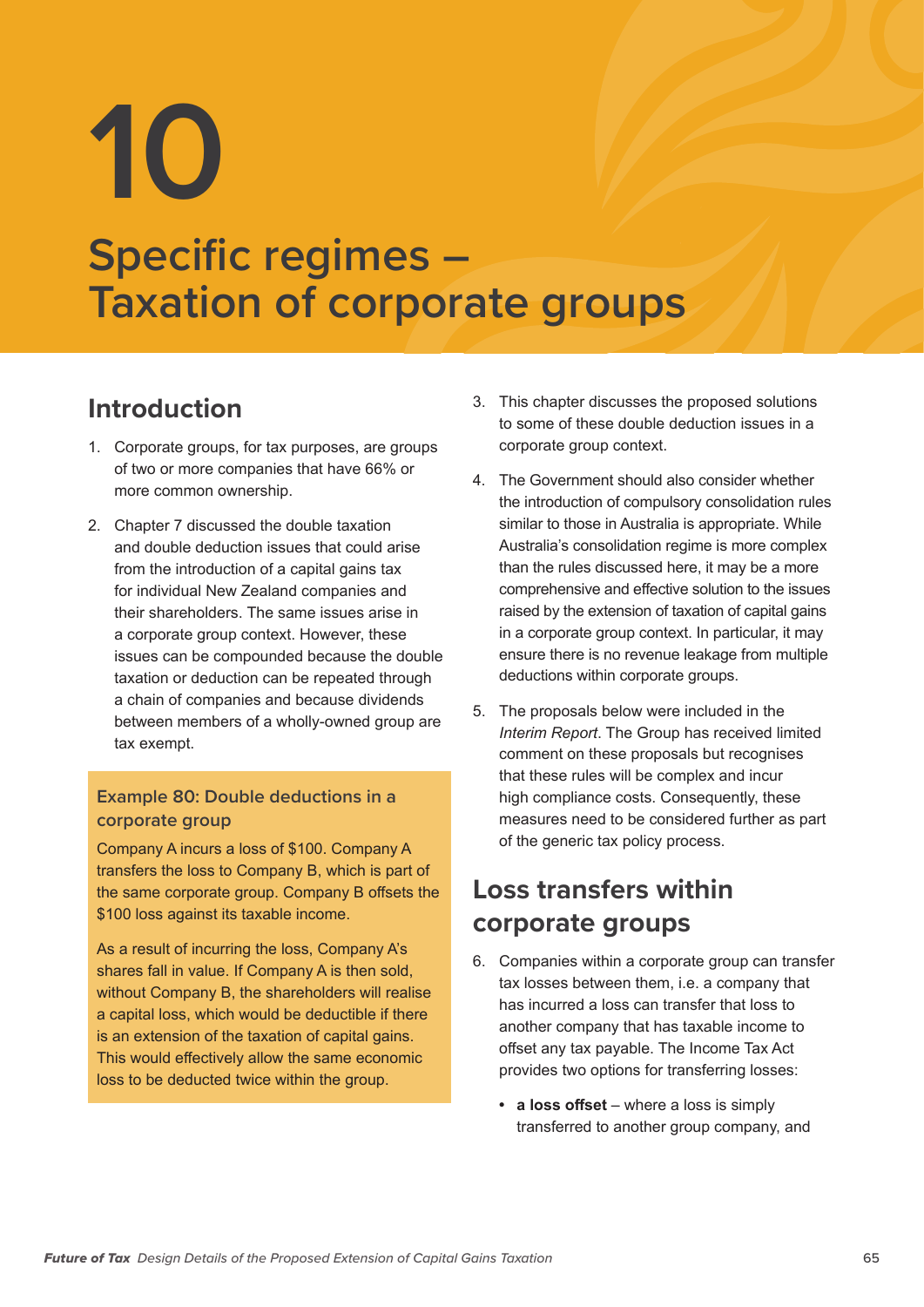# 10

# Specific regimes – Taxation of corporate groups

## Introduction

1. Corporate groups, for tax purposes, are groups of two or more companies that have 66% or more common ownership.

2. Chapter 7 discussed the double taxation and double deduction issues that could arise from the introduction of a capital gains tax for individual New Zealand companies and their shareholders. The same issues arise in a corporate group context. However, these issues can be compounded because the double taxation or deduction can be repeated through a chain of companies and because dividends between members of a wholly-owned group are tax exempt.

> **Example 80: Double deductions in a corporate group**
>
> Company A incurs a loss of $100. Company A transfers the loss to Company B, which is part of the same corporate group. Company B offsets the $100 loss against its taxable income.
>
> As a result of incurring the loss, Company A's shares fall in value. If Company A is then sold, without Company B, the shareholders will realise a capital loss, which would be deductible if there is an extension of the taxation of capital gains. This would effectively allow the same economic loss to be deducted twice within the group.

3. This chapter discusses the proposed solutions to some of these double deduction issues in a corporate group context.

4. The Government should also consider whether the introduction of compulsory consolidation rules similar to those in Australia is appropriate. While Australia's consolidation regime is more complex than the rules discussed here, it may be a more comprehensive and effective solution to the issues raised by the extension of taxation of capital gains in a corporate group context. In particular, it may ensure there is no revenue leakage from multiple deductions within corporate groups.

5. The proposals below were included in the *Interim Report*. The Group has received limited comment on these proposals but recognises that these rules will be complex and incur high compliance costs. Consequently, these measures need to be considered further as part of the generic tax policy process.

## Loss transfers within corporate groups

6. Companies within a corporate group can transfer tax losses between them, i.e. a company that has incurred a loss can transfer that loss to another company that has taxable income to offset any tax payable. The Income Tax Act provides two options for transferring losses:

   - **a loss offset** – where a loss is simply transferred to another group company, and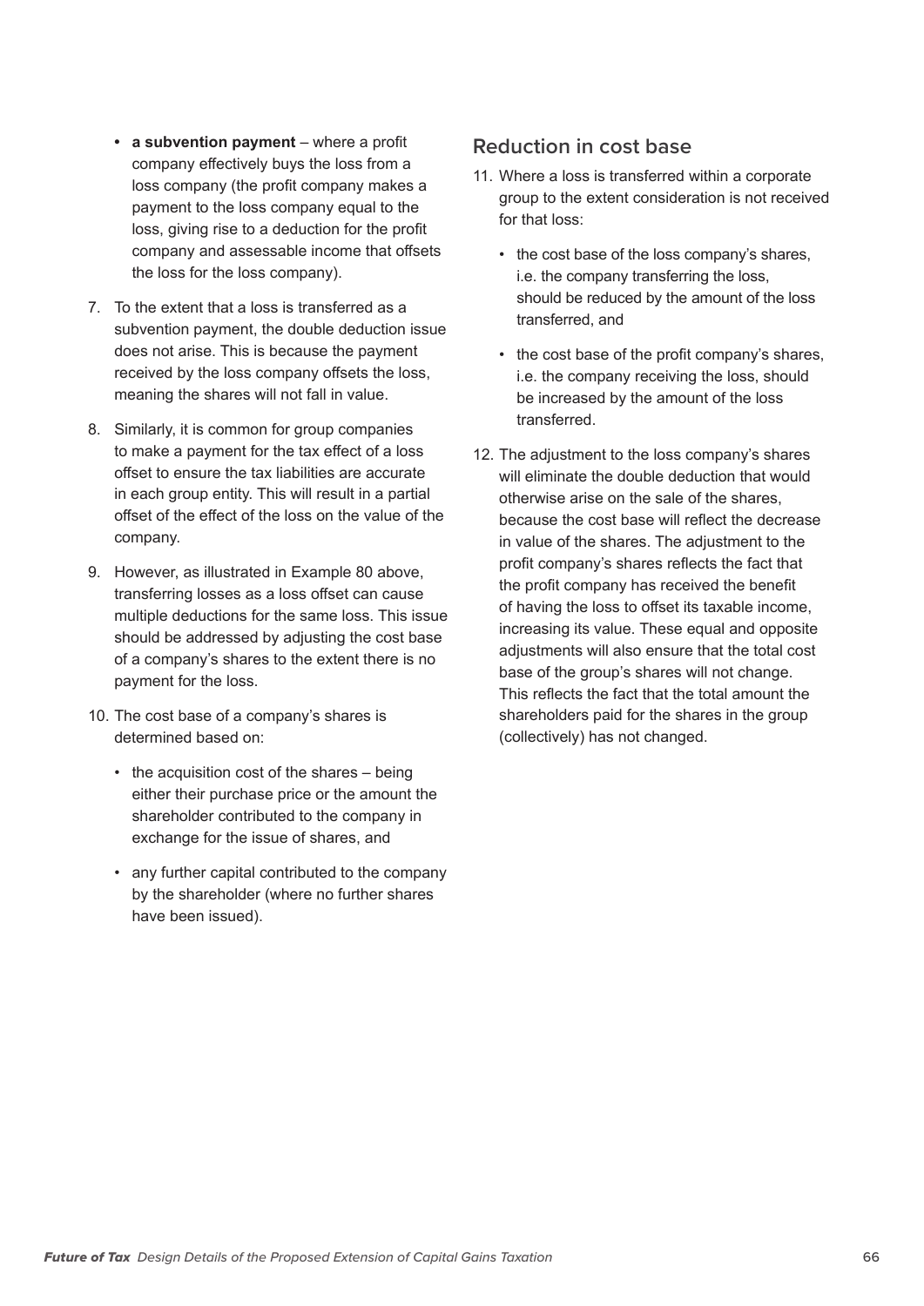- **a subvention payment** – where a profit company effectively buys the loss from a loss company (the profit company makes a payment to the loss company equal to the loss, giving rise to a deduction for the profit company and assessable income that offsets the loss for the loss company).

7. To the extent that a loss is transferred as a subvention payment, the double deduction issue does not arise. This is because the payment received by the loss company offsets the loss, meaning the shares will not fall in value.

8. Similarly, it is common for group companies to make a payment for the tax effect of a loss offset to ensure the tax liabilities are accurate in each group entity. This will result in a partial offset of the effect of the loss on the value of the company.

9. However, as illustrated in Example 80 above, transferring losses as a loss offset can cause multiple deductions for the same loss. This issue should be addressed by adjusting the cost base of a company's shares to the extent there is no payment for the loss.

10. The cost base of a company's shares is determined based on:

    - the acquisition cost of the shares – being either their purchase price or the amount the shareholder contributed to the company in exchange for the issue of shares, and

    - any further capital contributed to the company by the shareholder (where no further shares have been issued).

## Reduction in cost base

11. Where a loss is transferred within a corporate group to the extent consideration is not received for that loss:

    - the cost base of the loss company's shares, i.e. the company transferring the loss, should be reduced by the amount of the loss transferred, and

    - the cost base of the profit company's shares, i.e. the company receiving the loss, should be increased by the amount of the loss transferred.

12. The adjustment to the loss company's shares will eliminate the double deduction that would otherwise arise on the sale of the shares, because the cost base will reflect the decrease in value of the shares. The adjustment to the profit company's shares reflects the fact that the profit company has received the benefit of having the loss to offset its taxable income, increasing its value. These equal and opposite adjustments will also ensure that the total cost base of the group's shares will not change. This reflects the fact that the total amount the shareholders paid for the shares in the group (collectively) has not changed.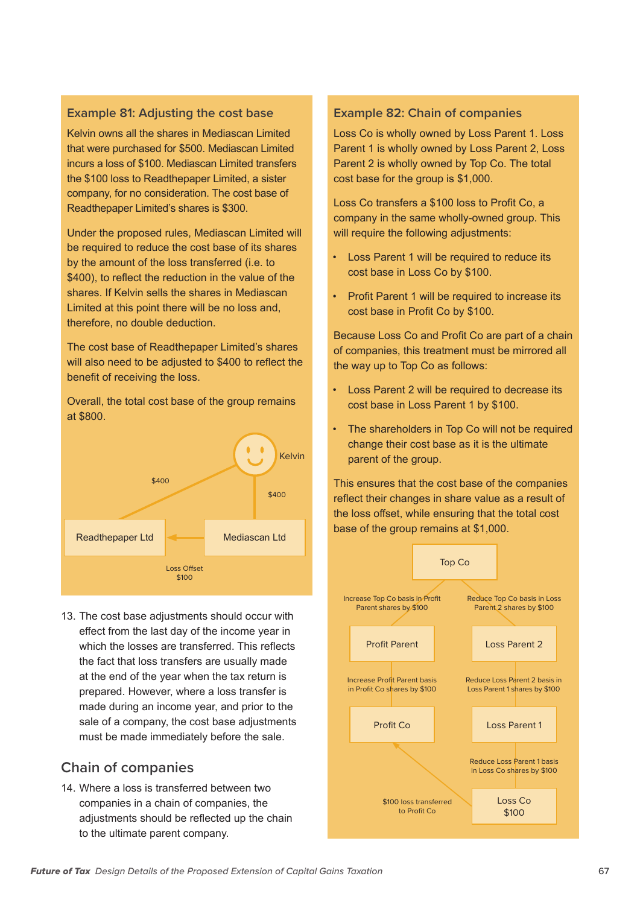### Example 81: Adjusting the cost base

Kelvin owns all the shares in Mediascan Limited that were purchased for $500. Mediascan Limited incurs a loss of $100. Mediascan Limited transfers the $100 loss to Readthepaper Limited, a sister company, for no consideration. The cost base of Readthepaper Limited's shares is $300.

Under the proposed rules, Mediascan Limited will be required to reduce the cost base of its shares by the amount of the loss transferred (i.e. to $400), to reflect the reduction in the value of the shares. If Kelvin sells the shares in Mediascan Limited at this point there will be no loss and, therefore, no double deduction.

The cost base of Readthepaper Limited's shares will also need to be adjusted to $400 to reflect the benefit of receiving the loss.

Overall, the total cost base of the group remains at $800.

Kelvin

$400

$400

Readthepaper Ltd

Mediascan Ltd

Loss Offset
$100

13. The cost base adjustments should occur with effect from the last day of the income year in which the losses are transferred. This reflects the fact that loss transfers are usually made at the end of the year when the tax return is prepared. However, where a loss transfer is made during an income year, and prior to the sale of a company, the cost base adjustments must be made immediately before the sale.

## Chain of companies

14. Where a loss is transferred between two companies in a chain of companies, the adjustments should be reflected up the chain to the ultimate parent company.

### Example 82: Chain of companies

Loss Co is wholly owned by Loss Parent 1. Loss Parent 1 is wholly owned by Loss Parent 2, Loss Parent 2 is wholly owned by Top Co. The total cost base for the group is $1,000.

Loss Co transfers a $100 loss to Profit Co, a company in the same wholly-owned group. This will require the following adjustments:

- Loss Parent 1 will be required to reduce its cost base in Loss Co by $100.
- Profit Parent 1 will be required to increase its cost base in Profit Co by $100.

Because Loss Co and Profit Co are part of a chain of companies, this treatment must be mirrored all the way up to Top Co as follows:

- Loss Parent 2 will be required to decrease its cost base in Loss Parent 1 by $100.
- The shareholders in Top Co will not be required change their cost base as it is the ultimate parent of the group.

This ensures that the cost base of the companies reflect their changes in share value as a result of the loss offset, while ensuring that the total cost base of the group remains at $1,000.

Top Co

Increase Top Co basis in Profit Parent shares by $100

Reduce Top Co basis in Loss Parent 2 shares by $100

Profit Parent

Loss Parent 2

Increase Profit Parent basis in Profit Co shares by $100

Reduce Loss Parent 2 basis in Loss Parent 1 shares by $100

Profit Co

Loss Parent 1

Reduce Loss Parent 1 basis in Loss Co shares by $100

$100 loss transferred to Profit Co

Loss Co
$100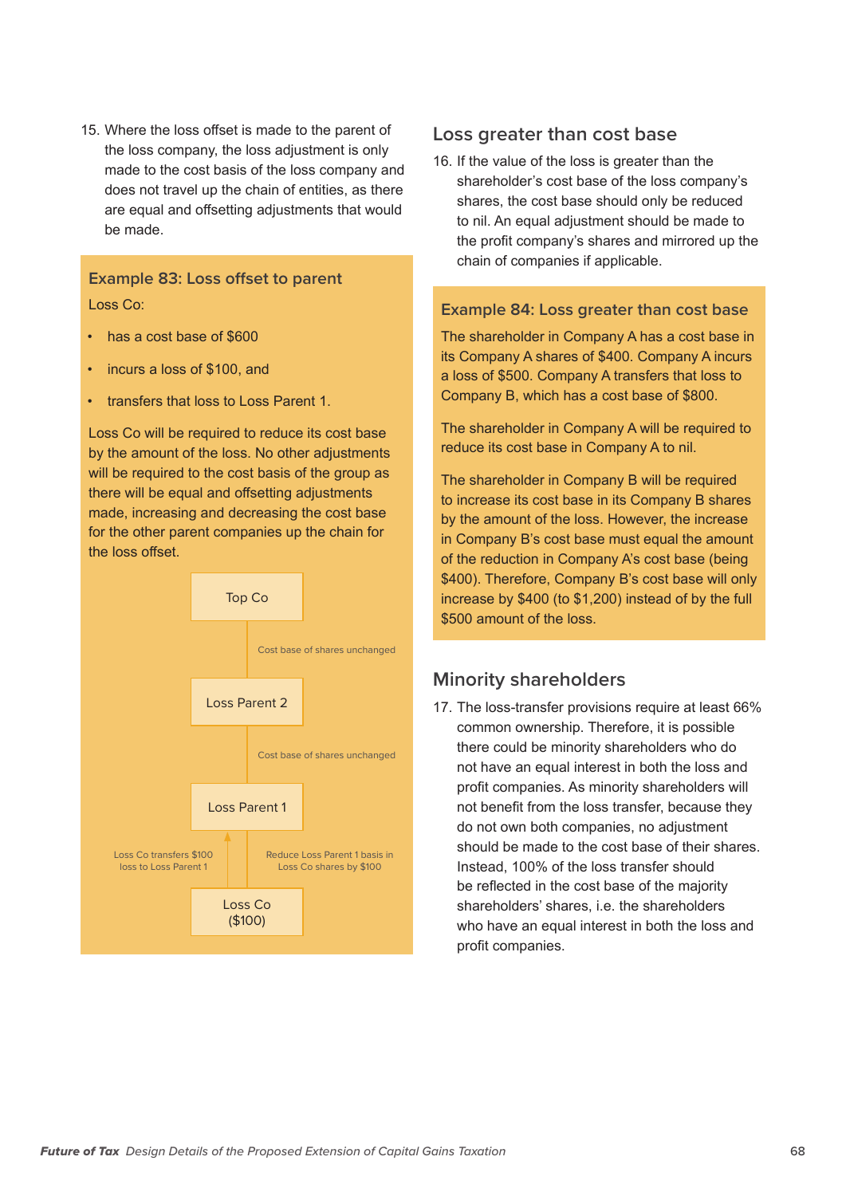15. Where the loss offset is made to the parent of the loss company, the loss adjustment is only made to the cost basis of the loss company and does not travel up the chain of entities, as there are equal and offsetting adjustments that would be made.

### Example 83: Loss offset to parent

Loss Co:

- has a cost base of $600
- incurs a loss of $100, and
- transfers that loss to Loss Parent 1.

Loss Co will be required to reduce its cost base by the amount of the loss. No other adjustments will be required to the cost basis of the group as there will be equal and offsetting adjustments made, increasing and decreasing the cost base for the other parent companies up the chain for the loss offset.

Top Co

Cost base of shares unchanged

Loss Parent 2

Cost base of shares unchanged

Loss Parent 1

Loss Co transfers $100 loss to Loss Parent 1

Reduce Loss Parent 1 basis in Loss Co shares by $100

Loss Co ($100)

## Loss greater than cost base

16. If the value of the loss is greater than the shareholder's cost base of the loss company's shares, the cost base should only be reduced to nil. An equal adjustment should be made to the profit company's shares and mirrored up the chain of companies if applicable.

### Example 84: Loss greater than cost base

The shareholder in Company A has a cost base in its Company A shares of $400. Company A incurs a loss of $500. Company A transfers that loss to Company B, which has a cost base of $800.

The shareholder in Company A will be required to reduce its cost base in Company A to nil.

The shareholder in Company B will be required to increase its cost base in its Company B shares by the amount of the loss. However, the increase in Company B's cost base must equal the amount of the reduction in Company A's cost base (being $400). Therefore, Company B's cost base will only increase by $400 (to $1,200) instead of by the full $500 amount of the loss.

## Minority shareholders

17. The loss-transfer provisions require at least 66% common ownership. Therefore, it is possible there could be minority shareholders who do not have an equal interest in both the loss and profit companies. As minority shareholders will not benefit from the loss transfer, because they do not own both companies, no adjustment should be made to the cost base of their shares. Instead, 100% of the loss transfer should be reflected in the cost base of the majority shareholders' shares, i.e. the shareholders who have an equal interest in both the loss and profit companies.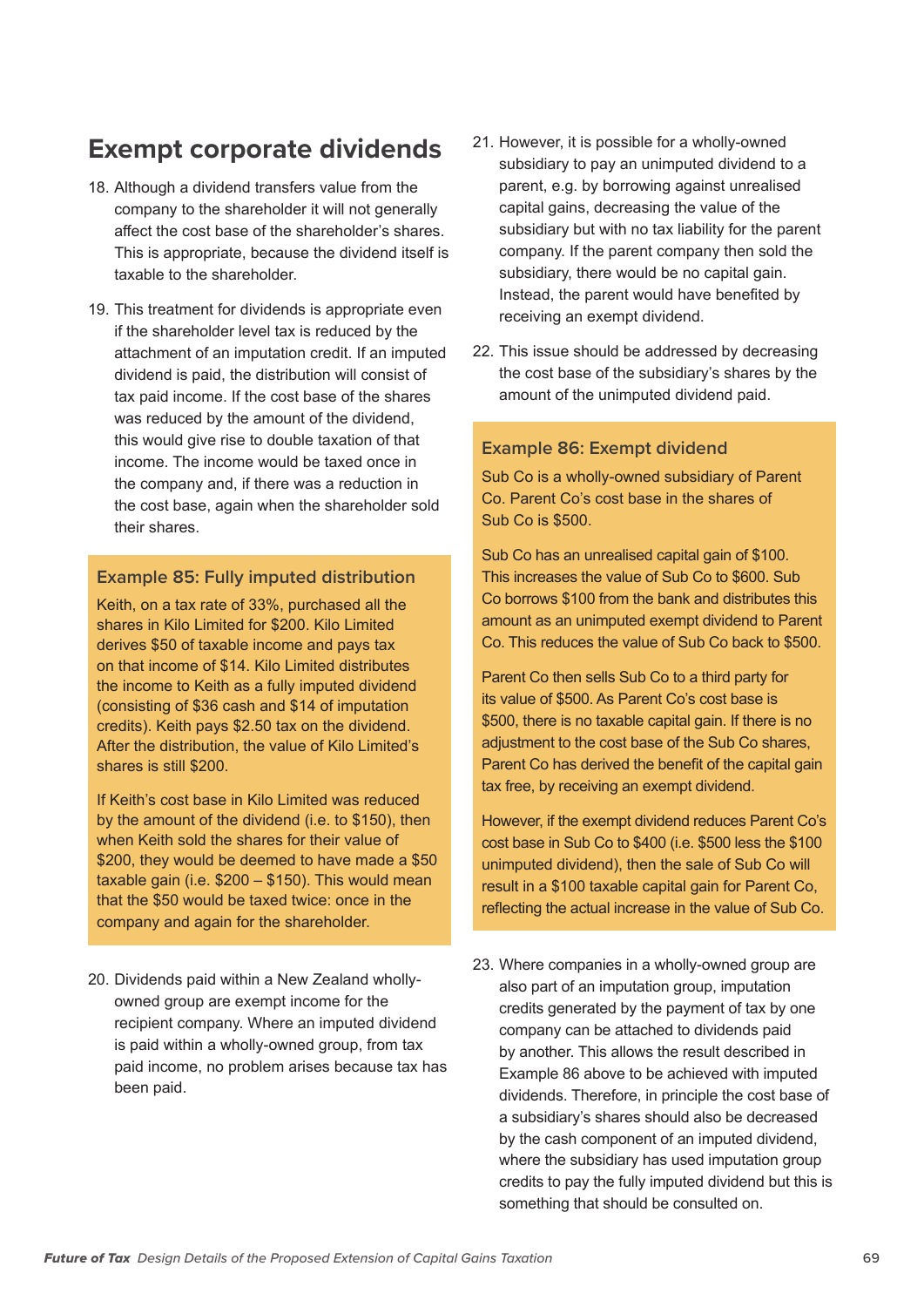## Exempt corporate dividends

18. Although a dividend transfers value from the company to the shareholder it will not generally affect the cost base of the shareholder's shares. This is appropriate, because the dividend itself is taxable to the shareholder.

19. This treatment for dividends is appropriate even if the shareholder level tax is reduced by the attachment of an imputation credit. If an imputed dividend is paid, the distribution will consist of tax paid income. If the cost base of the shares was reduced by the amount of the dividend, this would give rise to double taxation of that income. The income would be taxed once in the company and, if there was a reduction in the cost base, again when the shareholder sold their shares.

### Example 85: Fully imputed distribution

Keith, on a tax rate of 33%, purchased all the shares in Kilo Limited for $200. Kilo Limited derives $50 of taxable income and pays tax on that income of $14. Kilo Limited distributes the income to Keith as a fully imputed dividend (consisting of $36 cash and $14 of imputation credits). Keith pays $2.50 tax on the dividend. After the distribution, the value of Kilo Limited's shares is still $200.

If Keith's cost base in Kilo Limited was reduced by the amount of the dividend (i.e. to $150), then when Keith sold the shares for their value of $200, they would be deemed to have made a $50 taxable gain (i.e. $200 – $150). This would mean that the $50 would be taxed twice: once in the company and again for the shareholder.

20. Dividends paid within a New Zealand wholly-owned group are exempt income for the recipient company. Where an imputed dividend is paid within a wholly-owned group, from tax paid income, no problem arises because tax has been paid.

21. However, it is possible for a wholly-owned subsidiary to pay an unimputed dividend to a parent, e.g. by borrowing against unrealised capital gains, decreasing the value of the subsidiary but with no tax liability for the parent company. If the parent company then sold the subsidiary, there would be no capital gain. Instead, the parent would have benefited by receiving an exempt dividend.

22. This issue should be addressed by decreasing the cost base of the subsidiary's shares by the amount of the unimputed dividend paid.

### Example 86: Exempt dividend

Sub Co is a wholly-owned subsidiary of Parent Co. Parent Co's cost base in the shares of Sub Co is $500.

Sub Co has an unrealised capital gain of $100. This increases the value of Sub Co to $600. Sub Co borrows $100 from the bank and distributes this amount as an unimputed exempt dividend to Parent Co. This reduces the value of Sub Co back to $500.

Parent Co then sells Sub Co to a third party for its value of $500. As Parent Co's cost base is $500, there is no taxable capital gain. If there is no adjustment to the cost base of the Sub Co shares, Parent Co has derived the benefit of the capital gain tax free, by receiving an exempt dividend.

However, if the exempt dividend reduces Parent Co's cost base in Sub Co to $400 (i.e. $500 less the $100 unimputed dividend), then the sale of Sub Co will result in a $100 taxable capital gain for Parent Co, reflecting the actual increase in the value of Sub Co.

23. Where companies in a wholly-owned group are also part of an imputation group, imputation credits generated by the payment of tax by one company can be attached to dividends paid by another. This allows the result described in Example 86 above to be achieved with imputed dividends. Therefore, in principle the cost base of a subsidiary's shares should also be decreased by the cash component of an imputed dividend, where the subsidiary has used imputation group credits to pay the fully imputed dividend but this is something that should be consulted on.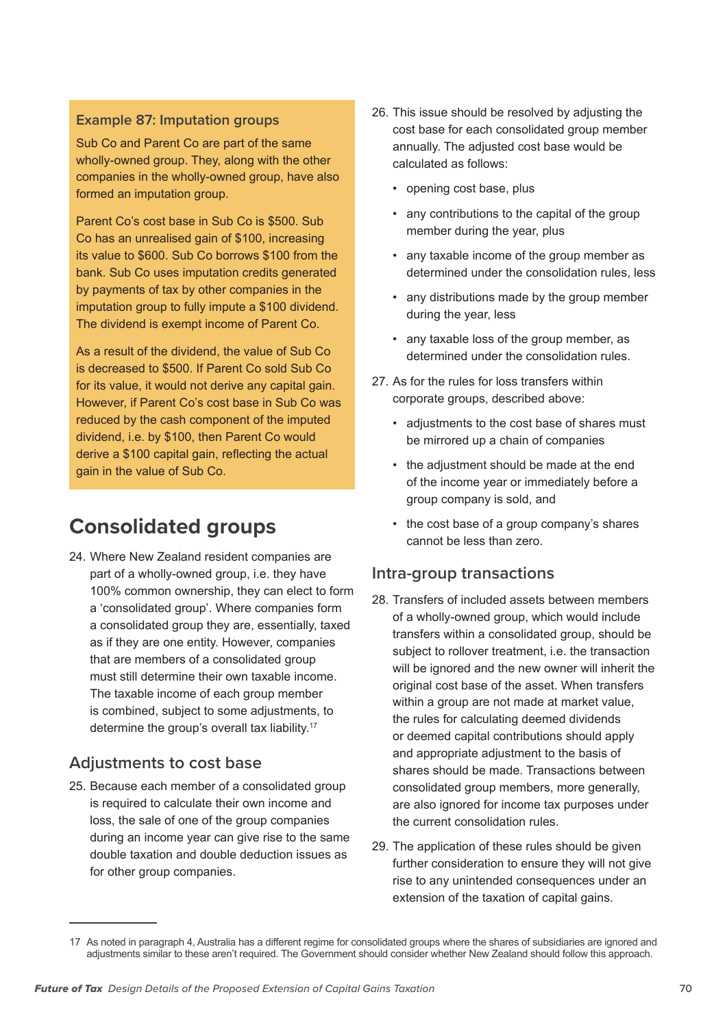**Example 87: Imputation groups**

Sub Co and Parent Co are part of the same wholly-owned group. They, along with the other companies in the wholly-owned group, have also formed an imputation group.

Parent Co's cost base in Sub Co is $500. Sub Co has an unrealised gain of $100, increasing its value to $600. Sub Co borrows $100 from the bank. Sub Co uses imputation credits generated by payments of tax by other companies in the imputation group to fully impute a $100 dividend. The dividend is exempt income of Parent Co.

As a result of the dividend, the value of Sub Co is decreased to $500. If Parent Co sold Sub Co for its value, it would not derive any capital gain. However, if Parent Co's cost base in Sub Co was reduced by the cash component of the imputed dividend, i.e. by $100, then Parent Co would derive a $100 capital gain, reflecting the actual gain in the value of Sub Co.

## Consolidated groups

24. Where New Zealand resident companies are part of a wholly-owned group, i.e. they have 100% common ownership, they can elect to form a 'consolidated group'. Where companies form a consolidated group they are, essentially, taxed as if they are one entity. However, companies that are members of a consolidated group must still determine their own taxable income. The taxable income of each group member is combined, subject to some adjustments, to determine the group's overall tax liability.[17]

### Adjustments to cost base

25. Because each member of a consolidated group is required to calculate their own income and loss, the sale of one of the group companies during an income year can give rise to the same double taxation and double deduction issues as for other group companies.

26. This issue should be resolved by adjusting the cost base for each consolidated group member annually. The adjusted cost base would be calculated as follows:
    - opening cost base, plus
    - any contributions to the capital of the group member during the year, plus
    - any taxable income of the group member as determined under the consolidation rules, less
    - any distributions made by the group member during the year, less
    - any taxable loss of the group member, as determined under the consolidation rules.

27. As for the rules for loss transfers within corporate groups, described above:
    - adjustments to the cost base of shares must be mirrored up a chain of companies
    - the adjustment should be made at the end of the income year or immediately before a group company is sold, and
    - the cost base of a group company's shares cannot be less than zero.

### Intra-group transactions

28. Transfers of included assets between members of a wholly-owned group, which would include transfers within a consolidated group, should be subject to rollover treatment, i.e. the transaction will be ignored and the new owner will inherit the original cost base of the asset. When transfers within a group are not made at market value, the rules for calculating deemed dividends or deemed capital contributions should apply and appropriate adjustment to the basis of shares should be made. Transactions between consolidated group members, more generally, are also ignored for income tax purposes under the current consolidation rules.

29. The application of these rules should be given further consideration to ensure they will not give rise to any unintended consequences under an extension of the taxation of capital gains.

---

17 As noted in paragraph 4, Australia has a different regime for consolidated groups where the shares of subsidiaries are ignored and adjustments similar to these aren't required. The Government should consider whether New Zealand should follow this approach.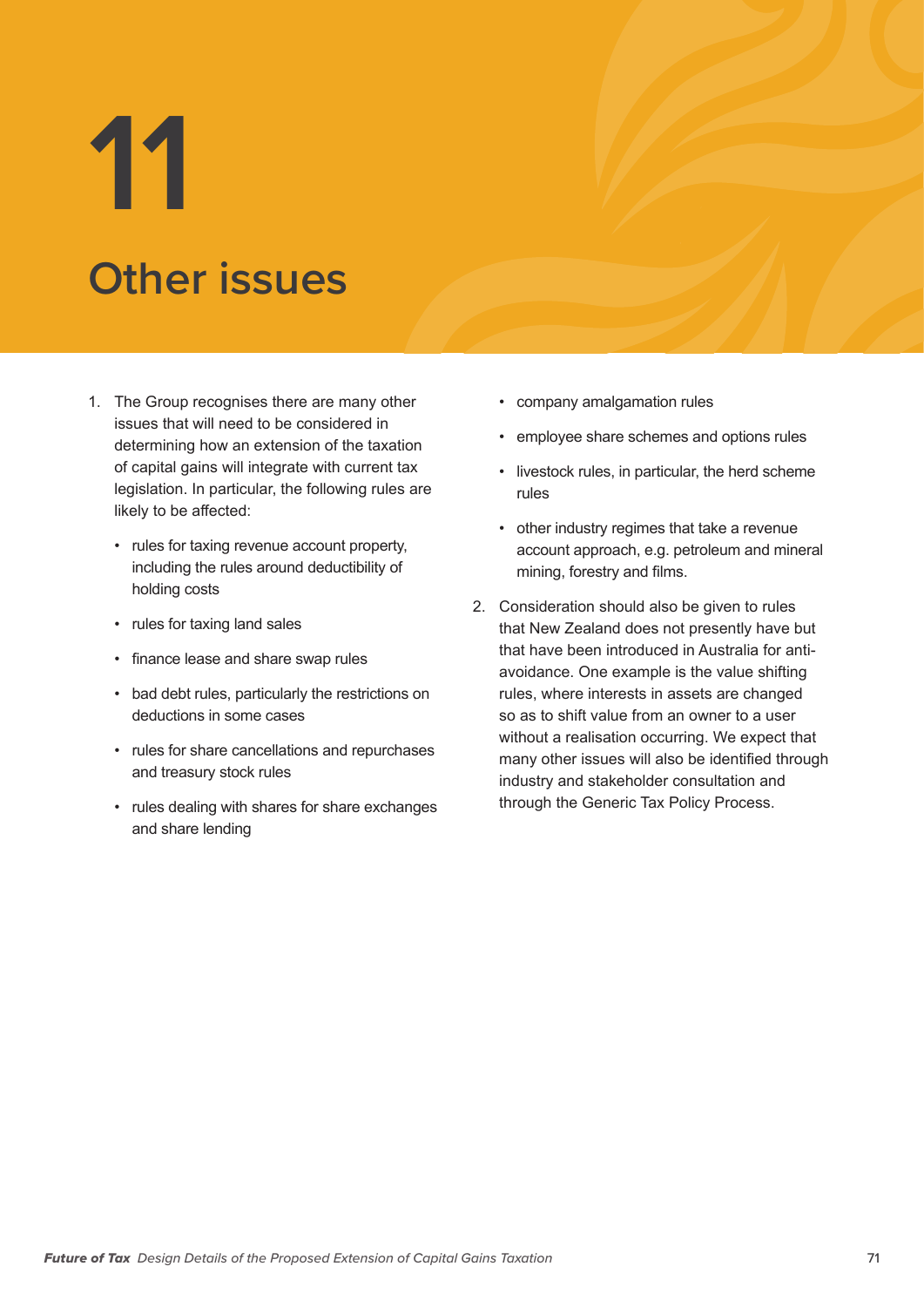# 11

# Other issues

1. The Group recognises there are many other issues that will need to be considered in determining how an extension of the taxation of capital gains will integrate with current tax legislation. In particular, the following rules are likely to be affected:

   - rules for taxing revenue account property, including the rules around deductibility of holding costs
   - rules for taxing land sales
   - finance lease and share swap rules
   - bad debt rules, particularly the restrictions on deductions in some cases
   - rules for share cancellations and repurchases and treasury stock rules
   - rules dealing with shares for share exchanges and share lending
   - company amalgamation rules
   - employee share schemes and options rules
   - livestock rules, in particular, the herd scheme rules
   - other industry regimes that take a revenue account approach, e.g. petroleum and mineral mining, forestry and films.

2. Consideration should also be given to rules that New Zealand does not presently have but that have been introduced in Australia for anti-avoidance. One example is the value shifting rules, where interests in assets are changed so as to shift value from an owner to a user without a realisation occurring. We expect that many other issues will also be identified through industry and stakeholder consultation and through the Generic Tax Policy Process.